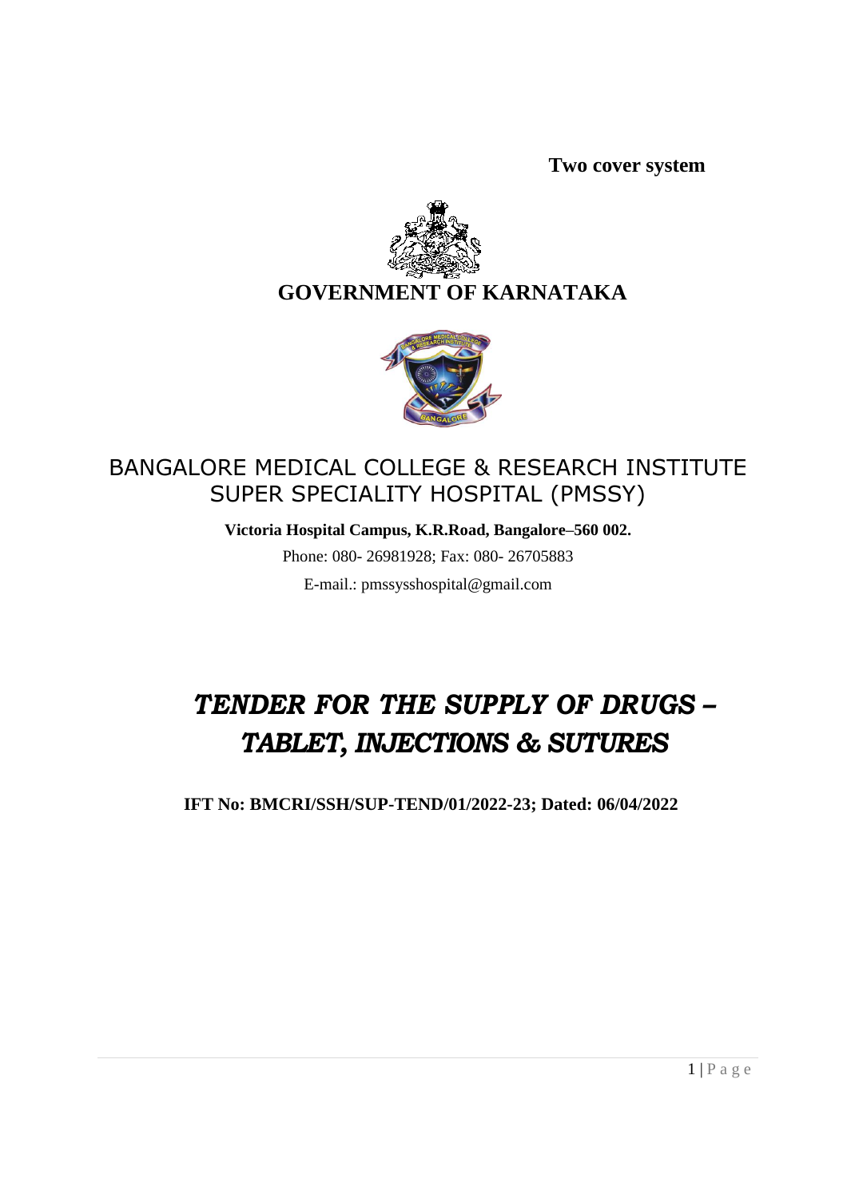**Two cover system**

# GOVERNMENT OF KARNATAKA

## BANGALORE MEDICAL COLLEGE & RESEARCH INSTITUTE SUPER SPECIALITY HOSPITAL (PMSSY)

**Victoria Hospital Campus, K.R.Road, Bangalore–560 002.**

Phone: 080- 26981928; Fax: 080- 26705883

E-mail.: pmssysshospital@gmail.com

# *TENDER FOR THE SUPPLY OF DRUGS – TABLET, INJECTIONS & SUTURES*

**IFT No: BMCRI/SSH/SUP-TEND/01/2022-23; Dated: 06/04/2022**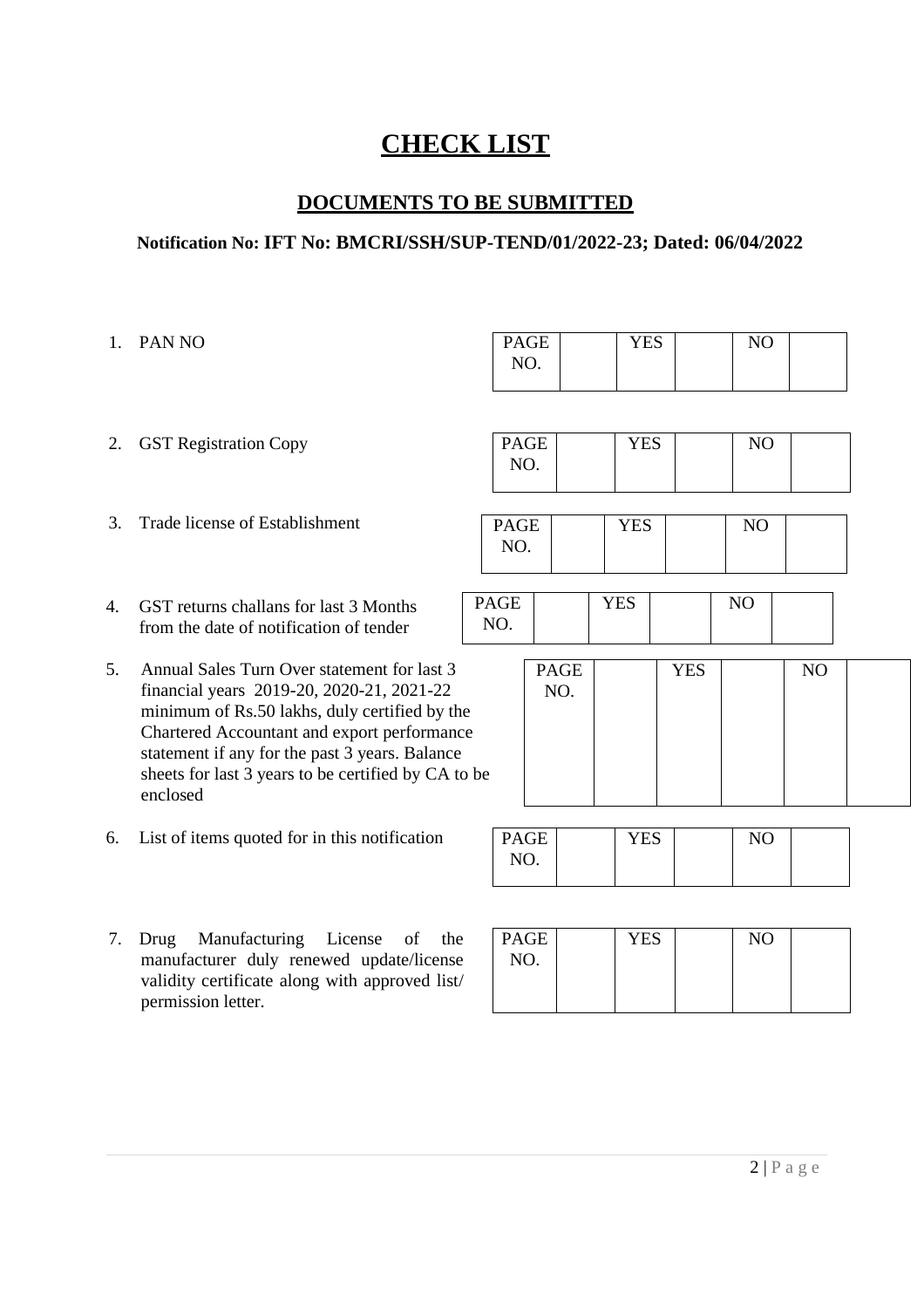# CHECK LIST

## DOCUMENTS TO BE SUBMITTED

**Notification No: IFT No: BMCRI/SSH/SUP-TEND/01/2022-23; Dated: 06/04/2022**

| No. | Document | PAGE NO. | | YES | | NO | |
|---|---|---|---|---|---|---|---|
| 1. | PAN NO | PAGE NO. | | YES | | NO | |
| 2. | GST Registration Copy | PAGE NO. | | YES | | NO | |
| 3. | Trade license of Establishment | PAGE NO. | | YES | | NO | |
| 4. | GST returns challans for last 3 Months from the date of notification of tender | PAGE NO. | | YES | | NO | |
| 5. | Annual Sales Turn Over statement for last 3 financial years 2019-20, 2020-21, 2021-22 minimum of Rs.50 lakhs, duly certified by the Chartered Accountant and export performance statement if any for the past 3 years. Balance sheets for last 3 years to be certified by CA to be enclosed | PAGE NO. | | YES | | NO | |
| 6. | List of items quoted for in this notification | PAGE NO. | | YES | | NO | |
| 7. | Drug Manufacturing License of the manufacturer duly renewed update/license validity certificate along with approved list/ permission letter. | PAGE NO. | | YES | | NO | |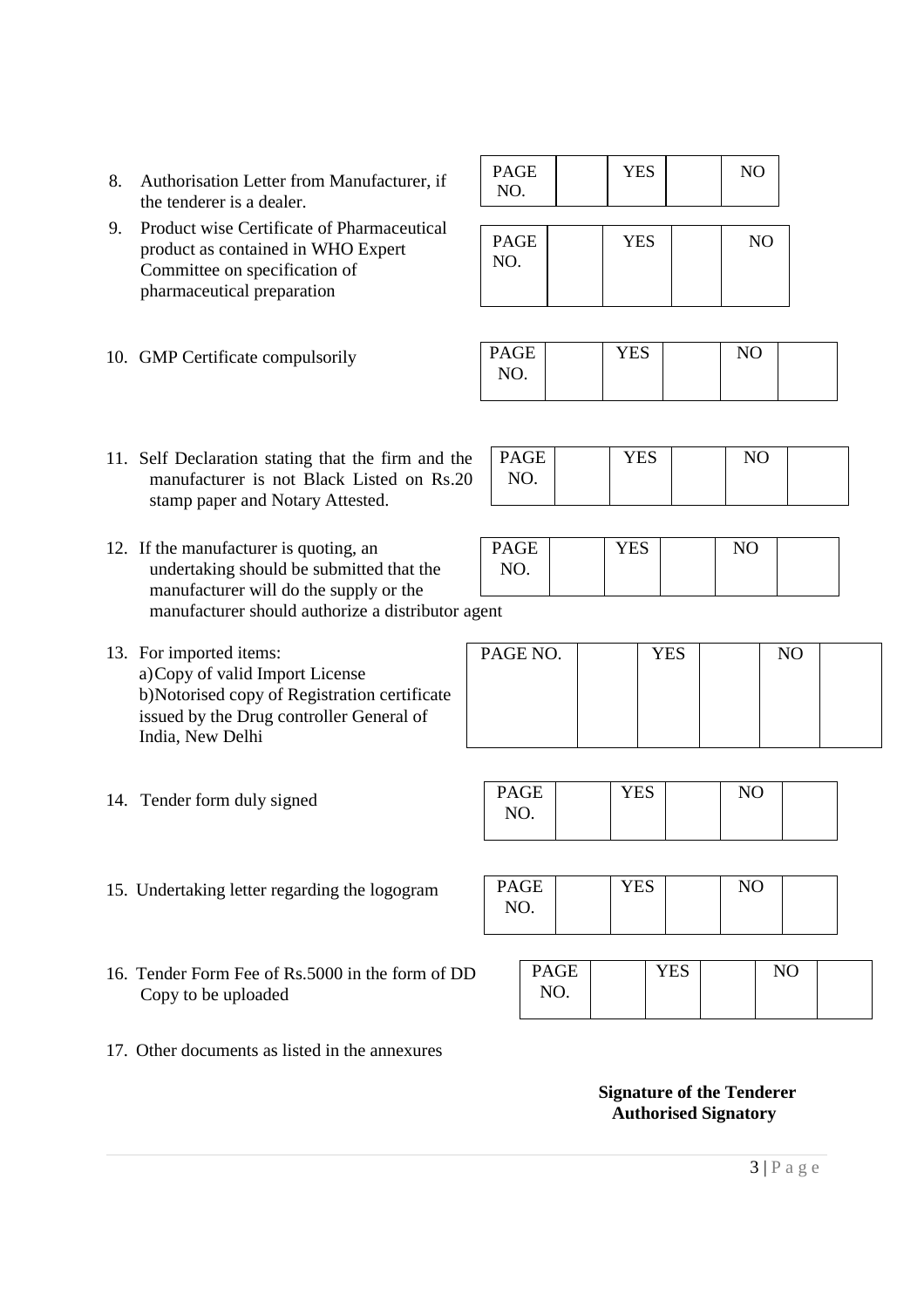8. Authorisation Letter from Manufacturer, if the tenderer is a dealer.

| PAGE NO. | | YES | | NO |
|---|---|---|---|---|

9. Product wise Certificate of Pharmaceutical product as contained in WHO Expert Committee on specification of pharmaceutical preparation

| PAGE NO. | | YES | | NO |
|---|---|---|---|---|

10. GMP Certificate compulsorily

| PAGE NO. | | YES | | NO | |
|---|---|---|---|---|---|

11. Self Declaration stating that the firm and the manufacturer is not Black Listed on Rs.20 stamp paper and Notary Attested.

| PAGE NO. | | YES | | NO | |
|---|---|---|---|---|---|

12. If the manufacturer is quoting, an undertaking should be submitted that the manufacturer will do the supply or the manufacturer should authorize a distributor agent

| PAGE NO. | | YES | | NO | |
|---|---|---|---|---|---|

13. For imported items:
    a) Copy of valid Import License
    b) Notorised copy of Registration certificate issued by the Drug controller General of India, New Delhi

| PAGE NO. | | YES | | NO | |
|---|---|---|---|---|---|

14. Tender form duly signed

| PAGE NO. | | YES | | NO | |
|---|---|---|---|---|---|

15. Undertaking letter regarding the logogram

| PAGE NO. | | YES | | NO | |
|---|---|---|---|---|---|

16. Tender Form Fee of Rs.5000 in the form of DD Copy to be uploaded

| PAGE NO. | | YES | | NO | |
|---|---|---|---|---|---|

17. Other documents as listed in the annexures

**Signature of the Tenderer**
**Authorised Signatory**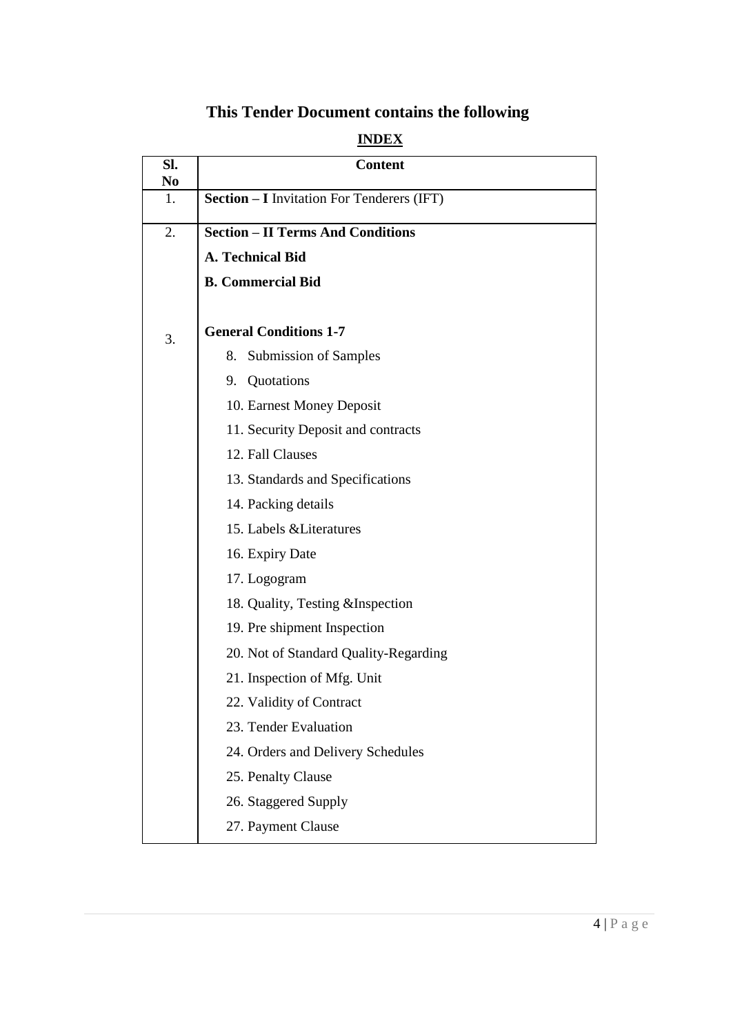# This Tender Document contains the following

## INDEX

| Sl. No | Content |
|---|---|
| 1. | **Section – I** Invitation For Tenderers (IFT) |
| 2. | **Section – II Terms And Conditions**<br>**A. Technical Bid**<br>**B. Commercial Bid** |
| 3. | **General Conditions 1-7**<br>8. Submission of Samples<br>9. Quotations<br>10. Earnest Money Deposit<br>11. Security Deposit and contracts<br>12. Fall Clauses<br>13. Standards and Specifications<br>14. Packing details<br>15. Labels &Literatures<br>16. Expiry Date<br>17. Logogram<br>18. Quality, Testing &Inspection<br>19. Pre shipment Inspection<br>20. Not of Standard Quality-Regarding<br>21. Inspection of Mfg. Unit<br>22. Validity of Contract<br>23. Tender Evaluation<br>24. Orders and Delivery Schedules<br>25. Penalty Clause<br>26. Staggered Supply<br>27. Payment Clause |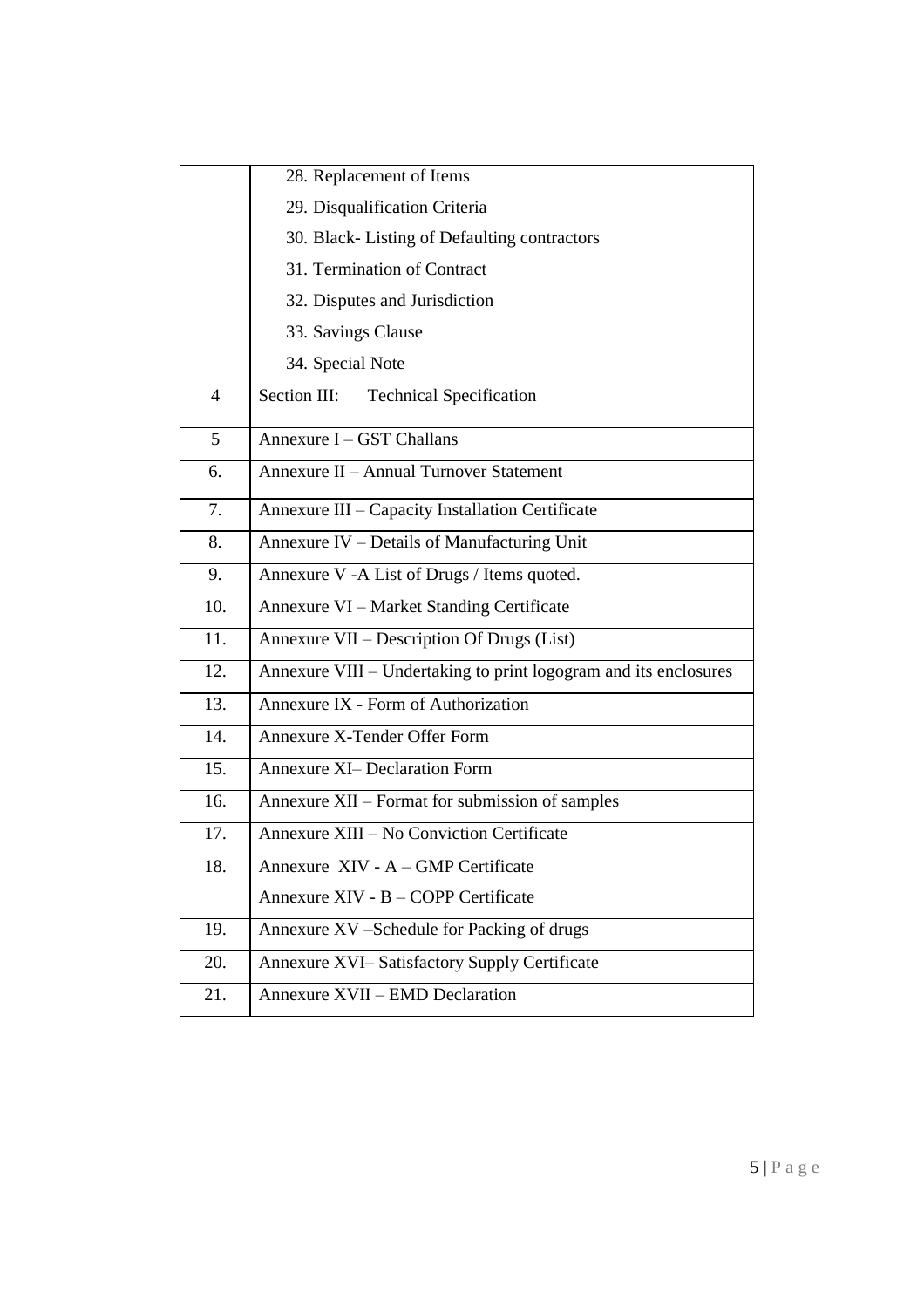| | |
|---|---|
| | 28. Replacement of Items<br>29. Disqualification Criteria<br>30. Black- Listing of Defaulting contractors<br>31. Termination of Contract<br>32. Disputes and Jurisdiction<br>33. Savings Clause<br>34. Special Note |
| 4 | Section III: Technical Specification |
| 5 | Annexure I – GST Challans |
| 6. | Annexure II – Annual Turnover Statement |
| 7. | Annexure III – Capacity Installation Certificate |
| 8. | Annexure IV – Details of Manufacturing Unit |
| 9. | Annexure V -A List of Drugs / Items quoted. |
| 10. | Annexure VI – Market Standing Certificate |
| 11. | Annexure VII – Description Of Drugs (List) |
| 12. | Annexure VIII – Undertaking to print logogram and its enclosures |
| 13. | Annexure IX - Form of Authorization |
| 14. | Annexure X-Tender Offer Form |
| 15. | Annexure XI– Declaration Form |
| 16. | Annexure XII – Format for submission of samples |
| 17. | Annexure XIII – No Conviction Certificate |
| 18. | Annexure XIV - A – GMP Certificate<br>Annexure XIV - B – COPP Certificate |
| 19. | Annexure XV –Schedule for Packing of drugs |
| 20. | Annexure XVI– Satisfactory Supply Certificate |
| 21. | Annexure XVII – EMD Declaration |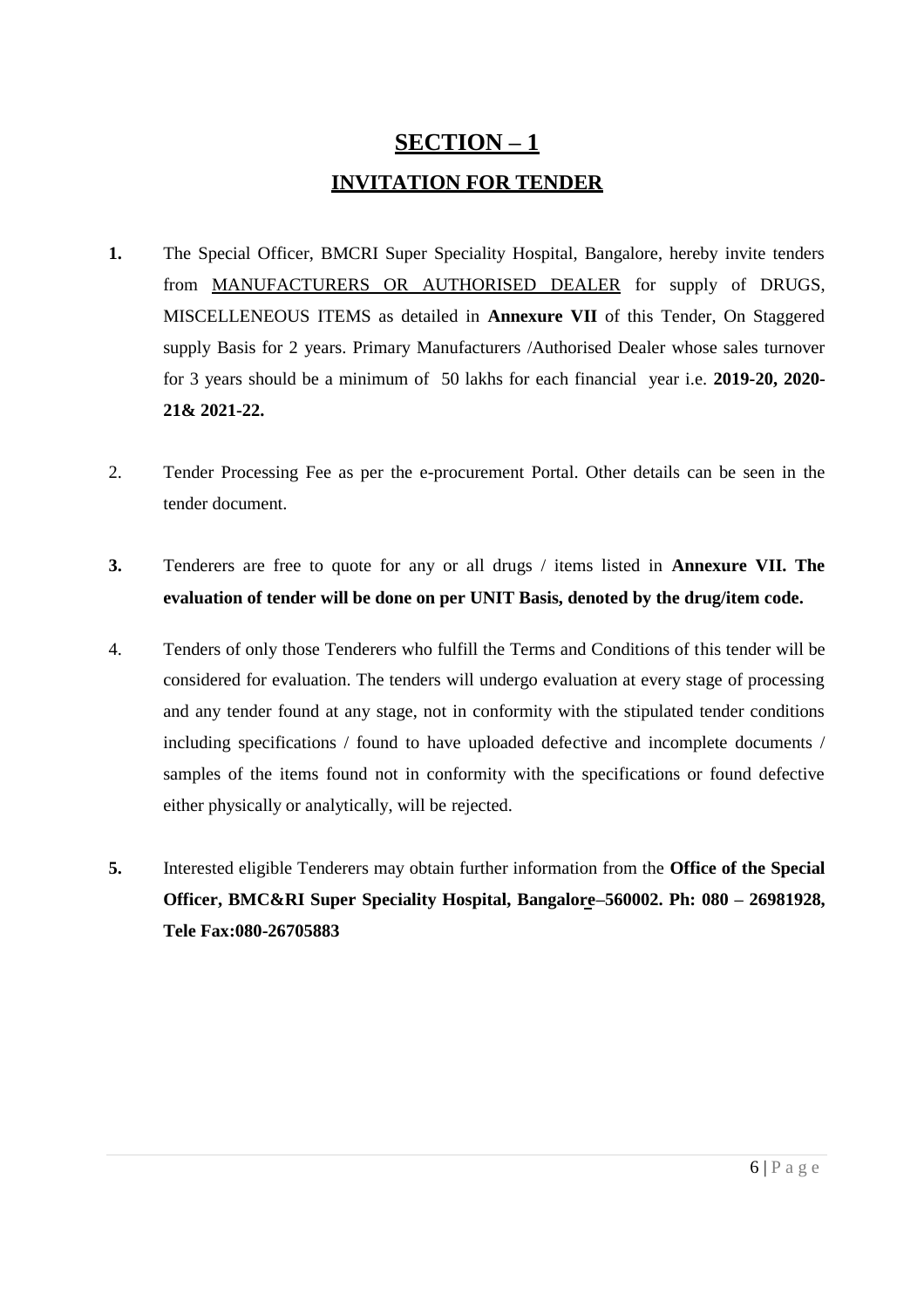# SECTION – 1

## INVITATION FOR TENDER

**1.** The Special Officer, BMCRI Super Speciality Hospital, Bangalore, hereby invite tenders from MANUFACTURERS OR AUTHORISED DEALER for supply of DRUGS, MISCELLENEOUS ITEMS as detailed in **Annexure VII** of this Tender, On Staggered supply Basis for 2 years. Primary Manufacturers /Authorised Dealer whose sales turnover for 3 years should be a minimum of 50 lakhs for each financial year i.e. **2019-20, 2020-21& 2021-22.**

2. Tender Processing Fee as per the e-procurement Portal. Other details can be seen in the tender document.

**3.** Tenderers are free to quote for any or all drugs / items listed in **Annexure VII. The evaluation of tender will be done on per UNIT Basis, denoted by the drug/item code.**

4. Tenders of only those Tenderers who fulfill the Terms and Conditions of this tender will be considered for evaluation. The tenders will undergo evaluation at every stage of processing and any tender found at any stage, not in conformity with the stipulated tender conditions including specifications / found to have uploaded defective and incomplete documents / samples of the items found not in conformity with the specifications or found defective either physically or analytically, will be rejected.

**5.** Interested eligible Tenderers may obtain further information from the **Office of the Special Officer, BMC&RI Super Speciality Hospital, Bangalore–560002. Ph: 080 – 26981928, Tele Fax:080-26705883**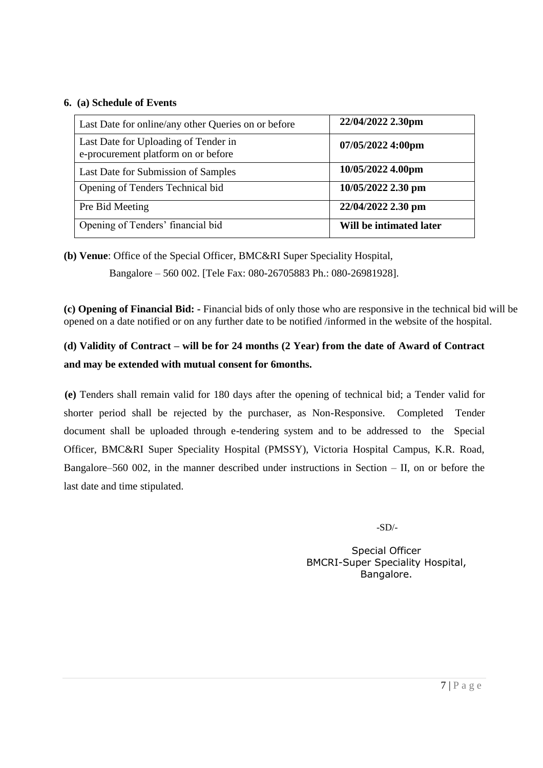**6. (a) Schedule of Events**

| | |
|---|---|
| Last Date for online/any other Queries on or before | **22/04/2022 2.30pm** |
| Last Date for Uploading of Tender in e-procurement platform on or before | **07/05/2022 4:00pm** |
| Last Date for Submission of Samples | **10/05/2022 4.00pm** |
| Opening of Tenders Technical bid | **10/05/2022 2.30 pm** |
| Pre Bid Meeting | **22/04/2022 2.30 pm** |
| Opening of Tenders' financial bid | **Will be intimated later** |

**(b) Venue**: Office of the Special Officer, BMC&RI Super Speciality Hospital, Bangalore – 560 002. [Tele Fax: 080-26705883 Ph.: 080-26981928].

**(c) Opening of Financial Bid: -** Financial bids of only those who are responsive in the technical bid will be opened on a date notified or on any further date to be notified /informed in the website of the hospital.

**(d) Validity of Contract – will be for 24 months (2 Year) from the date of Award of Contract and may be extended with mutual consent for 6months.**

**(e)** Tenders shall remain valid for 180 days after the opening of technical bid; a Tender valid for shorter period shall be rejected by the purchaser, as Non-Responsive. Completed Tender document shall be uploaded through e-tendering system and to be addressed to the Special Officer, BMC&RI Super Speciality Hospital (PMSSY), Victoria Hospital Campus, K.R. Road, Bangalore–560 002, in the manner described under instructions in Section – II, on or before the last date and time stipulated.

-SD/-

Special Officer
BMCRI-Super Speciality Hospital,
Bangalore.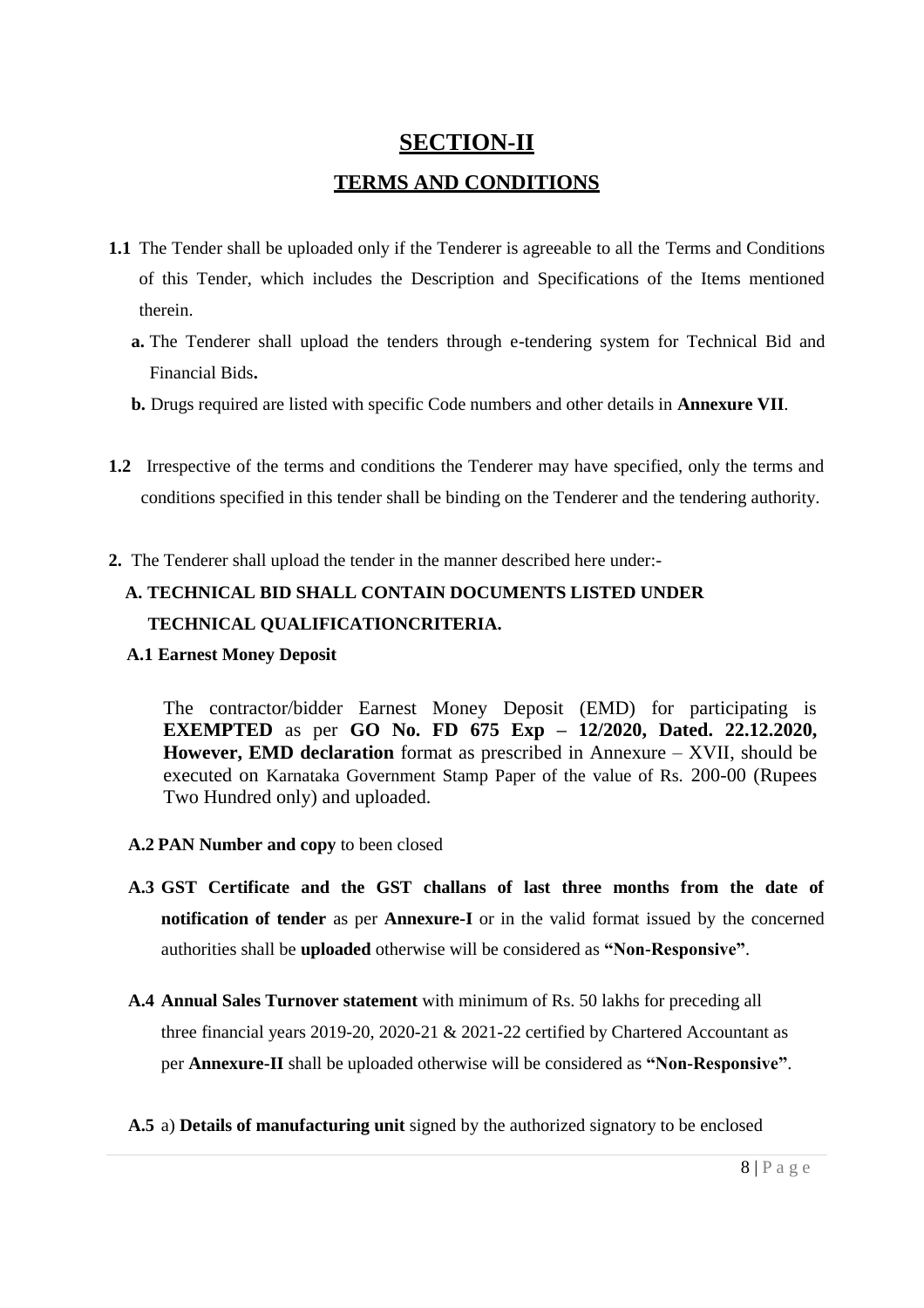# SECTION-II

## TERMS AND CONDITIONS

**1.1** The Tender shall be uploaded only if the Tenderer is agreeable to all the Terms and Conditions of this Tender, which includes the Description and Specifications of the Items mentioned therein.

**a.** The Tenderer shall upload the tenders through e-tendering system for Technical Bid and Financial Bids**.**

**b.** Drugs required are listed with specific Code numbers and other details in **Annexure VII**.

**1.2** Irrespective of the terms and conditions the Tenderer may have specified, only the terms and conditions specified in this tender shall be binding on the Tenderer and the tendering authority.

**2.** The Tenderer shall upload the tender in the manner described here under:-

**A. TECHNICAL BID SHALL CONTAIN DOCUMENTS LISTED UNDER TECHNICAL QUALIFICATIONCRITERIA.**

**A.1 Earnest Money Deposit**

The contractor/bidder Earnest Money Deposit (EMD) for participating is **EXEMPTED** as per **GO No. FD 675 Exp – 12/2020, Dated. 22.12.2020, However, EMD declaration** format as prescribed in Annexure – XVII, should be executed on Karnataka Government Stamp Paper of the value of Rs. 200-00 (Rupees Two Hundred only) and uploaded.

**A.2 PAN Number and copy** to been closed

**A.3 GST Certificate and the GST challans of last three months from the date of notification of tender** as per **Annexure-I** or in the valid format issued by the concerned authorities shall be **uploaded** otherwise will be considered as **"Non-Responsive"**.

**A.4 Annual Sales Turnover statement** with minimum of Rs. 50 lakhs for preceding all three financial years 2019-20, 2020-21 & 2021-22 certified by Chartered Accountant as per **Annexure-II** shall be uploaded otherwise will be considered as **"Non-Responsive"**.

**A.5** a) **Details of manufacturing unit** signed by the authorized signatory to be enclosed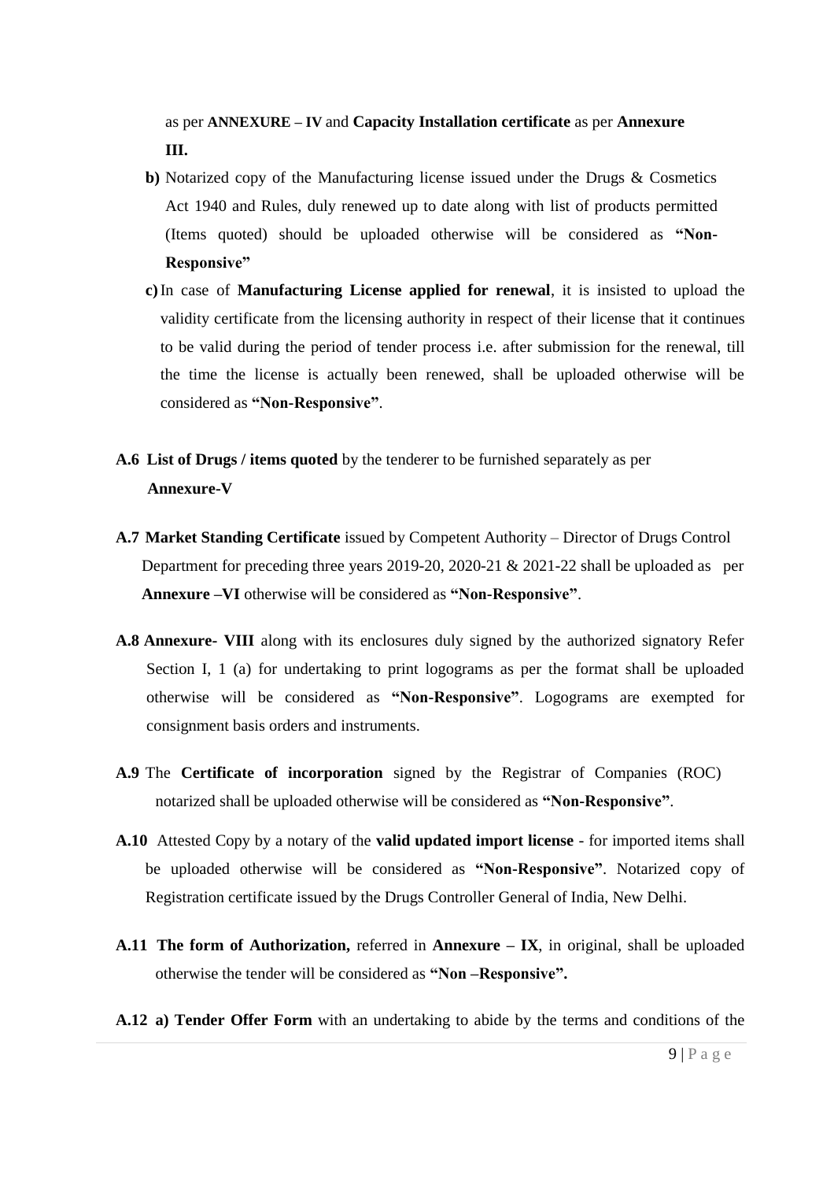as per **ANNEXURE – IV** and **Capacity Installation certificate** as per **Annexure III.**

**b)** Notarized copy of the Manufacturing license issued under the Drugs & Cosmetics Act 1940 and Rules, duly renewed up to date along with list of products permitted (Items quoted) should be uploaded otherwise will be considered as **"Non-Responsive"**

**c)** In case of **Manufacturing License applied for renewal**, it is insisted to upload the validity certificate from the licensing authority in respect of their license that it continues to be valid during the period of tender process i.e. after submission for the renewal, till the time the license is actually been renewed, shall be uploaded otherwise will be considered as **"Non-Responsive"**.

**A.6 List of Drugs / items quoted** by the tenderer to be furnished separately as per **Annexure-V**

**A.7 Market Standing Certificate** issued by Competent Authority – Director of Drugs Control Department for preceding three years 2019-20, 2020-21 & 2021-22 shall be uploaded as per **Annexure –VI** otherwise will be considered as **"Non-Responsive"**.

**A.8 Annexure- VIII** along with its enclosures duly signed by the authorized signatory Refer Section I, 1 (a) for undertaking to print logograms as per the format shall be uploaded otherwise will be considered as **"Non-Responsive"**. Logograms are exempted for consignment basis orders and instruments.

**A.9** The **Certificate of incorporation** signed by the Registrar of Companies (ROC) notarized shall be uploaded otherwise will be considered as **"Non-Responsive"**.

**A.10** Attested Copy by a notary of the **valid updated import license** - for imported items shall be uploaded otherwise will be considered as **"Non-Responsive"**. Notarized copy of Registration certificate issued by the Drugs Controller General of India, New Delhi.

**A.11 The form of Authorization,** referred in **Annexure – IX**, in original, shall be uploaded otherwise the tender will be considered as **"Non –Responsive".**

**A.12 a) Tender Offer Form** with an undertaking to abide by the terms and conditions of the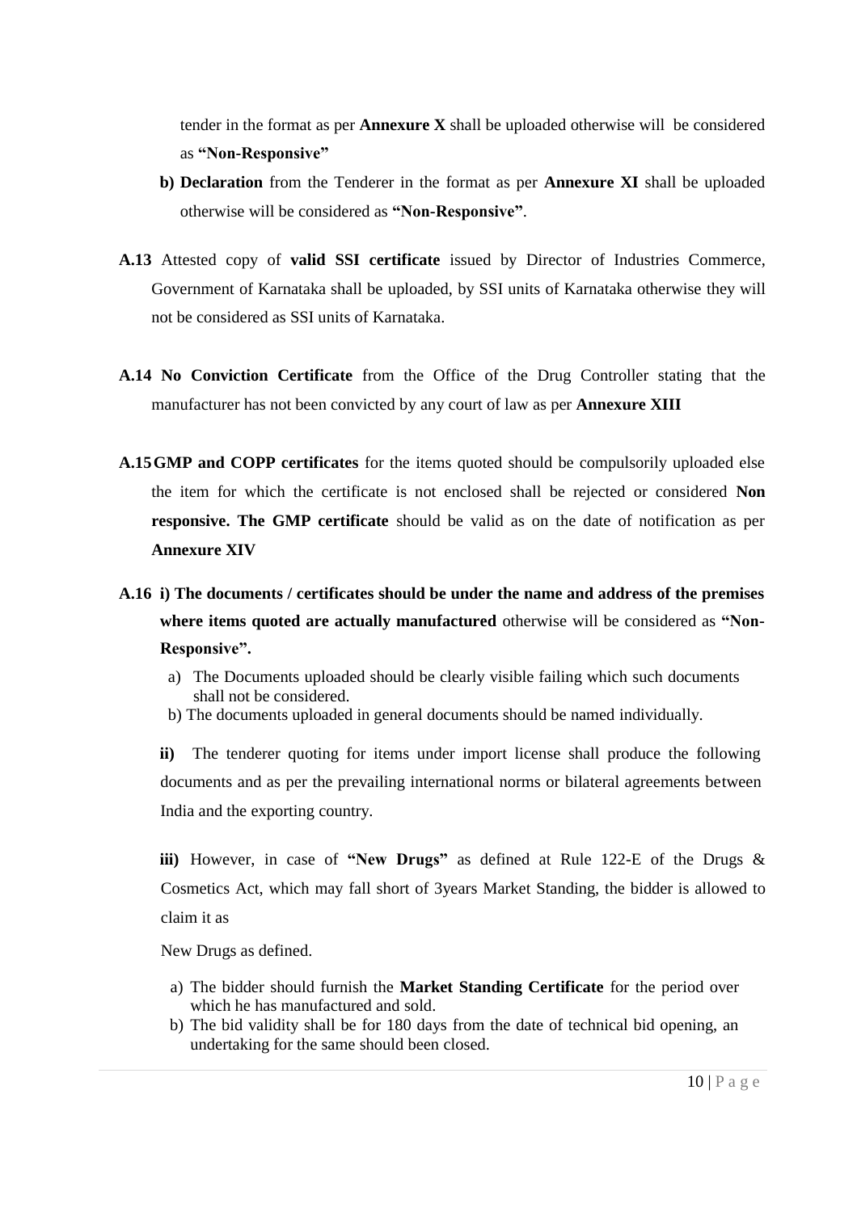tender in the format as per **Annexure X** shall be uploaded otherwise will be considered as **"Non-Responsive"**

**b) Declaration** from the Tenderer in the format as per **Annexure XI** shall be uploaded otherwise will be considered as **"Non-Responsive"**.

**A.13** Attested copy of **valid SSI certificate** issued by Director of Industries Commerce, Government of Karnataka shall be uploaded, by SSI units of Karnataka otherwise they will not be considered as SSI units of Karnataka.

**A.14 No Conviction Certificate** from the Office of the Drug Controller stating that the manufacturer has not been convicted by any court of law as per **Annexure XIII**

**A.15 GMP and COPP certificates** for the items quoted should be compulsorily uploaded else the item for which the certificate is not enclosed shall be rejected or considered **Non responsive. The GMP certificate** should be valid as on the date of notification as per **Annexure XIV**

**A.16 i) The documents / certificates should be under the name and address of the premises where items quoted are actually manufactured** otherwise will be considered as **"Non-Responsive".**

a) The Documents uploaded should be clearly visible failing which such documents shall not be considered.

b) The documents uploaded in general documents should be named individually.

**ii)** The tenderer quoting for items under import license shall produce the following documents and as per the prevailing international norms or bilateral agreements between India and the exporting country.

**iii)** However, in case of **"New Drugs"** as defined at Rule 122-E of the Drugs & Cosmetics Act, which may fall short of 3years Market Standing, the bidder is allowed to claim it as

New Drugs as defined.

a) The bidder should furnish the **Market Standing Certificate** for the period over which he has manufactured and sold.

b) The bid validity shall be for 180 days from the date of technical bid opening, an undertaking for the same should been closed.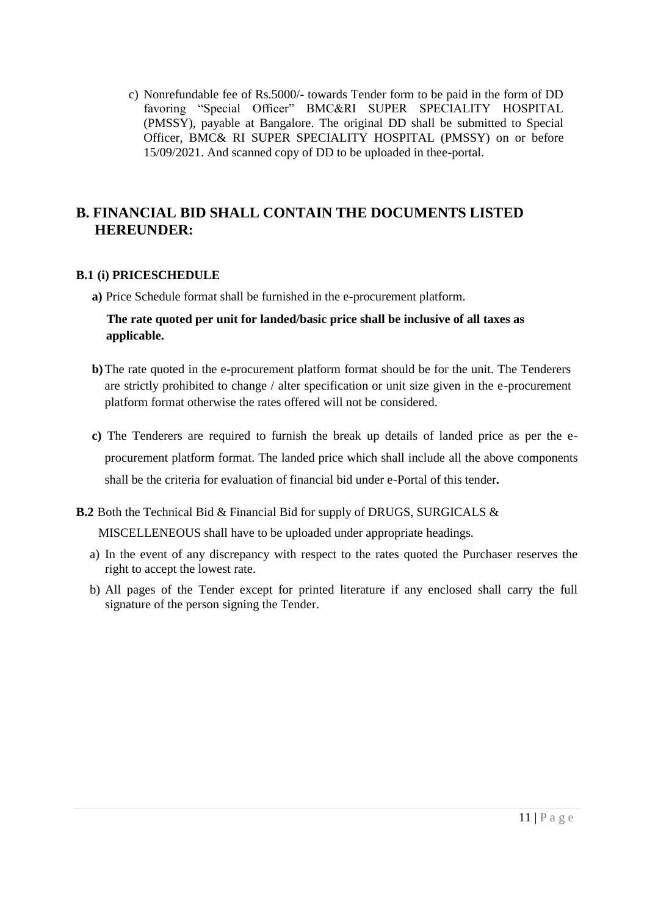c) Nonrefundable fee of Rs.5000/- towards Tender form to be paid in the form of DD favoring "Special Officer" BMC&RI SUPER SPECIALITY HOSPITAL (PMSSY), payable at Bangalore. The original DD shall be submitted to Special Officer, BMC& RI SUPER SPECIALITY HOSPITAL (PMSSY) on or before 15/09/2021. And scanned copy of DD to be uploaded in thee-portal.

## B. FINANCIAL BID SHALL CONTAIN THE DOCUMENTS LISTED HEREUNDER:

### B.1 (i) PRICESCHEDULE

**a)** Price Schedule format shall be furnished in the e-procurement platform.

**The rate quoted per unit for landed/basic price shall be inclusive of all taxes as applicable.**

**b)** The rate quoted in the e-procurement platform format should be for the unit. The Tenderers are strictly prohibited to change / alter specification or unit size given in the e-procurement platform format otherwise the rates offered will not be considered.

**c)** The Tenderers are required to furnish the break up details of landed price as per the e-procurement platform format. The landed price which shall include all the above components shall be the criteria for evaluation of financial bid under e-Portal of this tender**.**

**B.2** Both the Technical Bid & Financial Bid for supply of DRUGS, SURGICALS & MISCELLENEOUS shall have to be uploaded under appropriate headings.

a) In the event of any discrepancy with respect to the rates quoted the Purchaser reserves the right to accept the lowest rate.

b) All pages of the Tender except for printed literature if any enclosed shall carry the full signature of the person signing the Tender.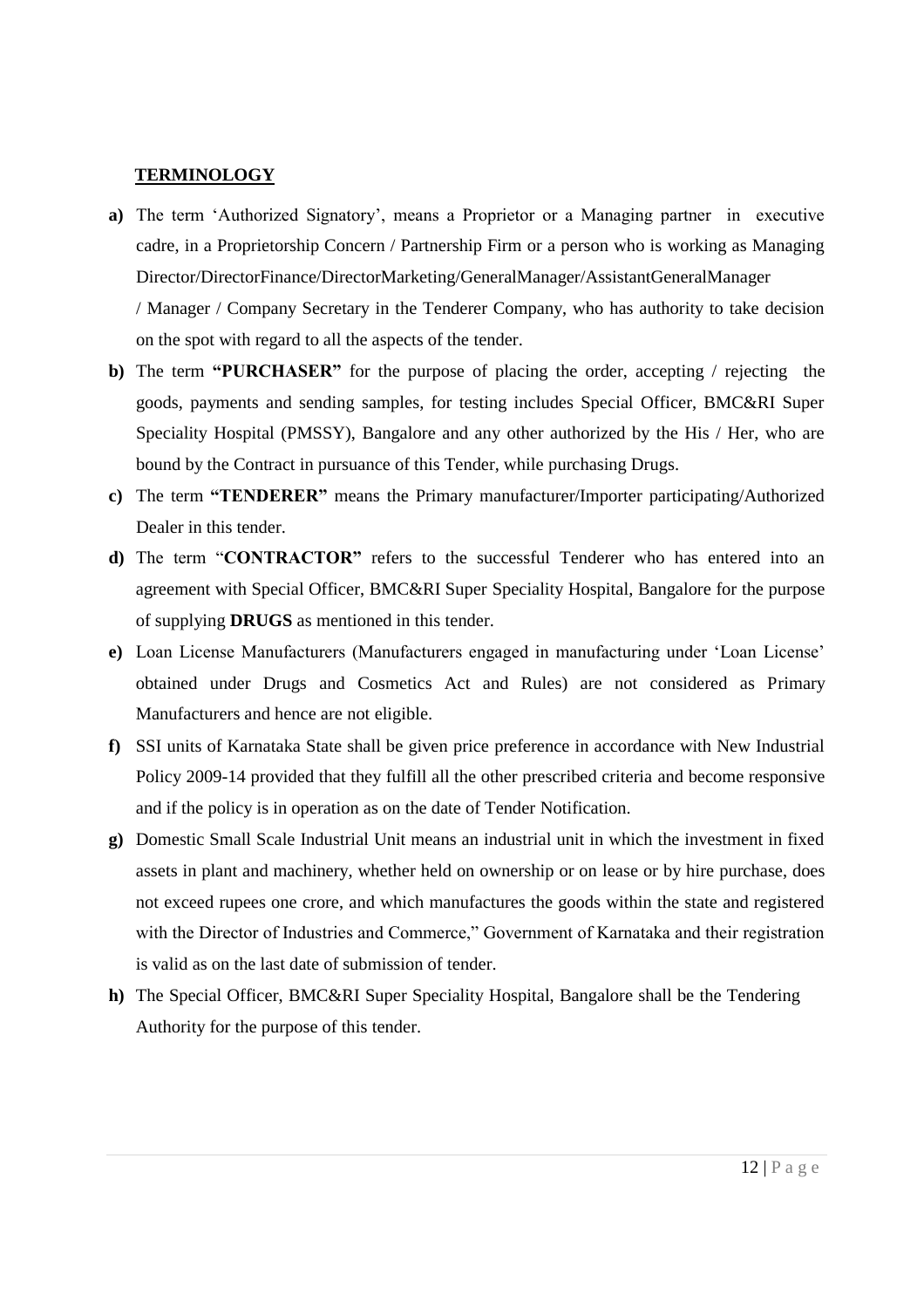## TERMINOLOGY

**a)** The term 'Authorized Signatory', means a Proprietor or a Managing partner in executive cadre, in a Proprietorship Concern / Partnership Firm or a person who is working as Managing Director/DirectorFinance/DirectorMarketing/GeneralManager/AssistantGeneralManager / Manager / Company Secretary in the Tenderer Company, who has authority to take decision on the spot with regard to all the aspects of the tender.

**b)** The term **"PURCHASER"** for the purpose of placing the order, accepting / rejecting the goods, payments and sending samples, for testing includes Special Officer, BMC&RI Super Speciality Hospital (PMSSY), Bangalore and any other authorized by the His / Her, who are bound by the Contract in pursuance of this Tender, while purchasing Drugs.

**c)** The term **"TENDERER"** means the Primary manufacturer/Importer participating/Authorized Dealer in this tender.

**d)** The term "**CONTRACTOR"** refers to the successful Tenderer who has entered into an agreement with Special Officer, BMC&RI Super Speciality Hospital, Bangalore for the purpose of supplying **DRUGS** as mentioned in this tender.

**e)** Loan License Manufacturers (Manufacturers engaged in manufacturing under 'Loan License' obtained under Drugs and Cosmetics Act and Rules) are not considered as Primary Manufacturers and hence are not eligible.

**f)** SSI units of Karnataka State shall be given price preference in accordance with New Industrial Policy 2009-14 provided that they fulfill all the other prescribed criteria and become responsive and if the policy is in operation as on the date of Tender Notification.

**g)** Domestic Small Scale Industrial Unit means an industrial unit in which the investment in fixed assets in plant and machinery, whether held on ownership or on lease or by hire purchase, does not exceed rupees one crore, and which manufactures the goods within the state and registered with the Director of Industries and Commerce," Government of Karnataka and their registration is valid as on the last date of submission of tender.

**h)** The Special Officer, BMC&RI Super Speciality Hospital, Bangalore shall be the Tendering Authority for the purpose of this tender.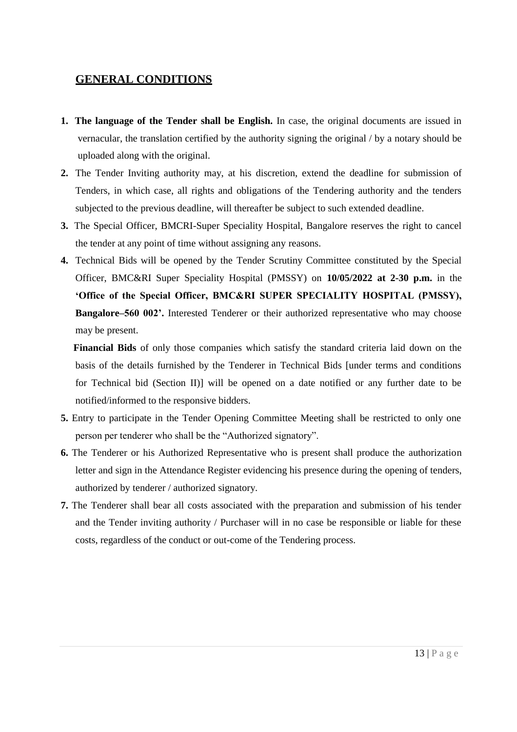## GENERAL CONDITIONS

1. **The language of the Tender shall be English.** In case, the original documents are issued in vernacular, the translation certified by the authority signing the original / by a notary should be uploaded along with the original.
2. The Tender Inviting authority may, at his discretion, extend the deadline for submission of Tenders, in which case, all rights and obligations of the Tendering authority and the tenders subjected to the previous deadline, will thereafter be subject to such extended deadline.
3. The Special Officer, BMCRI-Super Speciality Hospital, Bangalore reserves the right to cancel the tender at any point of time without assigning any reasons.
4. Technical Bids will be opened by the Tender Scrutiny Committee constituted by the Special Officer, BMC&RI Super Speciality Hospital (PMSSY) on **10/05/2022 at 2-30 p.m.** in the **'Office of the Special Officer, BMC&RI SUPER SPECIALITY HOSPITAL (PMSSY), Bangalore–560 002'.** Interested Tenderer or their authorized representative who may choose may be present.

   **Financial Bids** of only those companies which satisfy the standard criteria laid down on the basis of the details furnished by the Tenderer in Technical Bids [under terms and conditions for Technical bid (Section II)] will be opened on a date notified or any further date to be notified/informed to the responsive bidders.
5. Entry to participate in the Tender Opening Committee Meeting shall be restricted to only one person per tenderer who shall be the "Authorized signatory".
6. The Tenderer or his Authorized Representative who is present shall produce the authorization letter and sign in the Attendance Register evidencing his presence during the opening of tenders, authorized by tenderer / authorized signatory.
7. The Tenderer shall bear all costs associated with the preparation and submission of his tender and the Tender inviting authority / Purchaser will in no case be responsible or liable for these costs, regardless of the conduct or out-come of the Tendering process.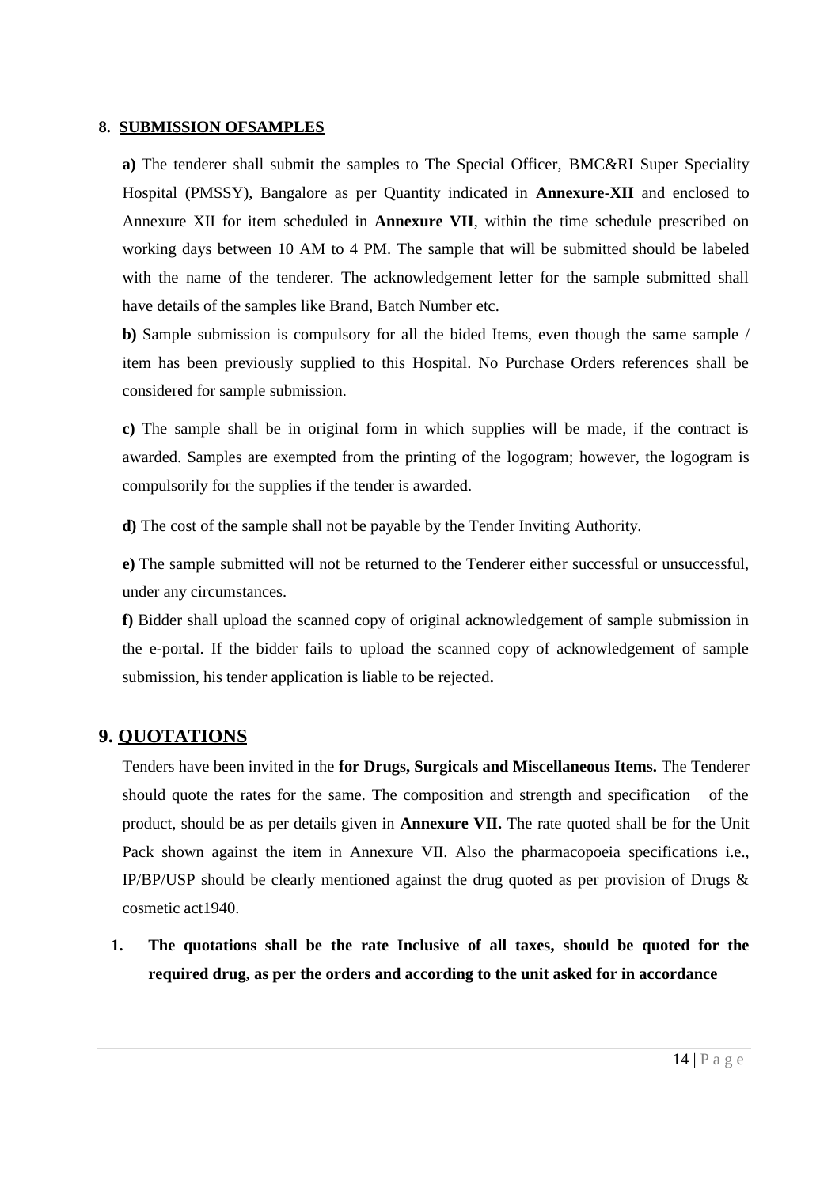### 8. SUBMISSION OFSAMPLES

**a)** The tenderer shall submit the samples to The Special Officer, BMC&RI Super Speciality Hospital (PMSSY), Bangalore as per Quantity indicated in **Annexure-XII** and enclosed to Annexure XII for item scheduled in **Annexure VII**, within the time schedule prescribed on working days between 10 AM to 4 PM. The sample that will be submitted should be labeled with the name of the tenderer. The acknowledgement letter for the sample submitted shall have details of the samples like Brand, Batch Number etc.

**b)** Sample submission is compulsory for all the bided Items, even though the same sample / item has been previously supplied to this Hospital. No Purchase Orders references shall be considered for sample submission.

**c)** The sample shall be in original form in which supplies will be made, if the contract is awarded. Samples are exempted from the printing of the logogram; however, the logogram is compulsorily for the supplies if the tender is awarded.

**d)** The cost of the sample shall not be payable by the Tender Inviting Authority.

**e)** The sample submitted will not be returned to the Tenderer either successful or unsuccessful, under any circumstances.

**f)** Bidder shall upload the scanned copy of original acknowledgement of sample submission in the e-portal. If the bidder fails to upload the scanned copy of acknowledgement of sample submission, his tender application is liable to be rejected**.**

## 9. QUOTATIONS

Tenders have been invited in the **for Drugs, Surgicals and Miscellaneous Items.** The Tenderer should quote the rates for the same. The composition and strength and specification of the product, should be as per details given in **Annexure VII.** The rate quoted shall be for the Unit Pack shown against the item in Annexure VII. Also the pharmacopoeia specifications i.e., IP/BP/USP should be clearly mentioned against the drug quoted as per provision of Drugs & cosmetic act1940.

1. **The quotations shall be the rate Inclusive of all taxes, should be quoted for the required drug, as per the orders and according to the unit asked for in accordance**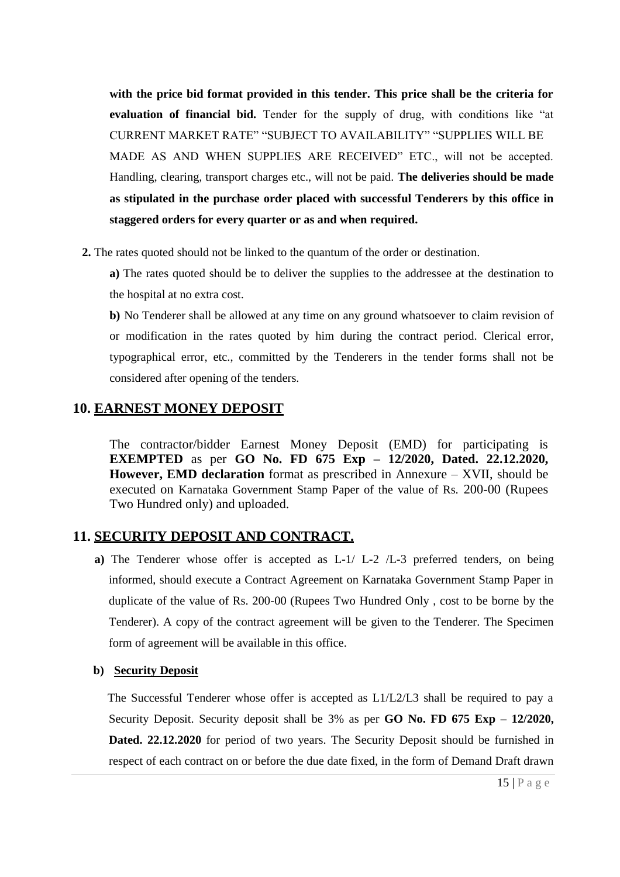**with the price bid format provided in this tender. This price shall be the criteria for evaluation of financial bid.** Tender for the supply of drug, with conditions like "at CURRENT MARKET RATE" "SUBJECT TO AVAILABILITY" "SUPPLIES WILL BE MADE AS AND WHEN SUPPLIES ARE RECEIVED" ETC., will not be accepted. Handling, clearing, transport charges etc., will not be paid. **The deliveries should be made as stipulated in the purchase order placed with successful Tenderers by this office in staggered orders for every quarter or as and when required.**

**2.** The rates quoted should not be linked to the quantum of the order or destination.

**a)** The rates quoted should be to deliver the supplies to the addressee at the destination to the hospital at no extra cost.

**b)** No Tenderer shall be allowed at any time on any ground whatsoever to claim revision of or modification in the rates quoted by him during the contract period. Clerical error, typographical error, etc., committed by the Tenderers in the tender forms shall not be considered after opening of the tenders.

## 10. EARNEST MONEY DEPOSIT

The contractor/bidder Earnest Money Deposit (EMD) for participating is **EXEMPTED** as per **GO No. FD 675 Exp – 12/2020, Dated. 22.12.2020, However, EMD declaration** format as prescribed in Annexure – XVII, should be executed on Karnataka Government Stamp Paper of the value of Rs. 200-00 (Rupees Two Hundred only) and uploaded.

## 11. SECURITY DEPOSIT AND CONTRACT.

**a)** The Tenderer whose offer is accepted as L-1/ L-2 /L-3 preferred tenders, on being informed, should execute a Contract Agreement on Karnataka Government Stamp Paper in duplicate of the value of Rs. 200-00 (Rupees Two Hundred Only , cost to be borne by the Tenderer). A copy of the contract agreement will be given to the Tenderer. The Specimen form of agreement will be available in this office.

**b) Security Deposit**

The Successful Tenderer whose offer is accepted as L1/L2/L3 shall be required to pay a Security Deposit. Security deposit shall be 3% as per **GO No. FD 675 Exp – 12/2020, Dated. 22.12.2020** for period of two years. The Security Deposit should be furnished in respect of each contract on or before the due date fixed, in the form of Demand Draft drawn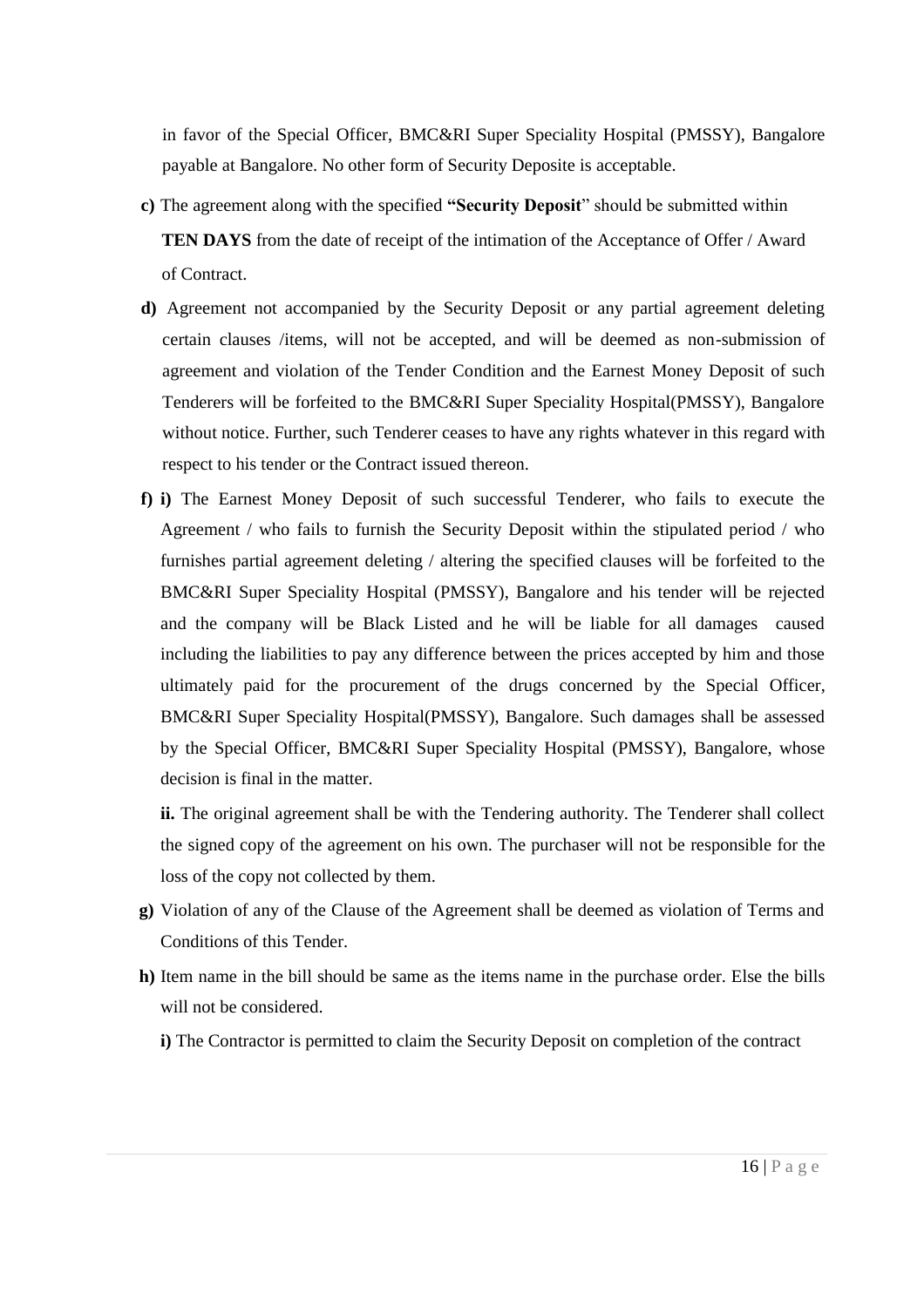in favor of the Special Officer, BMC&RI Super Speciality Hospital (PMSSY), Bangalore payable at Bangalore. No other form of Security Deposite is acceptable.

**c)** The agreement along with the specified **"Security Deposit**" should be submitted within **TEN DAYS** from the date of receipt of the intimation of the Acceptance of Offer / Award of Contract.

**d)** Agreement not accompanied by the Security Deposit or any partial agreement deleting certain clauses /items, will not be accepted, and will be deemed as non-submission of agreement and violation of the Tender Condition and the Earnest Money Deposit of such Tenderers will be forfeited to the BMC&RI Super Speciality Hospital(PMSSY), Bangalore without notice. Further, such Tenderer ceases to have any rights whatever in this regard with respect to his tender or the Contract issued thereon.

**f) i)** The Earnest Money Deposit of such successful Tenderer, who fails to execute the Agreement / who fails to furnish the Security Deposit within the stipulated period / who furnishes partial agreement deleting / altering the specified clauses will be forfeited to the BMC&RI Super Speciality Hospital (PMSSY), Bangalore and his tender will be rejected and the company will be Black Listed and he will be liable for all damages caused including the liabilities to pay any difference between the prices accepted by him and those ultimately paid for the procurement of the drugs concerned by the Special Officer, BMC&RI Super Speciality Hospital(PMSSY), Bangalore. Such damages shall be assessed by the Special Officer, BMC&RI Super Speciality Hospital (PMSSY), Bangalore, whose decision is final in the matter.

**ii.** The original agreement shall be with the Tendering authority. The Tenderer shall collect the signed copy of the agreement on his own. The purchaser will not be responsible for the loss of the copy not collected by them.

**g)** Violation of any of the Clause of the Agreement shall be deemed as violation of Terms and Conditions of this Tender.

**h)** Item name in the bill should be same as the items name in the purchase order. Else the bills will not be considered.

**i)** The Contractor is permitted to claim the Security Deposit on completion of the contract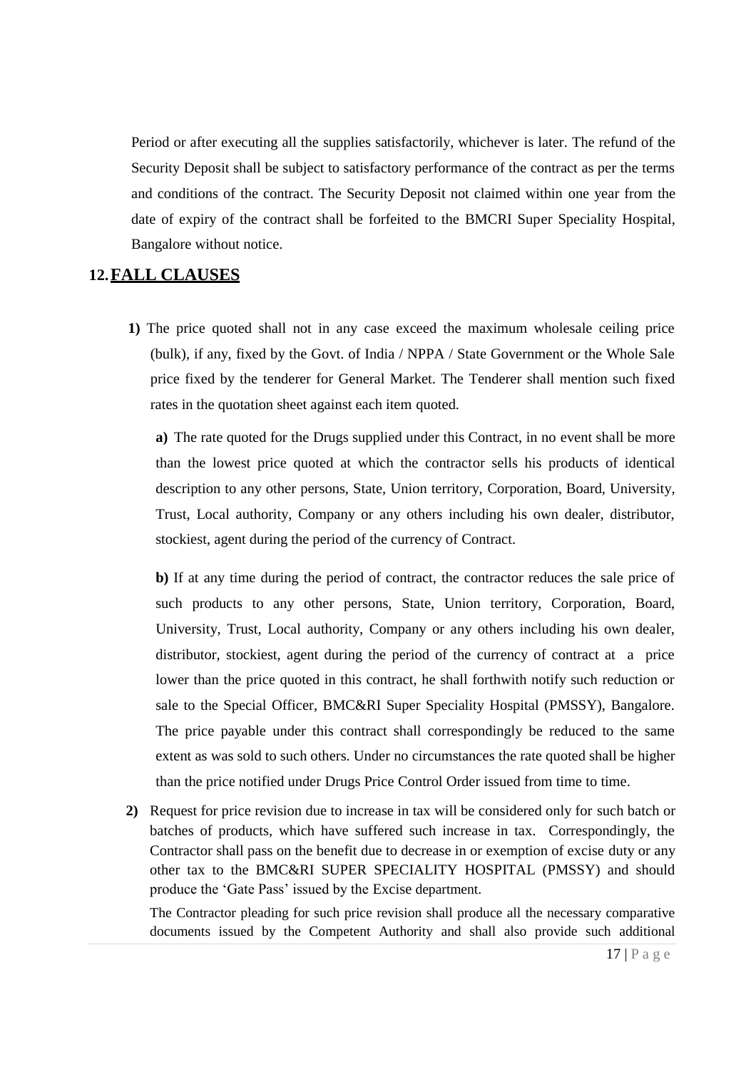Period or after executing all the supplies satisfactorily, whichever is later. The refund of the Security Deposit shall be subject to satisfactory performance of the contract as per the terms and conditions of the contract. The Security Deposit not claimed within one year from the date of expiry of the contract shall be forfeited to the BMCRI Super Speciality Hospital, Bangalore without notice.

## 12. FALL CLAUSES

**1)** The price quoted shall not in any case exceed the maximum wholesale ceiling price (bulk), if any, fixed by the Govt. of India / NPPA / State Government or the Whole Sale price fixed by the tenderer for General Market. The Tenderer shall mention such fixed rates in the quotation sheet against each item quoted.

**a)** The rate quoted for the Drugs supplied under this Contract, in no event shall be more than the lowest price quoted at which the contractor sells his products of identical description to any other persons, State, Union territory, Corporation, Board, University, Trust, Local authority, Company or any others including his own dealer, distributor, stockiest, agent during the period of the currency of Contract.

**b)** If at any time during the period of contract, the contractor reduces the sale price of such products to any other persons, State, Union territory, Corporation, Board, University, Trust, Local authority, Company or any others including his own dealer, distributor, stockiest, agent during the period of the currency of contract at a price lower than the price quoted in this contract, he shall forthwith notify such reduction or sale to the Special Officer, BMC&RI Super Speciality Hospital (PMSSY), Bangalore. The price payable under this contract shall correspondingly be reduced to the same extent as was sold to such others. Under no circumstances the rate quoted shall be higher than the price notified under Drugs Price Control Order issued from time to time.

**2)** Request for price revision due to increase in tax will be considered only for such batch or batches of products, which have suffered such increase in tax. Correspondingly, the Contractor shall pass on the benefit due to decrease in or exemption of excise duty or any other tax to the BMC&RI SUPER SPECIALITY HOSPITAL (PMSSY) and should produce the 'Gate Pass' issued by the Excise department.

The Contractor pleading for such price revision shall produce all the necessary comparative documents issued by the Competent Authority and shall also provide such additional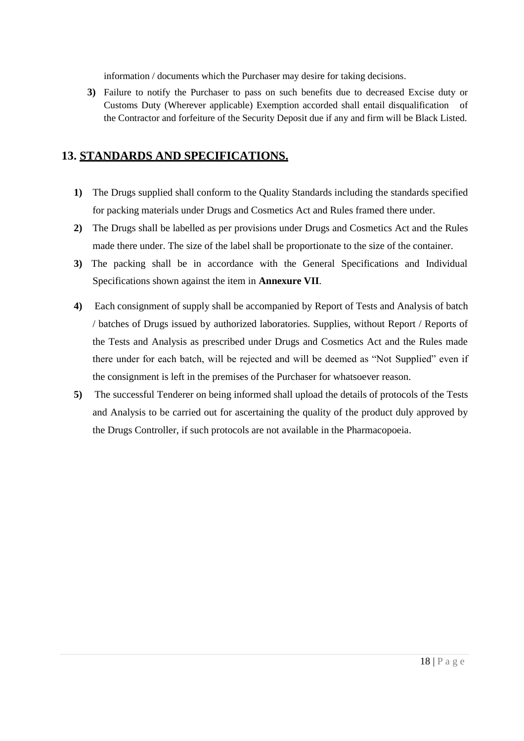information / documents which the Purchaser may desire for taking decisions.

**3)** Failure to notify the Purchaser to pass on such benefits due to decreased Excise duty or Customs Duty (Wherever applicable) Exemption accorded shall entail disqualification of the Contractor and forfeiture of the Security Deposit due if any and firm will be Black Listed.

## 13. STANDARDS AND SPECIFICATIONS.

**1)** The Drugs supplied shall conform to the Quality Standards including the standards specified for packing materials under Drugs and Cosmetics Act and Rules framed there under.

**2)** The Drugs shall be labelled as per provisions under Drugs and Cosmetics Act and the Rules made there under. The size of the label shall be proportionate to the size of the container.

**3)** The packing shall be in accordance with the General Specifications and Individual Specifications shown against the item in **Annexure VII**.

**4)** Each consignment of supply shall be accompanied by Report of Tests and Analysis of batch / batches of Drugs issued by authorized laboratories. Supplies, without Report / Reports of the Tests and Analysis as prescribed under Drugs and Cosmetics Act and the Rules made there under for each batch, will be rejected and will be deemed as "Not Supplied" even if the consignment is left in the premises of the Purchaser for whatsoever reason.

**5)** The successful Tenderer on being informed shall upload the details of protocols of the Tests and Analysis to be carried out for ascertaining the quality of the product duly approved by the Drugs Controller, if such protocols are not available in the Pharmacopoeia.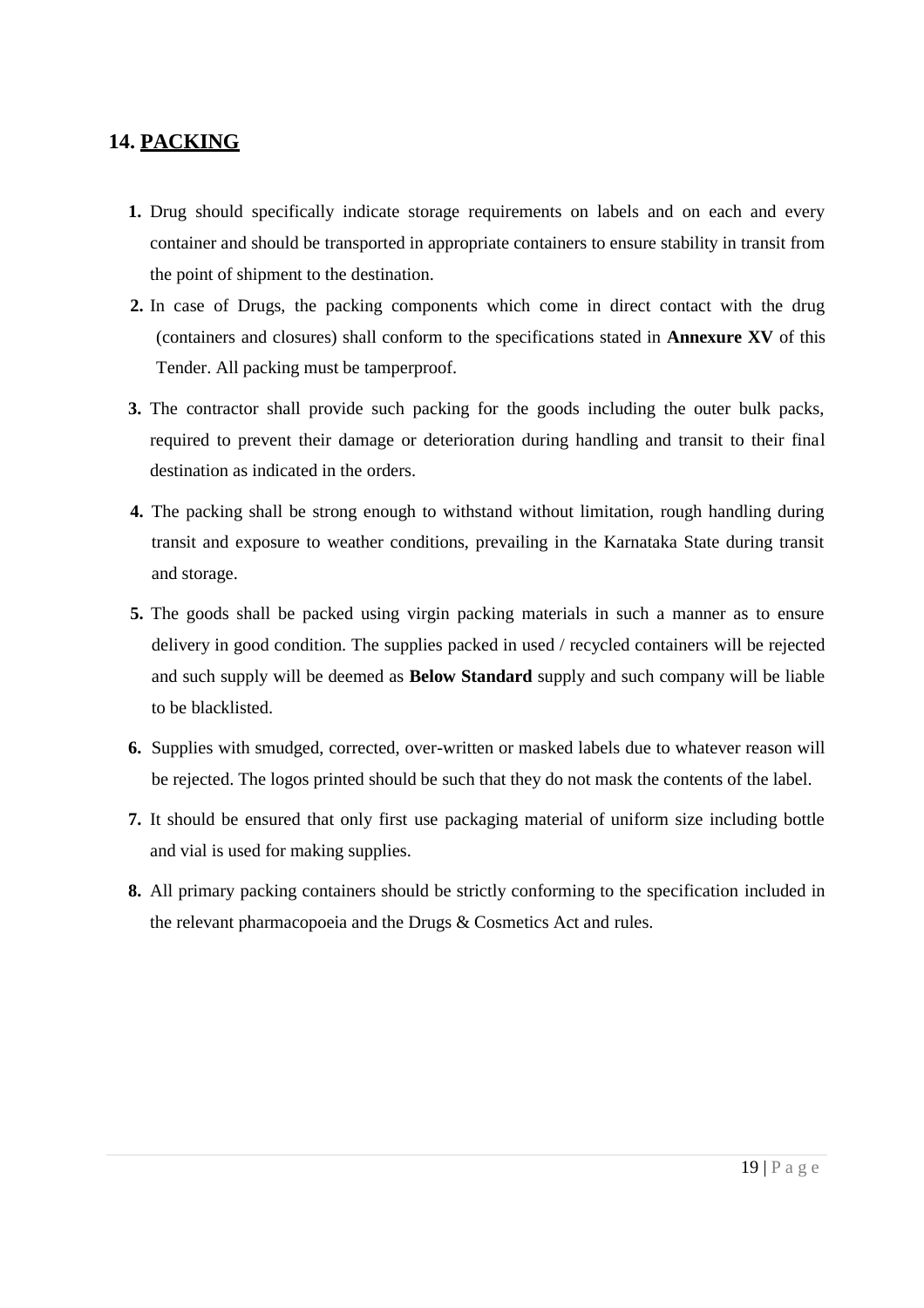## 14. PACKING

1. Drug should specifically indicate storage requirements on labels and on each and every container and should be transported in appropriate containers to ensure stability in transit from the point of shipment to the destination.
2. In case of Drugs, the packing components which come in direct contact with the drug (containers and closures) shall conform to the specifications stated in **Annexure XV** of this Tender. All packing must be tamperproof.
3. The contractor shall provide such packing for the goods including the outer bulk packs, required to prevent their damage or deterioration during handling and transit to their final destination as indicated in the orders.
4. The packing shall be strong enough to withstand without limitation, rough handling during transit and exposure to weather conditions, prevailing in the Karnataka State during transit and storage.
5. The goods shall be packed using virgin packing materials in such a manner as to ensure delivery in good condition. The supplies packed in used / recycled containers will be rejected and such supply will be deemed as **Below Standard** supply and such company will be liable to be blacklisted.
6. Supplies with smudged, corrected, over-written or masked labels due to whatever reason will be rejected. The logos printed should be such that they do not mask the contents of the label.
7. It should be ensured that only first use packaging material of uniform size including bottle and vial is used for making supplies.
8. All primary packing containers should be strictly conforming to the specification included in the relevant pharmacopoeia and the Drugs & Cosmetics Act and rules.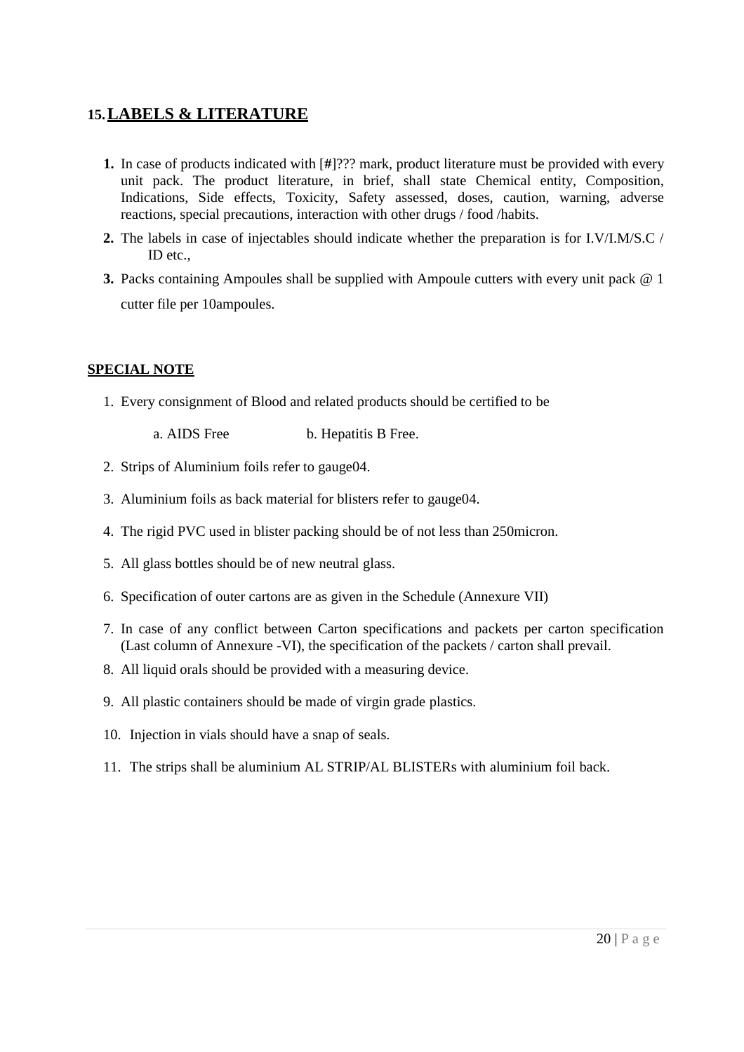## 15. LABELS & LITERATURE

1. In case of products indicated with [#]??? mark, product literature must be provided with every unit pack. The product literature, in brief, shall state Chemical entity, Composition, Indications, Side effects, Toxicity, Safety assessed, doses, caution, warning, adverse reactions, special precautions, interaction with other drugs / food /habits.
2. The labels in case of injectables should indicate whether the preparation is for I.V/I.M/S.C / ID etc.,
3. Packs containing Ampoules shall be supplied with Ampoule cutters with every unit pack @ 1 cutter file per 10ampoules.

**SPECIAL NOTE**

1. Every consignment of Blood and related products should be certified to be

   a. AIDS Free &nbsp;&nbsp;&nbsp;&nbsp;&nbsp;&nbsp;&nbsp;&nbsp; b. Hepatitis B Free.

2. Strips of Aluminium foils refer to gauge04.
3. Aluminium foils as back material for blisters refer to gauge04.
4. The rigid PVC used in blister packing should be of not less than 250micron.
5. All glass bottles should be of new neutral glass.
6. Specification of outer cartons are as given in the Schedule (Annexure VII)
7. In case of any conflict between Carton specifications and packets per carton specification (Last column of Annexure -VI), the specification of the packets / carton shall prevail.
8. All liquid orals should be provided with a measuring device.
9. All plastic containers should be made of virgin grade plastics.
10. Injection in vials should have a snap of seals.
11. The strips shall be aluminium AL STRIP/AL BLISTERs with aluminium foil back.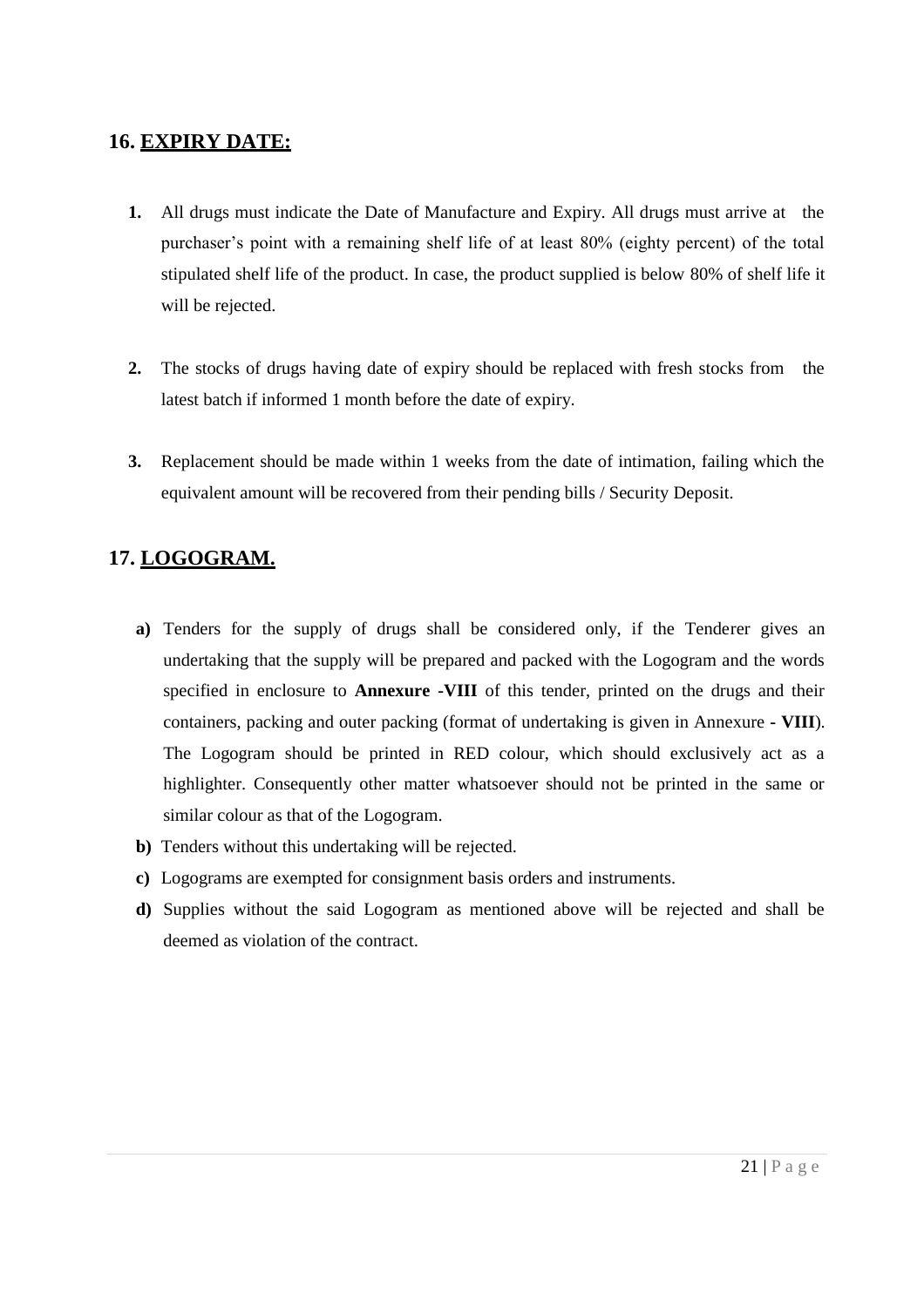## 16. EXPIRY DATE:

1. All drugs must indicate the Date of Manufacture and Expiry. All drugs must arrive at the purchaser's point with a remaining shelf life of at least 80% (eighty percent) of the total stipulated shelf life of the product. In case, the product supplied is below 80% of shelf life it will be rejected.

2. The stocks of drugs having date of expiry should be replaced with fresh stocks from the latest batch if informed 1 month before the date of expiry.

3. Replacement should be made within 1 weeks from the date of intimation, failing which the equivalent amount will be recovered from their pending bills / Security Deposit.

## 17. LOGOGRAM.

**a)** Tenders for the supply of drugs shall be considered only, if the Tenderer gives an undertaking that the supply will be prepared and packed with the Logogram and the words specified in enclosure to **Annexure -VIII** of this tender, printed on the drugs and their containers, packing and outer packing (format of undertaking is given in Annexure **- VIII**). The Logogram should be printed in RED colour, which should exclusively act as a highlighter. Consequently other matter whatsoever should not be printed in the same or similar colour as that of the Logogram.

**b)** Tenders without this undertaking will be rejected.

**c)** Logograms are exempted for consignment basis orders and instruments.

**d)** Supplies without the said Logogram as mentioned above will be rejected and shall be deemed as violation of the contract.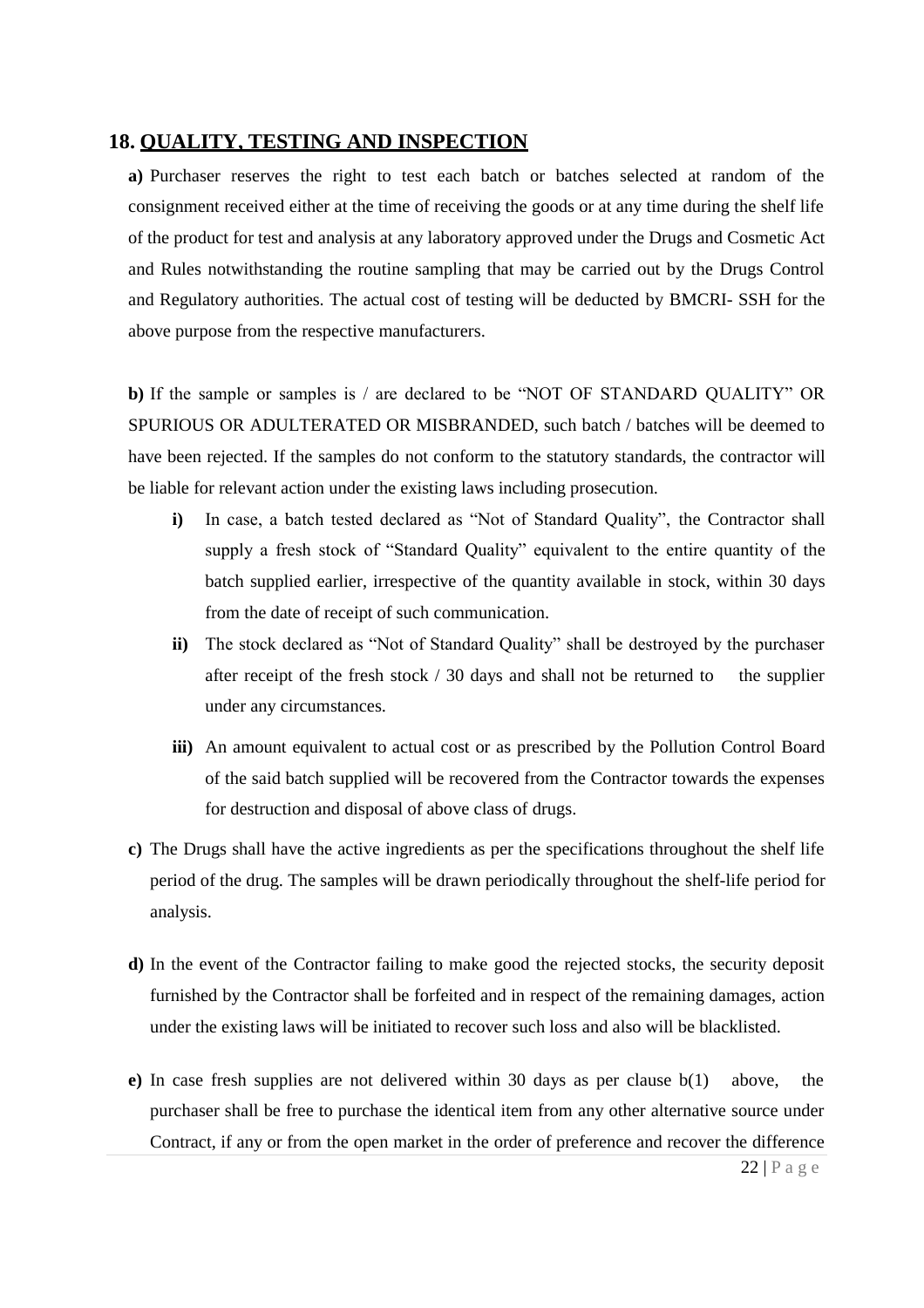## 18. QUALITY, TESTING AND INSPECTION

**a)** Purchaser reserves the right to test each batch or batches selected at random of the consignment received either at the time of receiving the goods or at any time during the shelf life of the product for test and analysis at any laboratory approved under the Drugs and Cosmetic Act and Rules notwithstanding the routine sampling that may be carried out by the Drugs Control and Regulatory authorities. The actual cost of testing will be deducted by BMCRI- SSH for the above purpose from the respective manufacturers.

**b)** If the sample or samples is / are declared to be "NOT OF STANDARD QUALITY" OR SPURIOUS OR ADULTERATED OR MISBRANDED, such batch / batches will be deemed to have been rejected. If the samples do not conform to the statutory standards, the contractor will be liable for relevant action under the existing laws including prosecution.

- **i)** In case, a batch tested declared as "Not of Standard Quality", the Contractor shall supply a fresh stock of "Standard Quality" equivalent to the entire quantity of the batch supplied earlier, irrespective of the quantity available in stock, within 30 days from the date of receipt of such communication.
- **ii)** The stock declared as "Not of Standard Quality" shall be destroyed by the purchaser after receipt of the fresh stock / 30 days and shall not be returned to the supplier under any circumstances.
- **iii)** An amount equivalent to actual cost or as prescribed by the Pollution Control Board of the said batch supplied will be recovered from the Contractor towards the expenses for destruction and disposal of above class of drugs.

**c)** The Drugs shall have the active ingredients as per the specifications throughout the shelf life period of the drug. The samples will be drawn periodically throughout the shelf-life period for analysis.

**d)** In the event of the Contractor failing to make good the rejected stocks, the security deposit furnished by the Contractor shall be forfeited and in respect of the remaining damages, action under the existing laws will be initiated to recover such loss and also will be blacklisted.

**e)** In case fresh supplies are not delivered within 30 days as per clause b(1) above, the purchaser shall be free to purchase the identical item from any other alternative source under Contract, if any or from the open market in the order of preference and recover the difference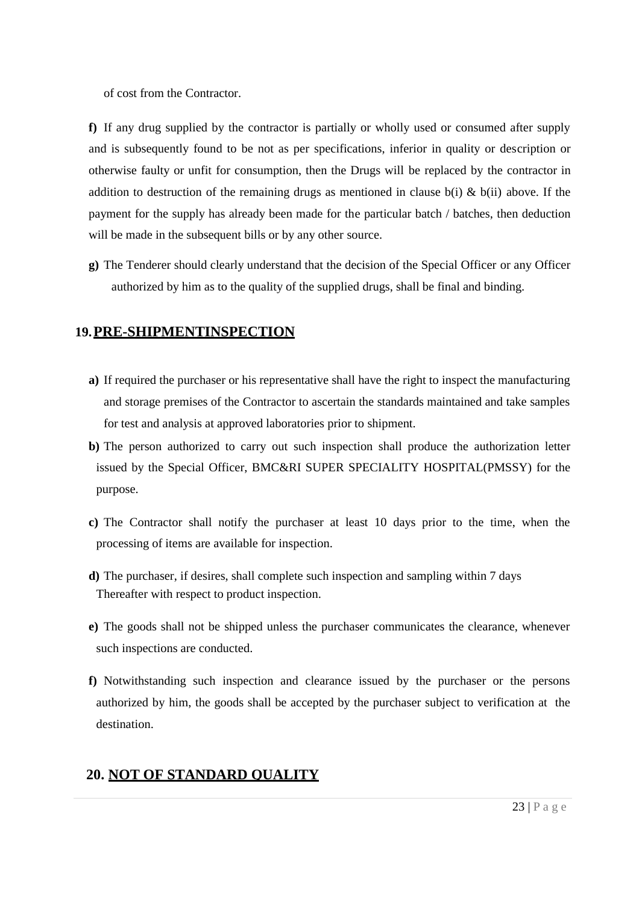of cost from the Contractor.

**f)** If any drug supplied by the contractor is partially or wholly used or consumed after supply and is subsequently found to be not as per specifications, inferior in quality or description or otherwise faulty or unfit for consumption, then the Drugs will be replaced by the contractor in addition to destruction of the remaining drugs as mentioned in clause b(i) & b(ii) above. If the payment for the supply has already been made for the particular batch / batches, then deduction will be made in the subsequent bills or by any other source.

**g)** The Tenderer should clearly understand that the decision of the Special Officer or any Officer authorized by him as to the quality of the supplied drugs, shall be final and binding.

## 19. PRE-SHIPMENTINSPECTION

**a)** If required the purchaser or his representative shall have the right to inspect the manufacturing and storage premises of the Contractor to ascertain the standards maintained and take samples for test and analysis at approved laboratories prior to shipment.

**b)** The person authorized to carry out such inspection shall produce the authorization letter issued by the Special Officer, BMC&RI SUPER SPECIALITY HOSPITAL(PMSSY) for the purpose.

**c)** The Contractor shall notify the purchaser at least 10 days prior to the time, when the processing of items are available for inspection.

**d)** The purchaser, if desires, shall complete such inspection and sampling within 7 days Thereafter with respect to product inspection.

**e)** The goods shall not be shipped unless the purchaser communicates the clearance, whenever such inspections are conducted.

**f)** Notwithstanding such inspection and clearance issued by the purchaser or the persons authorized by him, the goods shall be accepted by the purchaser subject to verification at the destination.

## 20. NOT OF STANDARD QUALITY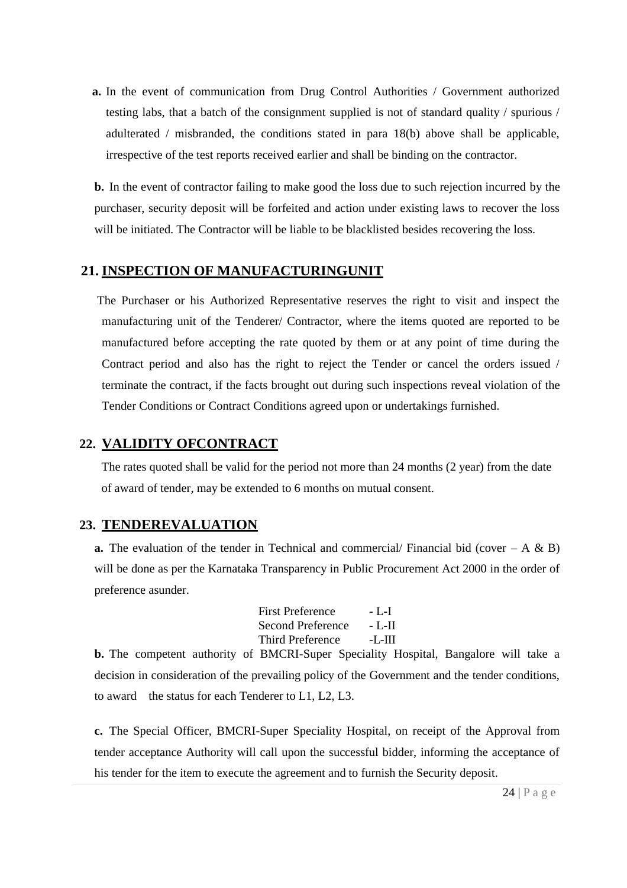**a.** In the event of communication from Drug Control Authorities / Government authorized testing labs, that a batch of the consignment supplied is not of standard quality / spurious / adulterated / misbranded, the conditions stated in para 18(b) above shall be applicable, irrespective of the test reports received earlier and shall be binding on the contractor.

**b.** In the event of contractor failing to make good the loss due to such rejection incurred by the purchaser, security deposit will be forfeited and action under existing laws to recover the loss will be initiated. The Contractor will be liable to be blacklisted besides recovering the loss.

## 21. INSPECTION OF MANUFACTURINGUNIT

The Purchaser or his Authorized Representative reserves the right to visit and inspect the manufacturing unit of the Tenderer/ Contractor, where the items quoted are reported to be manufactured before accepting the rate quoted by them or at any point of time during the Contract period and also has the right to reject the Tender or cancel the orders issued / terminate the contract, if the facts brought out during such inspections reveal violation of the Tender Conditions or Contract Conditions agreed upon or undertakings furnished.

## 22. VALIDITY OFCONTRACT

The rates quoted shall be valid for the period not more than 24 months (2 year) from the date of award of tender, may be extended to 6 months on mutual consent.

## 23. TENDEREVALUATION

**a.** The evaluation of the tender in Technical and commercial/ Financial bid (cover – A & B) will be done as per the Karnataka Transparency in Public Procurement Act 2000 in the order of preference asunder.

First Preference - L-I
Second Preference - L-II
Third Preference -L-III

**b.** The competent authority of BMCRI-Super Speciality Hospital, Bangalore will take a decision in consideration of the prevailing policy of the Government and the tender conditions, to award the status for each Tenderer to L1, L2, L3.

**c.** The Special Officer, BMCRI-Super Speciality Hospital, on receipt of the Approval from tender acceptance Authority will call upon the successful bidder, informing the acceptance of his tender for the item to execute the agreement and to furnish the Security deposit.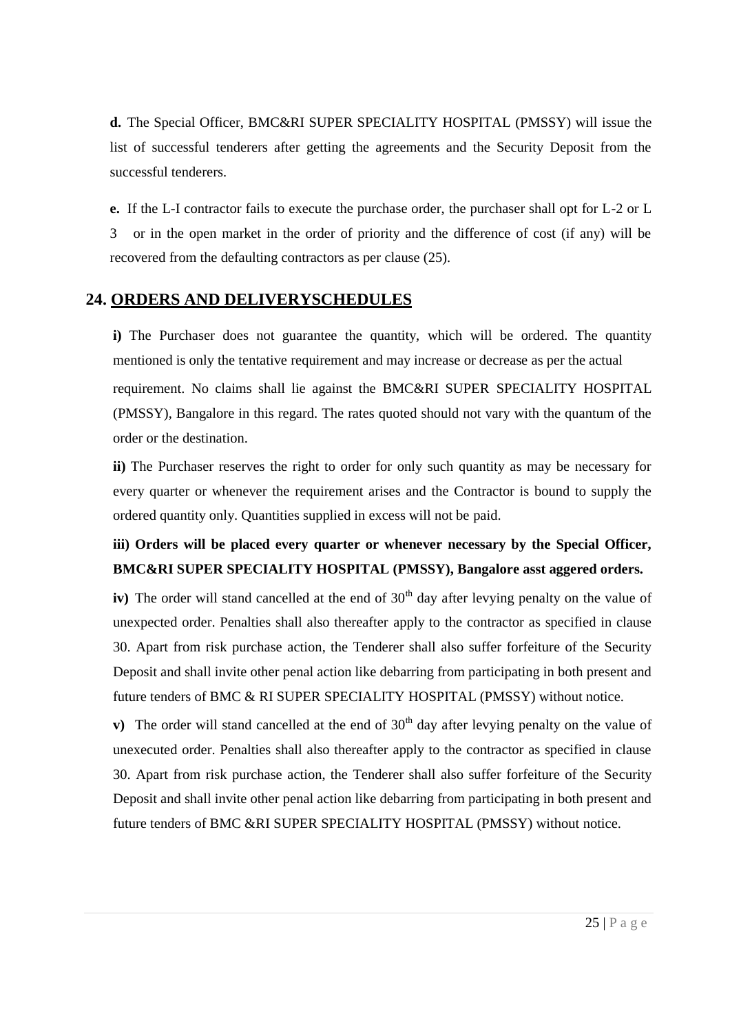**d.** The Special Officer, BMC&RI SUPER SPECIALITY HOSPITAL (PMSSY) will issue the list of successful tenderers after getting the agreements and the Security Deposit from the successful tenderers.

**e.** If the L-I contractor fails to execute the purchase order, the purchaser shall opt for L-2 or L 3 or in the open market in the order of priority and the difference of cost (if any) will be recovered from the defaulting contractors as per clause (25).

## 24. ORDERS AND DELIVERYSCHEDULES

**i)** The Purchaser does not guarantee the quantity, which will be ordered. The quantity mentioned is only the tentative requirement and may increase or decrease as per the actual requirement. No claims shall lie against the BMC&RI SUPER SPECIALITY HOSPITAL (PMSSY), Bangalore in this regard. The rates quoted should not vary with the quantum of the order or the destination.

**ii)** The Purchaser reserves the right to order for only such quantity as may be necessary for every quarter or whenever the requirement arises and the Contractor is bound to supply the ordered quantity only. Quantities supplied in excess will not be paid.

**iii) Orders will be placed every quarter or whenever necessary by the Special Officer, BMC&RI SUPER SPECIALITY HOSPITAL (PMSSY), Bangalore asst aggered orders.**

**iv)** The order will stand cancelled at the end of 30th day after levying penalty on the value of unexpected order. Penalties shall also thereafter apply to the contractor as specified in clause 30. Apart from risk purchase action, the Tenderer shall also suffer forfeiture of the Security Deposit and shall invite other penal action like debarring from participating in both present and future tenders of BMC & RI SUPER SPECIALITY HOSPITAL (PMSSY) without notice.

**v)** The order will stand cancelled at the end of 30th day after levying penalty on the value of unexecuted order. Penalties shall also thereafter apply to the contractor as specified in clause 30. Apart from risk purchase action, the Tenderer shall also suffer forfeiture of the Security Deposit and shall invite other penal action like debarring from participating in both present and future tenders of BMC &RI SUPER SPECIALITY HOSPITAL (PMSSY) without notice.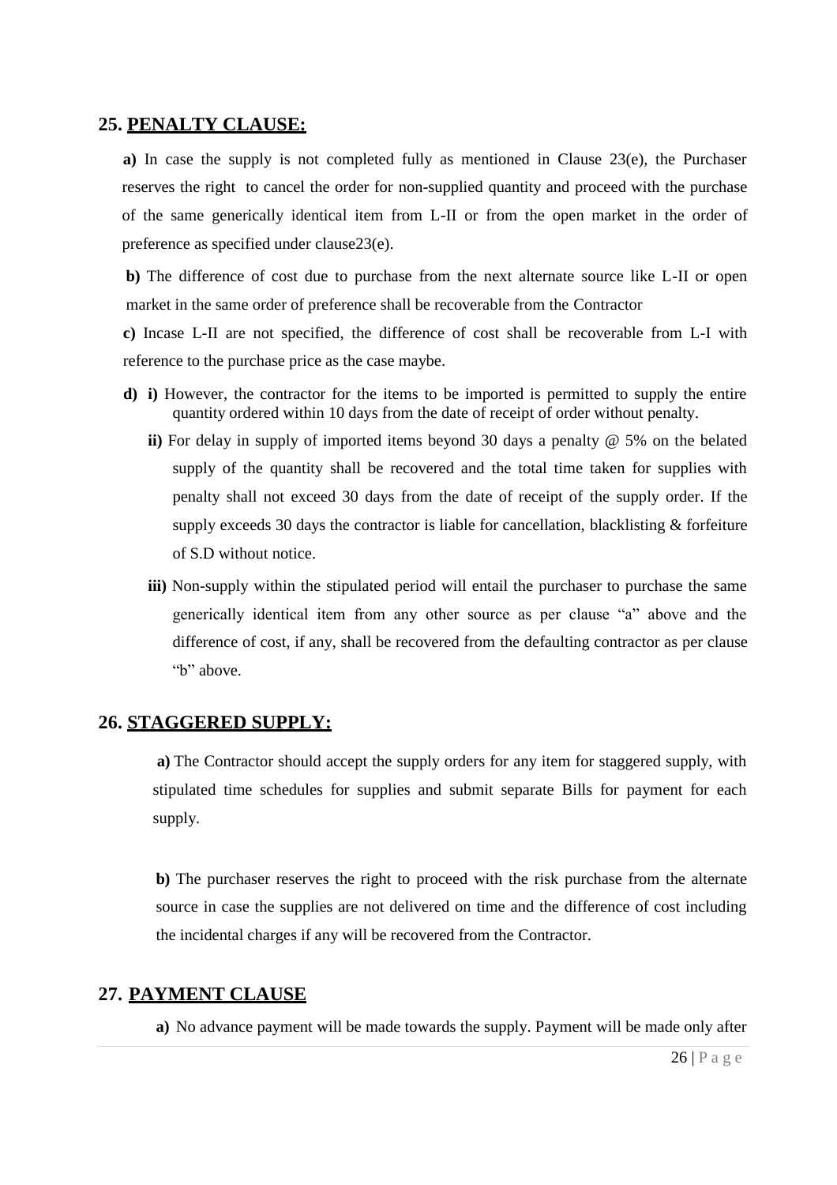## 25. PENALTY CLAUSE:

**a)** In case the supply is not completed fully as mentioned in Clause 23(e), the Purchaser reserves the right to cancel the order for non-supplied quantity and proceed with the purchase of the same generically identical item from L-II or from the open market in the order of preference as specified under clause23(e).

**b)** The difference of cost due to purchase from the next alternate source like L-II or open market in the same order of preference shall be recoverable from the Contractor

**c)** Incase L-II are not specified, the difference of cost shall be recoverable from L-I with reference to the purchase price as the case maybe.

**d) i)** However, the contractor for the items to be imported is permitted to supply the entire quantity ordered within 10 days from the date of receipt of order without penalty.

**ii)** For delay in supply of imported items beyond 30 days a penalty @ 5% on the belated supply of the quantity shall be recovered and the total time taken for supplies with penalty shall not exceed 30 days from the date of receipt of the supply order. If the supply exceeds 30 days the contractor is liable for cancellation, blacklisting & forfeiture of S.D without notice.

**iii)** Non-supply within the stipulated period will entail the purchaser to purchase the same generically identical item from any other source as per clause "a" above and the difference of cost, if any, shall be recovered from the defaulting contractor as per clause "b" above.

## 26. STAGGERED SUPPLY:

**a)** The Contractor should accept the supply orders for any item for staggered supply, with stipulated time schedules for supplies and submit separate Bills for payment for each supply.

**b)** The purchaser reserves the right to proceed with the risk purchase from the alternate source in case the supplies are not delivered on time and the difference of cost including the incidental charges if any will be recovered from the Contractor.

## 27. PAYMENT CLAUSE

**a)** No advance payment will be made towards the supply. Payment will be made only after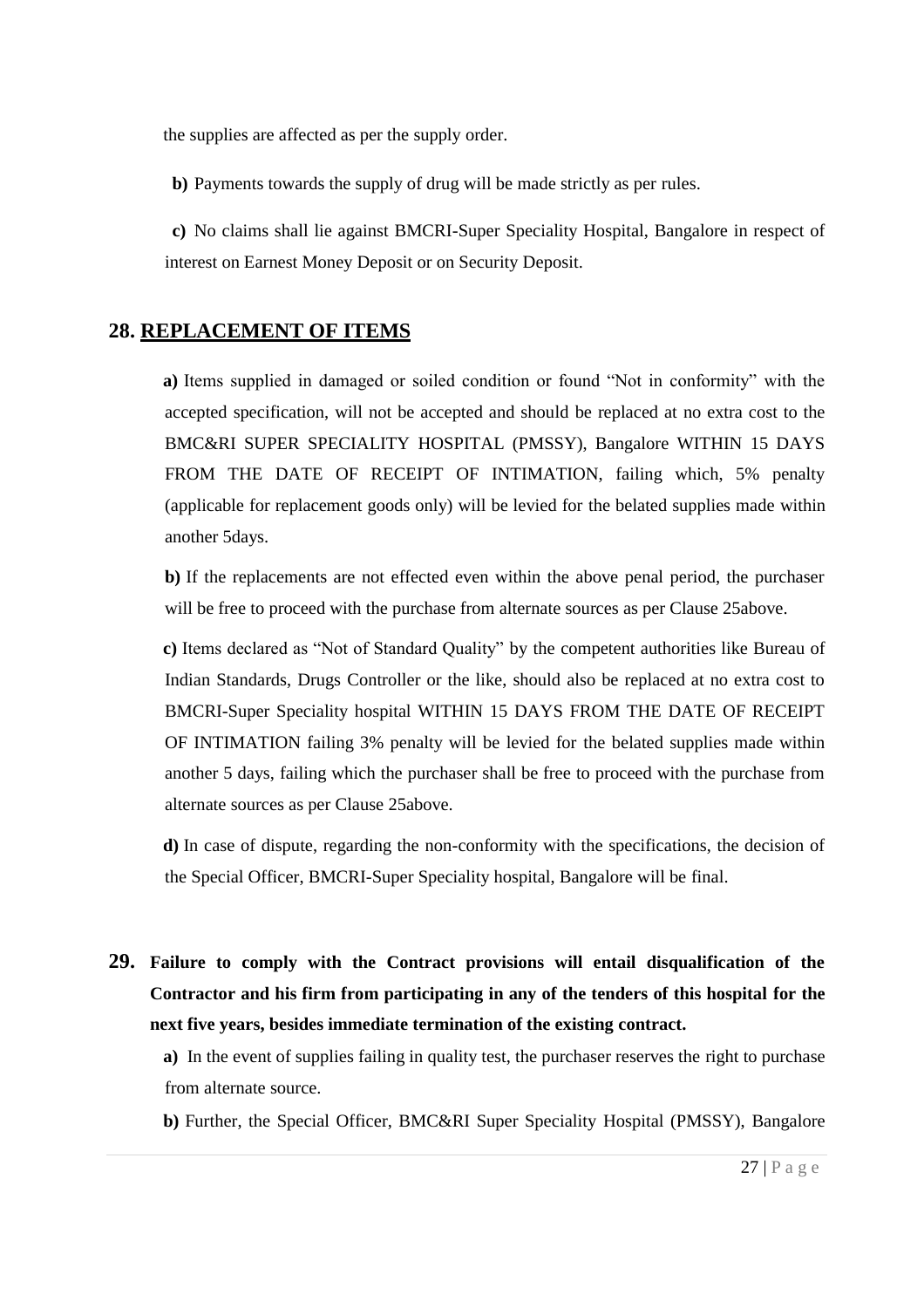the supplies are affected as per the supply order.

**b)** Payments towards the supply of drug will be made strictly as per rules.

**c)** No claims shall lie against BMCRI-Super Speciality Hospital, Bangalore in respect of interest on Earnest Money Deposit or on Security Deposit.

## 28. REPLACEMENT OF ITEMS

**a)** Items supplied in damaged or soiled condition or found "Not in conformity" with the accepted specification, will not be accepted and should be replaced at no extra cost to the BMC&RI SUPER SPECIALITY HOSPITAL (PMSSY), Bangalore WITHIN 15 DAYS FROM THE DATE OF RECEIPT OF INTIMATION, failing which, 5% penalty (applicable for replacement goods only) will be levied for the belated supplies made within another 5days.

**b)** If the replacements are not effected even within the above penal period, the purchaser will be free to proceed with the purchase from alternate sources as per Clause 25above.

**c)** Items declared as "Not of Standard Quality" by the competent authorities like Bureau of Indian Standards, Drugs Controller or the like, should also be replaced at no extra cost to BMCRI-Super Speciality hospital WITHIN 15 DAYS FROM THE DATE OF RECEIPT OF INTIMATION failing 3% penalty will be levied for the belated supplies made within another 5 days, failing which the purchaser shall be free to proceed with the purchase from alternate sources as per Clause 25above.

**d)** In case of dispute, regarding the non-conformity with the specifications, the decision of the Special Officer, BMCRI-Super Speciality hospital, Bangalore will be final.

**29. Failure to comply with the Contract provisions will entail disqualification of the Contractor and his firm from participating in any of the tenders of this hospital for the next five years, besides immediate termination of the existing contract.**

**a)** In the event of supplies failing in quality test, the purchaser reserves the right to purchase from alternate source.

**b)** Further, the Special Officer, BMC&RI Super Speciality Hospital (PMSSY), Bangalore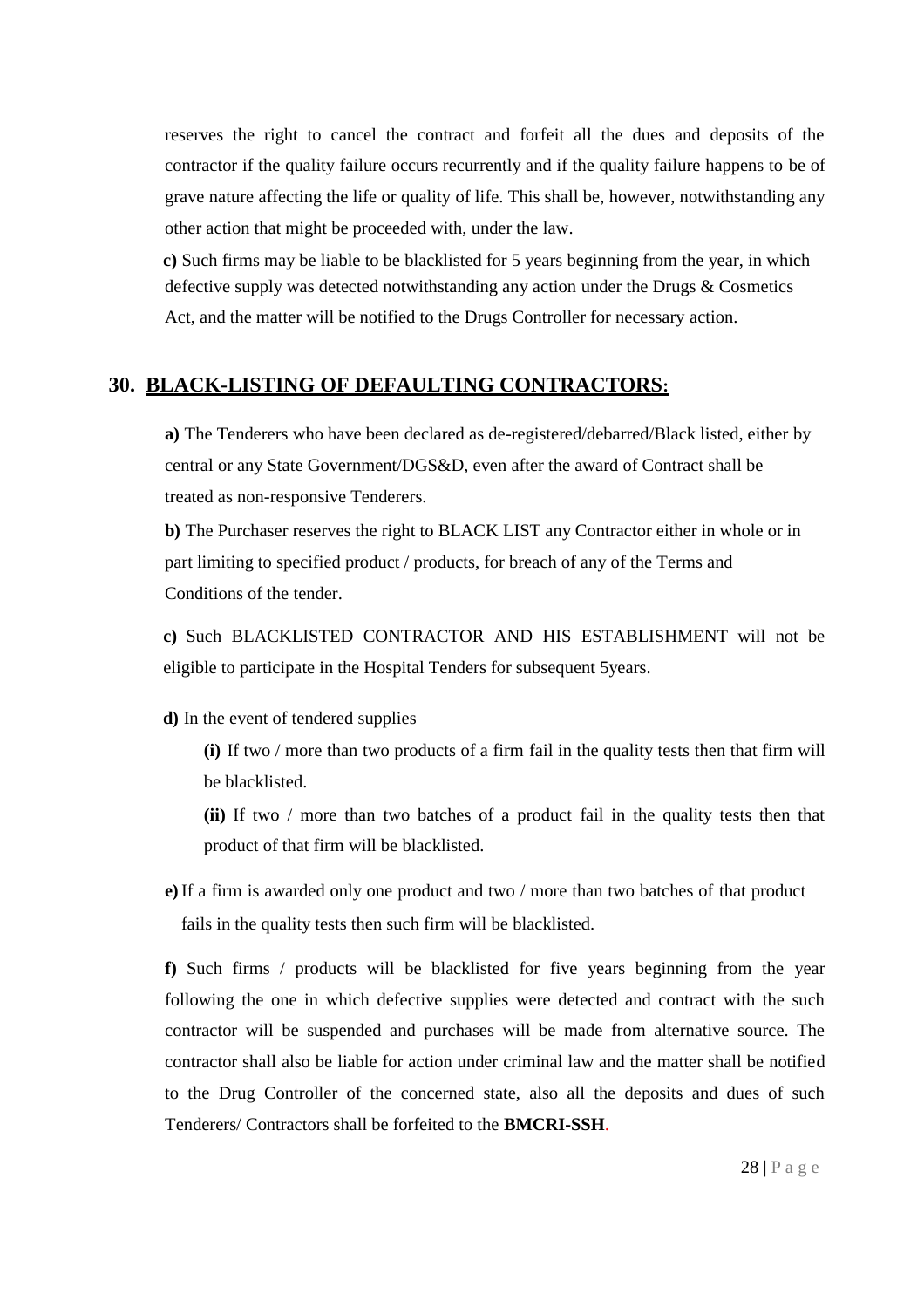reserves the right to cancel the contract and forfeit all the dues and deposits of the contractor if the quality failure occurs recurrently and if the quality failure happens to be of grave nature affecting the life or quality of life. This shall be, however, notwithstanding any other action that might be proceeded with, under the law.

**c)** Such firms may be liable to be blacklisted for 5 years beginning from the year, in which defective supply was detected notwithstanding any action under the Drugs & Cosmetics Act, and the matter will be notified to the Drugs Controller for necessary action.

## 30. <u>BLACK-LISTING OF DEFAULTING CONTRACTORS:</u>

**a)** The Tenderers who have been declared as de-registered/debarred/Black listed, either by central or any State Government/DGS&D, even after the award of Contract shall be treated as non-responsive Tenderers.

**b)** The Purchaser reserves the right to BLACK LIST any Contractor either in whole or in part limiting to specified product / products, for breach of any of the Terms and Conditions of the tender.

**c)** Such BLACKLISTED CONTRACTOR AND HIS ESTABLISHMENT will not be eligible to participate in the Hospital Tenders for subsequent 5years.

**d)** In the event of tendered supplies

**(i)** If two / more than two products of a firm fail in the quality tests then that firm will be blacklisted.

**(ii)** If two / more than two batches of a product fail in the quality tests then that product of that firm will be blacklisted.

**e)** If a firm is awarded only one product and two / more than two batches of that product fails in the quality tests then such firm will be blacklisted.

**f)** Such firms / products will be blacklisted for five years beginning from the year following the one in which defective supplies were detected and contract with the such contractor will be suspended and purchases will be made from alternative source. The contractor shall also be liable for action under criminal law and the matter shall be notified to the Drug Controller of the concerned state, also all the deposits and dues of such Tenderers/ Contractors shall be forfeited to the **BMCRI-SSH**.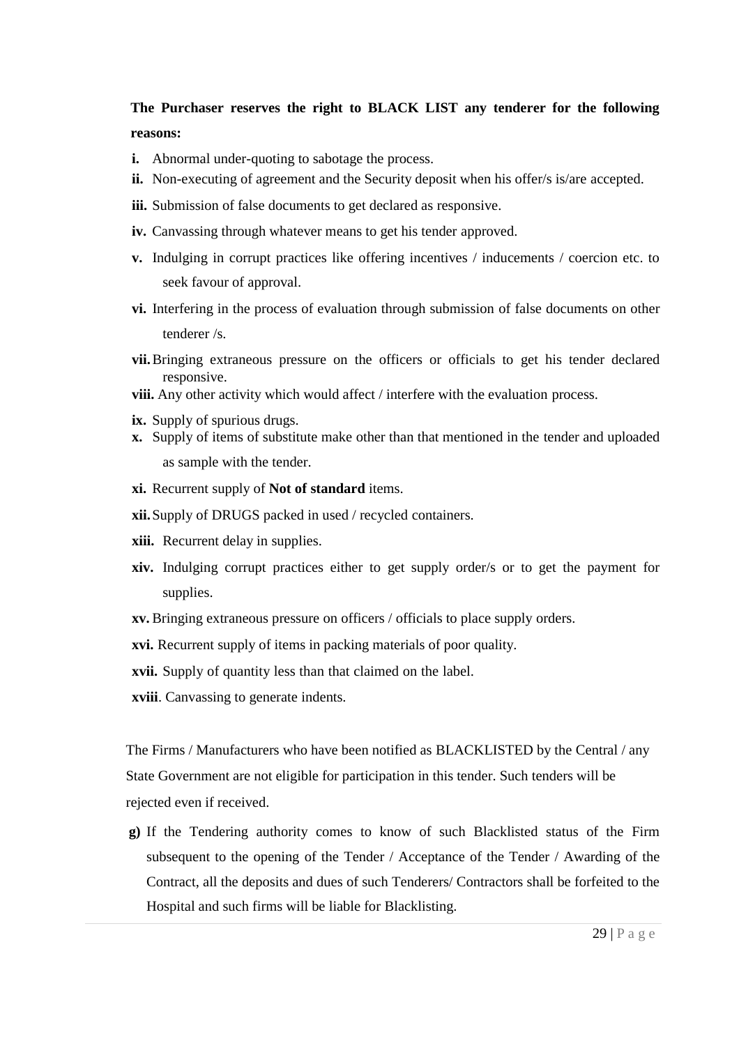**The Purchaser reserves the right to BLACK LIST any tenderer for the following reasons:**

- **i.** Abnormal under-quoting to sabotage the process.
- **ii.** Non-executing of agreement and the Security deposit when his offer/s is/are accepted.
- **iii.** Submission of false documents to get declared as responsive.
- **iv.** Canvassing through whatever means to get his tender approved.
- **v.** Indulging in corrupt practices like offering incentives / inducements / coercion etc. to seek favour of approval.
- **vi.** Interfering in the process of evaluation through submission of false documents on other tenderer /s.
- **vii.** Bringing extraneous pressure on the officers or officials to get his tender declared responsive.
- **viii.** Any other activity which would affect / interfere with the evaluation process.
- **ix.** Supply of spurious drugs.
- **x.** Supply of items of substitute make other than that mentioned in the tender and uploaded as sample with the tender.
- **xi.** Recurrent supply of **Not of standard** items.
- **xii.** Supply of DRUGS packed in used / recycled containers.
- **xiii.** Recurrent delay in supplies.
- **xiv.** Indulging corrupt practices either to get supply order/s or to get the payment for supplies.
- **xv.** Bringing extraneous pressure on officers / officials to place supply orders.
- **xvi.** Recurrent supply of items in packing materials of poor quality.
- **xvii.** Supply of quantity less than that claimed on the label.
- **xviii**. Canvassing to generate indents.

The Firms / Manufacturers who have been notified as BLACKLISTED by the Central / any State Government are not eligible for participation in this tender. Such tenders will be rejected even if received.

**g)** If the Tendering authority comes to know of such Blacklisted status of the Firm subsequent to the opening of the Tender / Acceptance of the Tender / Awarding of the Contract, all the deposits and dues of such Tenderers/ Contractors shall be forfeited to the Hospital and such firms will be liable for Blacklisting.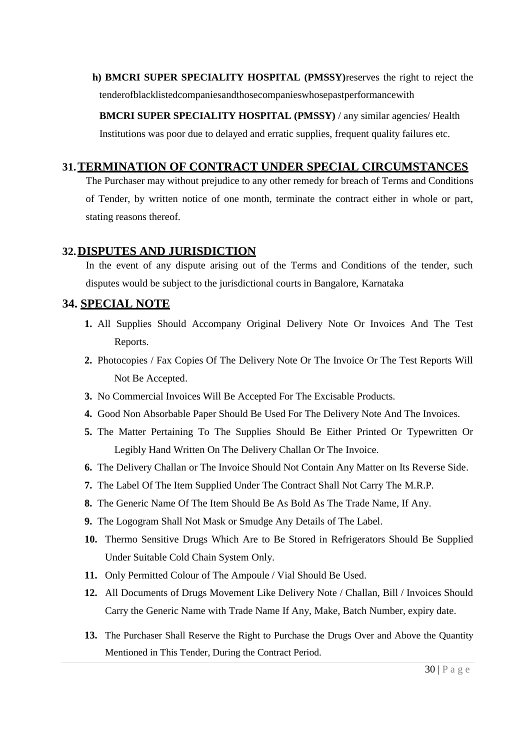**h) BMCRI SUPER SPECIALITY HOSPITAL (PMSSY)**reserves the right to reject the tenderofblacklistedcompaniesandthosecompanieswhosepastperformancewith **BMCRI SUPER SPECIALITY HOSPITAL (PMSSY)** / any similar agencies/ Health Institutions was poor due to delayed and erratic supplies, frequent quality failures etc.

## 31. TERMINATION OF CONTRACT UNDER SPECIAL CIRCUMSTANCES

The Purchaser may without prejudice to any other remedy for breach of Terms and Conditions of Tender, by written notice of one month, terminate the contract either in whole or part, stating reasons thereof.

## 32. DISPUTES AND JURISDICTION

In the event of any dispute arising out of the Terms and Conditions of the tender, such disputes would be subject to the jurisdictional courts in Bangalore, Karnataka

## 34. SPECIAL NOTE

1. All Supplies Should Accompany Original Delivery Note Or Invoices And The Test Reports.
2. Photocopies / Fax Copies Of The Delivery Note Or The Invoice Or The Test Reports Will Not Be Accepted.
3. No Commercial Invoices Will Be Accepted For The Excisable Products.
4. Good Non Absorbable Paper Should Be Used For The Delivery Note And The Invoices.
5. The Matter Pertaining To The Supplies Should Be Either Printed Or Typewritten Or Legibly Hand Written On The Delivery Challan Or The Invoice.
6. The Delivery Challan or The Invoice Should Not Contain Any Matter on Its Reverse Side.
7. The Label Of The Item Supplied Under The Contract Shall Not Carry The M.R.P.
8. The Generic Name Of The Item Should Be As Bold As The Trade Name, If Any.
9. The Logogram Shall Not Mask or Smudge Any Details of The Label.
10. Thermo Sensitive Drugs Which Are to Be Stored in Refrigerators Should Be Supplied Under Suitable Cold Chain System Only.
11. Only Permitted Colour of The Ampoule / Vial Should Be Used.
12. All Documents of Drugs Movement Like Delivery Note / Challan, Bill / Invoices Should Carry the Generic Name with Trade Name If Any, Make, Batch Number, expiry date.
13. The Purchaser Shall Reserve the Right to Purchase the Drugs Over and Above the Quantity Mentioned in This Tender, During the Contract Period.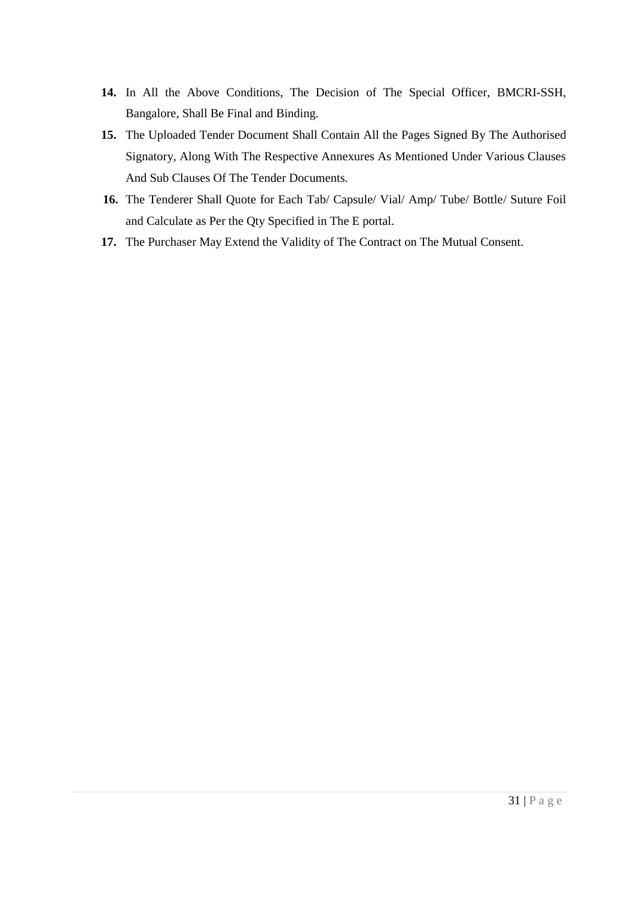14. In All the Above Conditions, The Decision of The Special Officer, BMCRI-SSH, Bangalore, Shall Be Final and Binding.
15. The Uploaded Tender Document Shall Contain All the Pages Signed By The Authorised Signatory, Along With The Respective Annexures As Mentioned Under Various Clauses And Sub Clauses Of The Tender Documents.
16. The Tenderer Shall Quote for Each Tab/ Capsule/ Vial/ Amp/ Tube/ Bottle/ Suture Foil and Calculate as Per the Qty Specified in The E portal.
17. The Purchaser May Extend the Validity of The Contract on The Mutual Consent.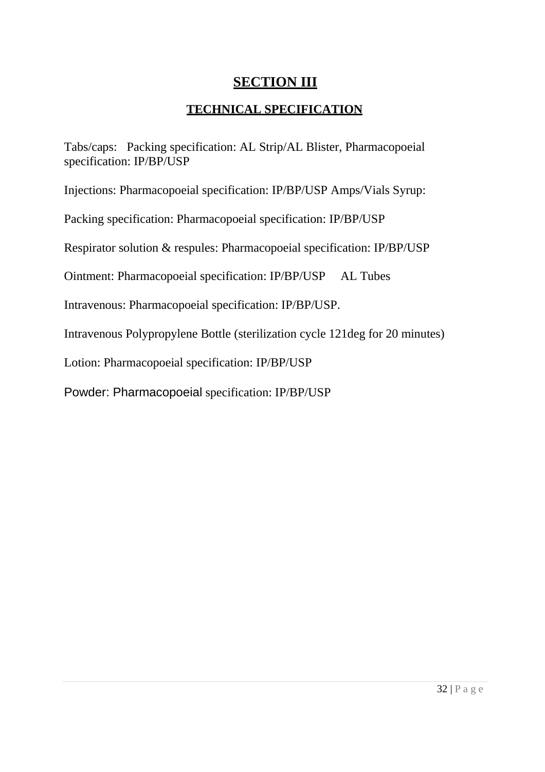# SECTION III

## TECHNICAL SPECIFICATION

Tabs/caps: Packing specification: AL Strip/AL Blister, Pharmacopoeial specification: IP/BP/USP

Injections: Pharmacopoeial specification: IP/BP/USP Amps/Vials Syrup:

Packing specification: Pharmacopoeial specification: IP/BP/USP

Respirator solution & respules: Pharmacopoeial specification: IP/BP/USP

Ointment: Pharmacopoeial specification: IP/BP/USP AL Tubes

Intravenous: Pharmacopoeial specification: IP/BP/USP.

Intravenous Polypropylene Bottle (sterilization cycle 121deg for 20 minutes)

Lotion: Pharmacopoeial specification: IP/BP/USP

Powder: Pharmacopoeial specification: IP/BP/USP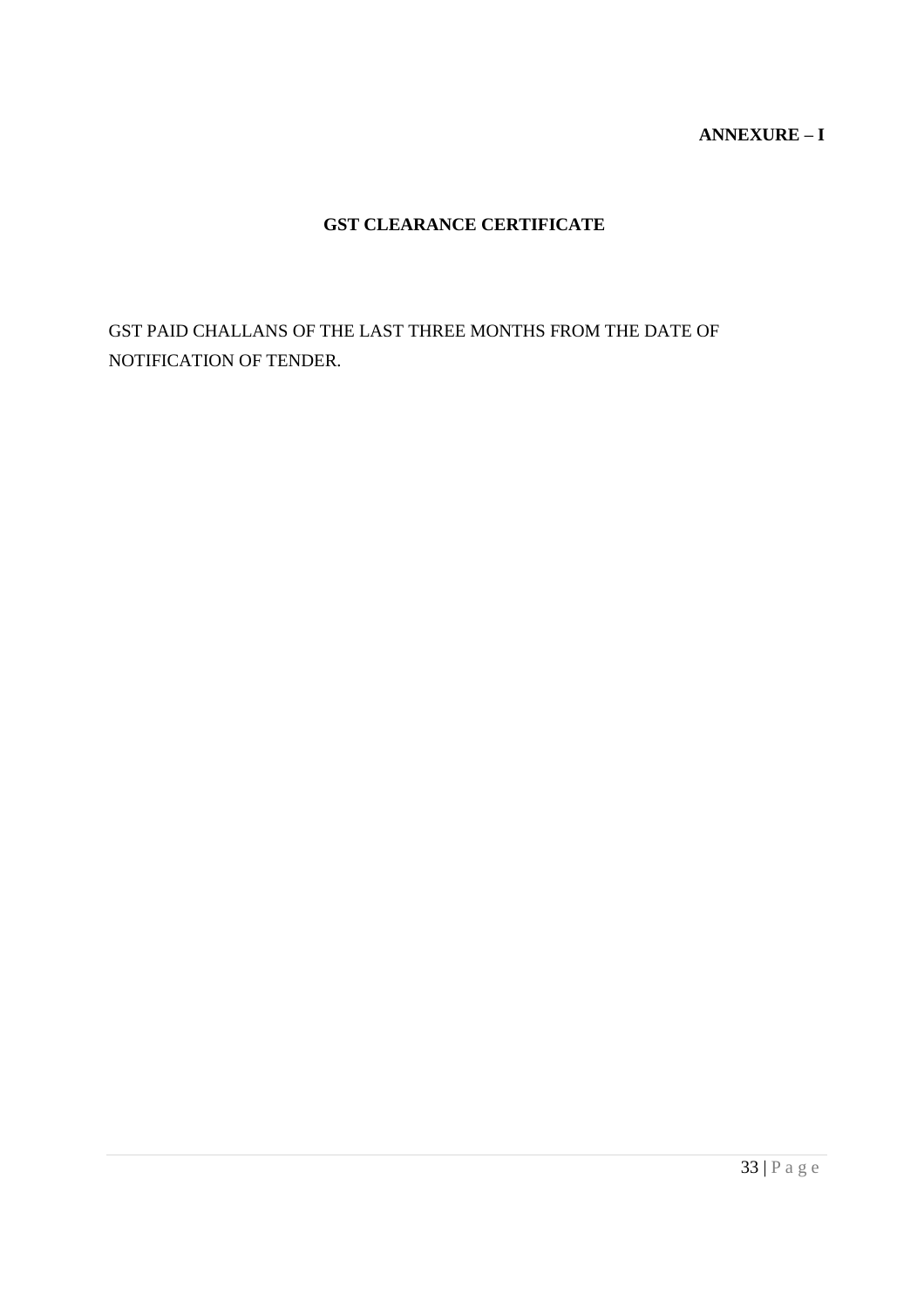**ANNEXURE – I**

## GST CLEARANCE CERTIFICATE

GST PAID CHALLANS OF THE LAST THREE MONTHS FROM THE DATE OF NOTIFICATION OF TENDER.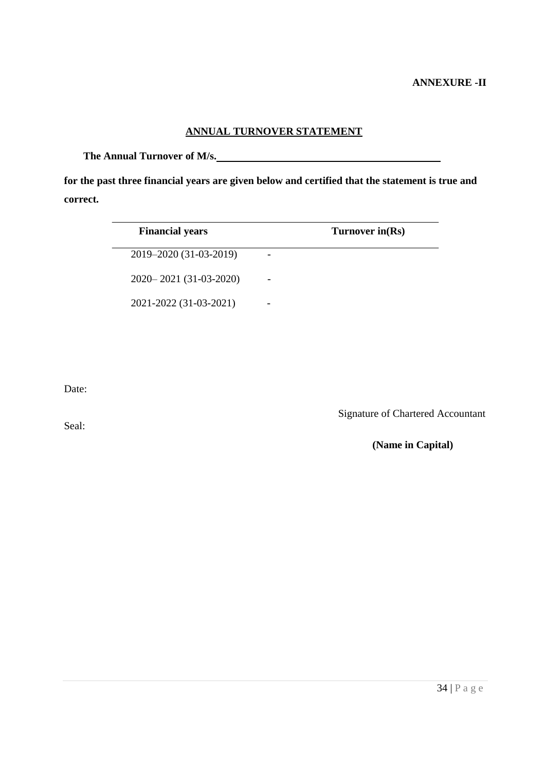**ANNEXURE -II**

## ANNUAL TURNOVER STATEMENT

**The Annual Turnover of M/s.\_\_\_\_\_\_\_\_\_\_\_\_\_\_\_\_\_\_\_\_\_\_\_\_\_\_\_\_\_\_\_\_\_\_\_\_\_\_\_\_\_\_\_\_**

**for the past three financial years are given below and certified that the statement is true and correct.**

| Financial years | | Turnover in(Rs) |
|---|---|---|
| 2019–2020 (31-03-2019) | - | |
| 2020– 2021 (31-03-2020) | - | |
| 2021-2022 (31-03-2021) | - | |

Date:

Seal:

Signature of Chartered Accountant

**(Name in Capital)**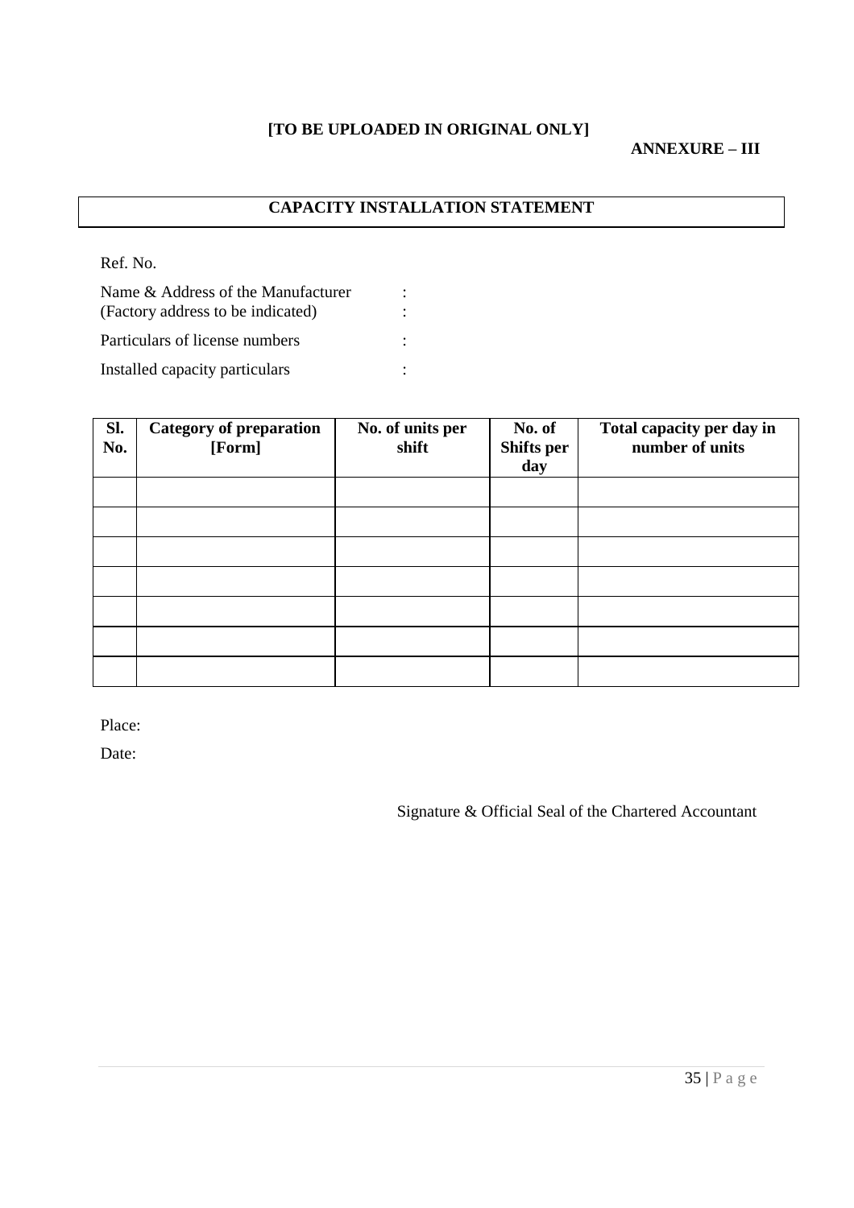**[TO BE UPLOADED IN ORIGINAL ONLY]**

**ANNEXURE – III**

## CAPACITY INSTALLATION STATEMENT

Ref. No.

Name & Address of the Manufacturer :
(Factory address to be indicated) :

Particulars of license numbers :

Installed capacity particulars :

| Sl. No. | Category of preparation [Form] | No. of units per shift | No. of Shifts per day | Total capacity per day in number of units |
|---|---|---|---|---|
| | | | | |
| | | | | |
| | | | | |
| | | | | |
| | | | | |
| | | | | |
| | | | | |

Place:

Date:

Signature & Official Seal of the Chartered Accountant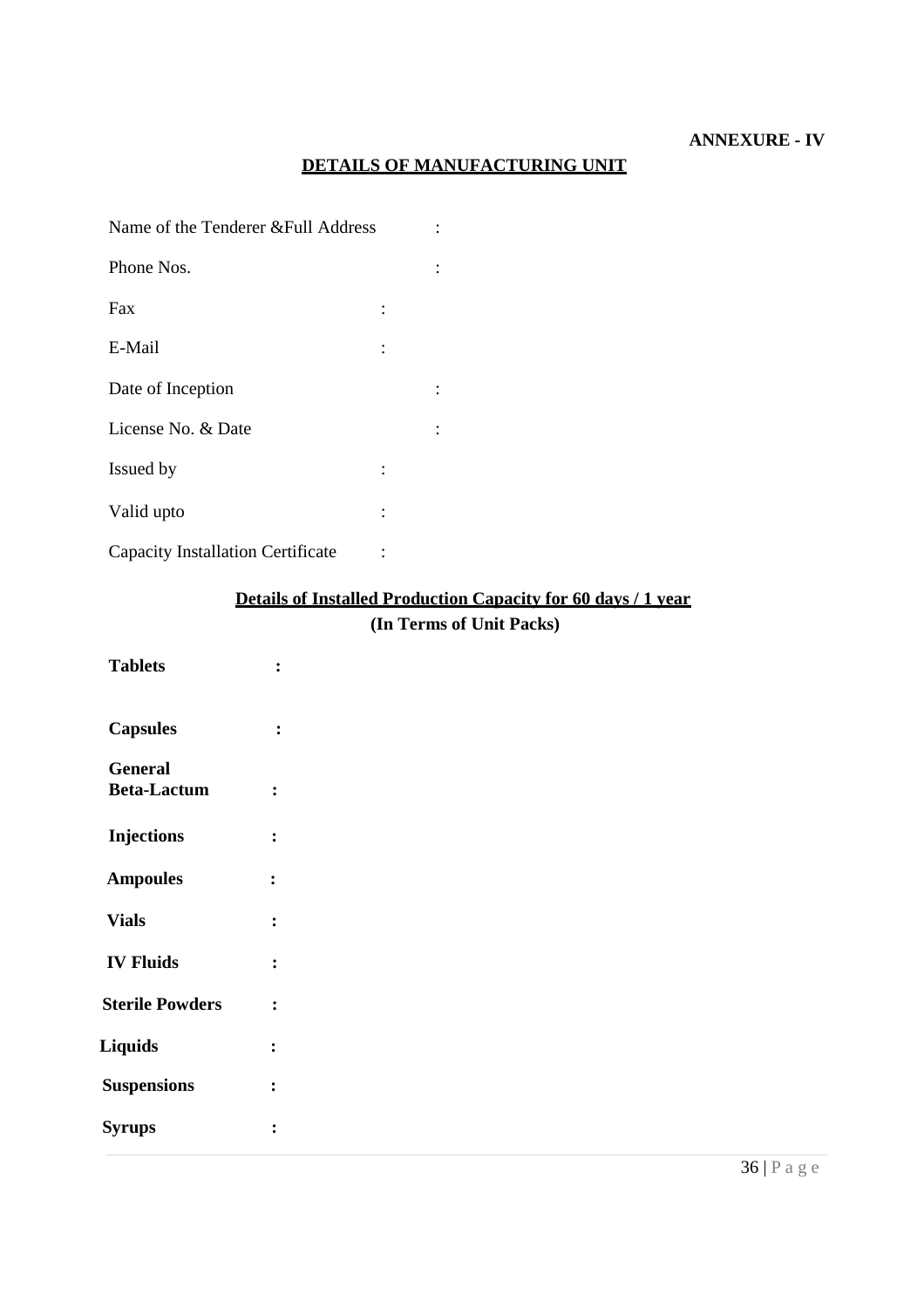**ANNEXURE - IV**

## DETAILS OF MANUFACTURING UNIT

Name of the Tenderer &Full Address :

Phone Nos. :

Fax :

E-Mail :

Date of Inception :

License No. & Date :

Issued by :

Valid upto :

Capacity Installation Certificate :

### Details of Installed Production Capacity for 60 days / 1 year

**(In Terms of Unit Packs)**

**Tablets :**

**Capsules :**

**General Beta-Lactum :**

**Injections :**

**Ampoules :**

**Vials :**

**IV Fluids :**

**Sterile Powders :**

**Liquids :**

**Suspensions :**

**Syrups :**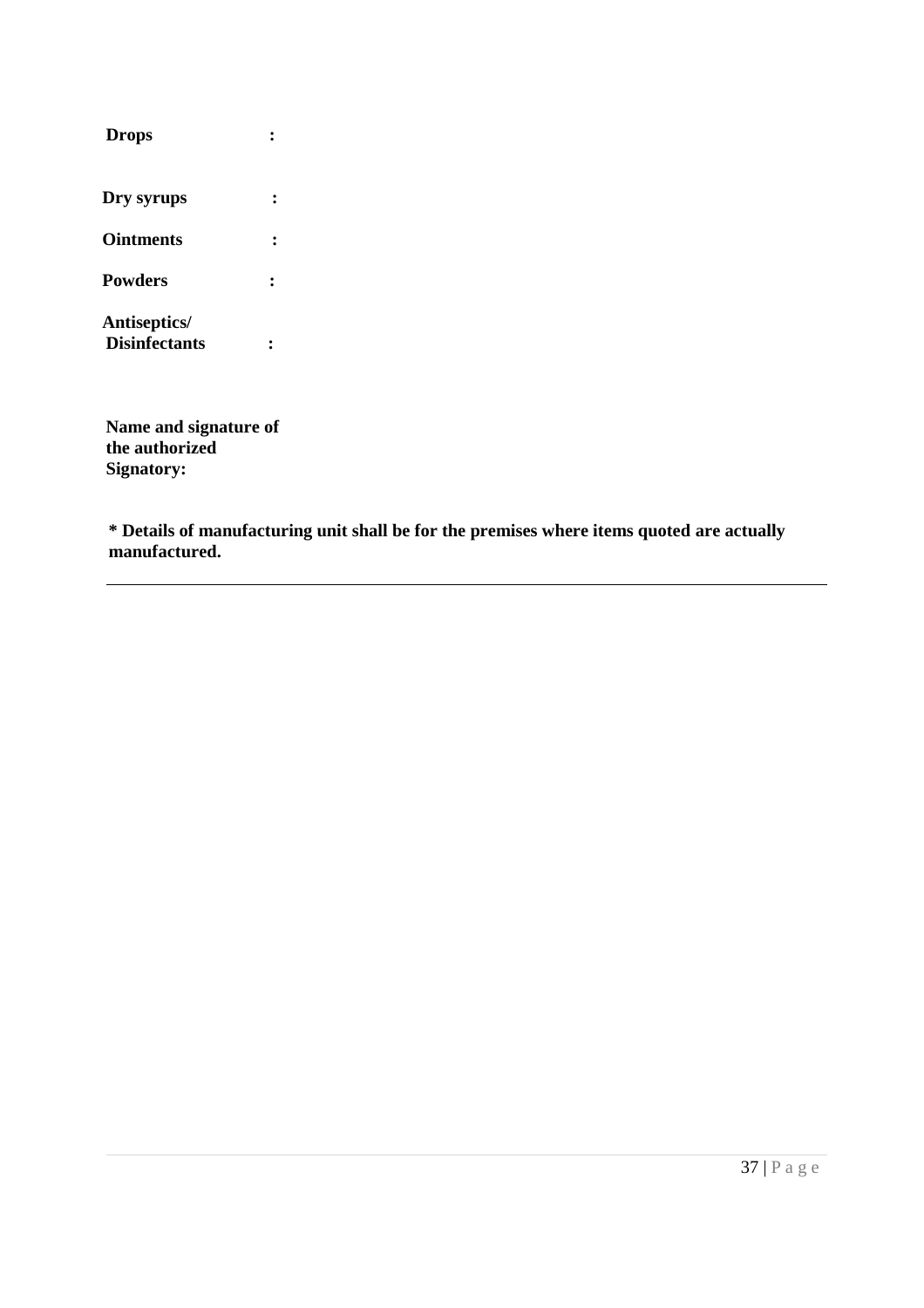**Drops** :

**Dry syrups** :

**Ointments** :

**Powders** :

**Antiseptics/ Disinfectants** :

**Name and signature of the authorized Signatory:**

**\* Details of manufacturing unit shall be for the premises where items quoted are actually manufactured.**

---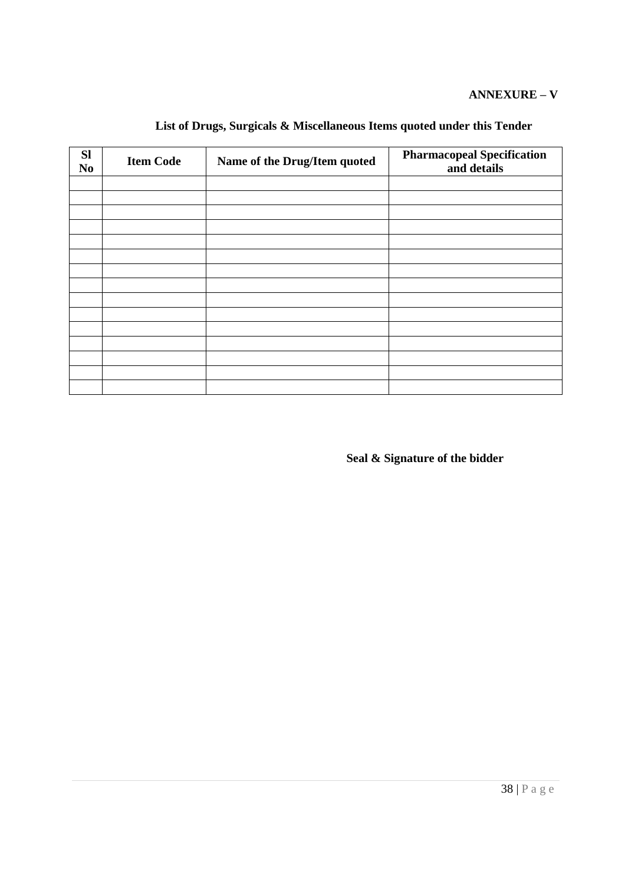**ANNEXURE – V**

**List of Drugs, Surgicals & Miscellaneous Items quoted under this Tender**

| Sl No | Item Code | Name of the Drug/Item quoted | Pharmacopeal Specification and details |
|---|---|---|---|
| | | | |
| | | | |
| | | | |
| | | | |
| | | | |
| | | | |
| | | | |
| | | | |
| | | | |
| | | | |
| | | | |
| | | | |
| | | | |
| | | | |
| | | | |

**Seal & Signature of the bidder**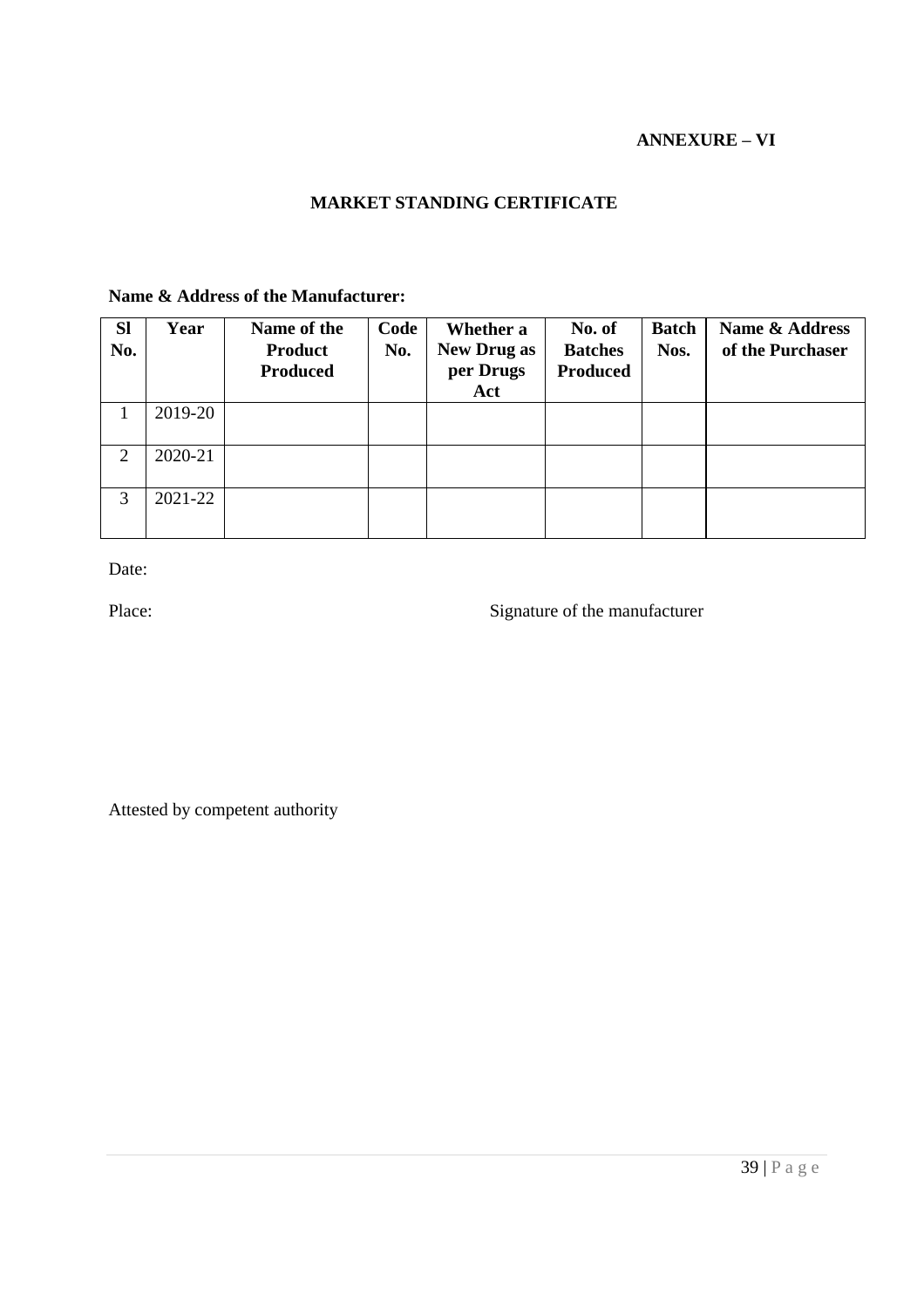**ANNEXURE – VI**

## MARKET STANDING CERTIFICATE

**Name & Address of the Manufacturer:**

| Sl No. | Year | Name of the Product Produced | Code No. | Whether a New Drug as per Drugs Act | No. of Batches Produced | Batch Nos. | Name & Address of the Purchaser |
|---|---|---|---|---|---|---|---|
| 1 | 2019-20 | | | | | | |
| 2 | 2020-21 | | | | | | |
| 3 | 2021-22 | | | | | | |

Date:

Place: Signature of the manufacturer

Attested by competent authority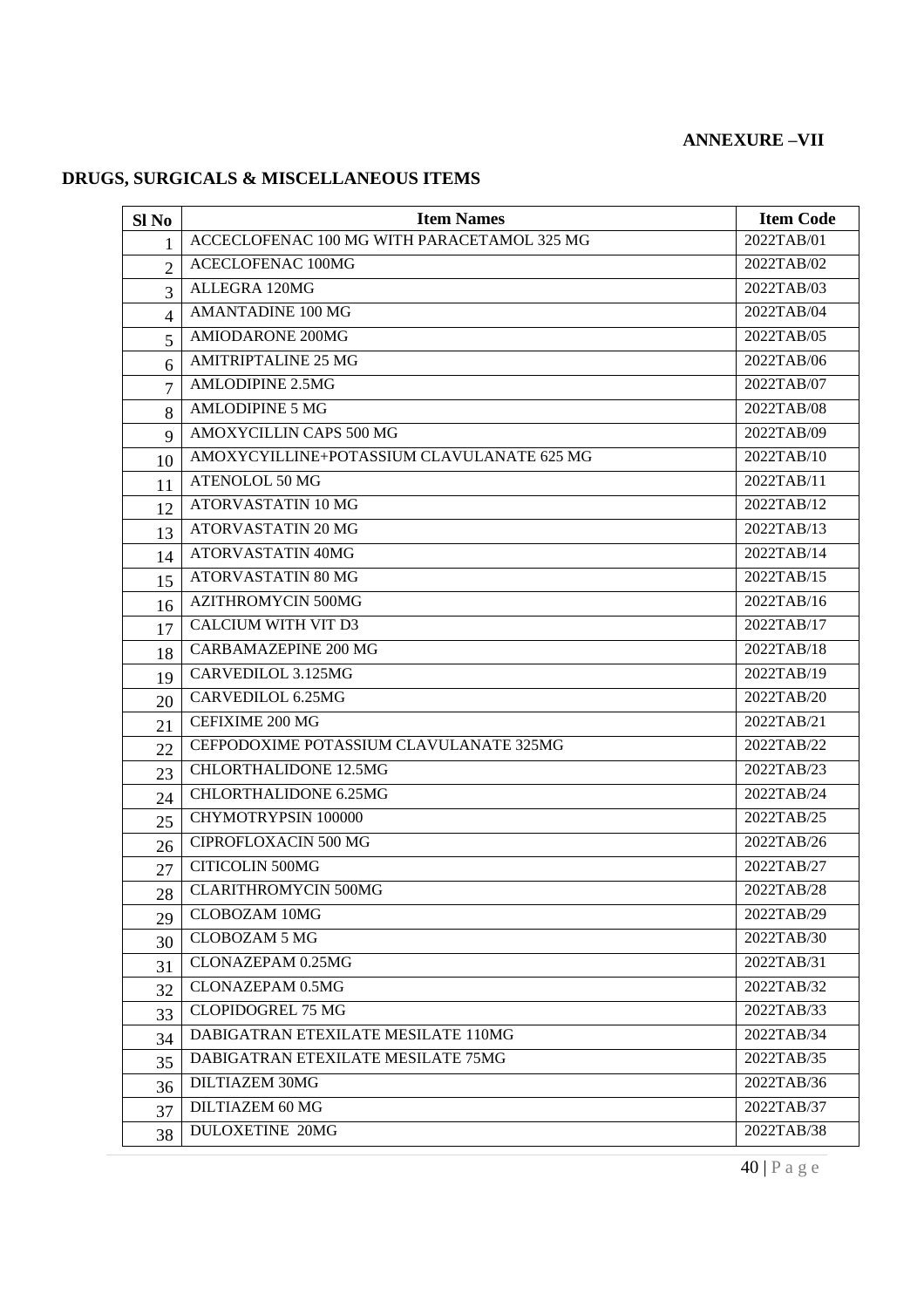**ANNEXURE –VII**

## DRUGS, SURGICALS & MISCELLANEOUS ITEMS

| Sl No | Item Names | Item Code |
|---|---|---|
| 1 | ACCECLOFENAC 100 MG WITH PARACETAMOL 325 MG | 2022TAB/01 |
| 2 | ACECLOFENAC 100MG | 2022TAB/02 |
| 3 | ALLEGRA 120MG | 2022TAB/03 |
| 4 | AMANTADINE 100 MG | 2022TAB/04 |
| 5 | AMIODARONE 200MG | 2022TAB/05 |
| 6 | AMITRIPTALINE 25 MG | 2022TAB/06 |
| 7 | AMLODIPINE 2.5MG | 2022TAB/07 |
| 8 | AMLODIPINE 5 MG | 2022TAB/08 |
| 9 | AMOXYCILLIN CAPS 500 MG | 2022TAB/09 |
| 10 | AMOXYCYILLINE+POTASSIUM CLAVULANATE 625 MG | 2022TAB/10 |
| 11 | ATENOLOL 50 MG | 2022TAB/11 |
| 12 | ATORVASTATIN 10 MG | 2022TAB/12 |
| 13 | ATORVASTATIN 20 MG | 2022TAB/13 |
| 14 | ATORVASTATIN 40MG | 2022TAB/14 |
| 15 | ATORVASTATIN 80 MG | 2022TAB/15 |
| 16 | AZITHROMYCIN 500MG | 2022TAB/16 |
| 17 | CALCIUM WITH VIT D3 | 2022TAB/17 |
| 18 | CARBAMAZEPINE 200 MG | 2022TAB/18 |
| 19 | CARVEDILOL 3.125MG | 2022TAB/19 |
| 20 | CARVEDILOL 6.25MG | 2022TAB/20 |
| 21 | CEFIXIME 200 MG | 2022TAB/21 |
| 22 | CEFPODOXIME POTASSIUM CLAVULANATE 325MG | 2022TAB/22 |
| 23 | CHLORTHALIDONE 12.5MG | 2022TAB/23 |
| 24 | CHLORTHALIDONE 6.25MG | 2022TAB/24 |
| 25 | CHYMOTRYPSIN 100000 | 2022TAB/25 |
| 26 | CIPROFLOXACIN 500 MG | 2022TAB/26 |
| 27 | CITICOLIN 500MG | 2022TAB/27 |
| 28 | CLARITHROMYCIN 500MG | 2022TAB/28 |
| 29 | CLOBOZAM 10MG | 2022TAB/29 |
| 30 | CLOBOZAM 5 MG | 2022TAB/30 |
| 31 | CLONAZEPAM 0.25MG | 2022TAB/31 |
| 32 | CLONAZEPAM 0.5MG | 2022TAB/32 |
| 33 | CLOPIDOGREL 75 MG | 2022TAB/33 |
| 34 | DABIGATRAN ETEXILATE MESILATE 110MG | 2022TAB/34 |
| 35 | DABIGATRAN ETEXILATE MESILATE 75MG | 2022TAB/35 |
| 36 | DILTIAZEM 30MG | 2022TAB/36 |
| 37 | DILTIAZEM 60 MG | 2022TAB/37 |
| 38 | DULOXETINE 20MG | 2022TAB/38 |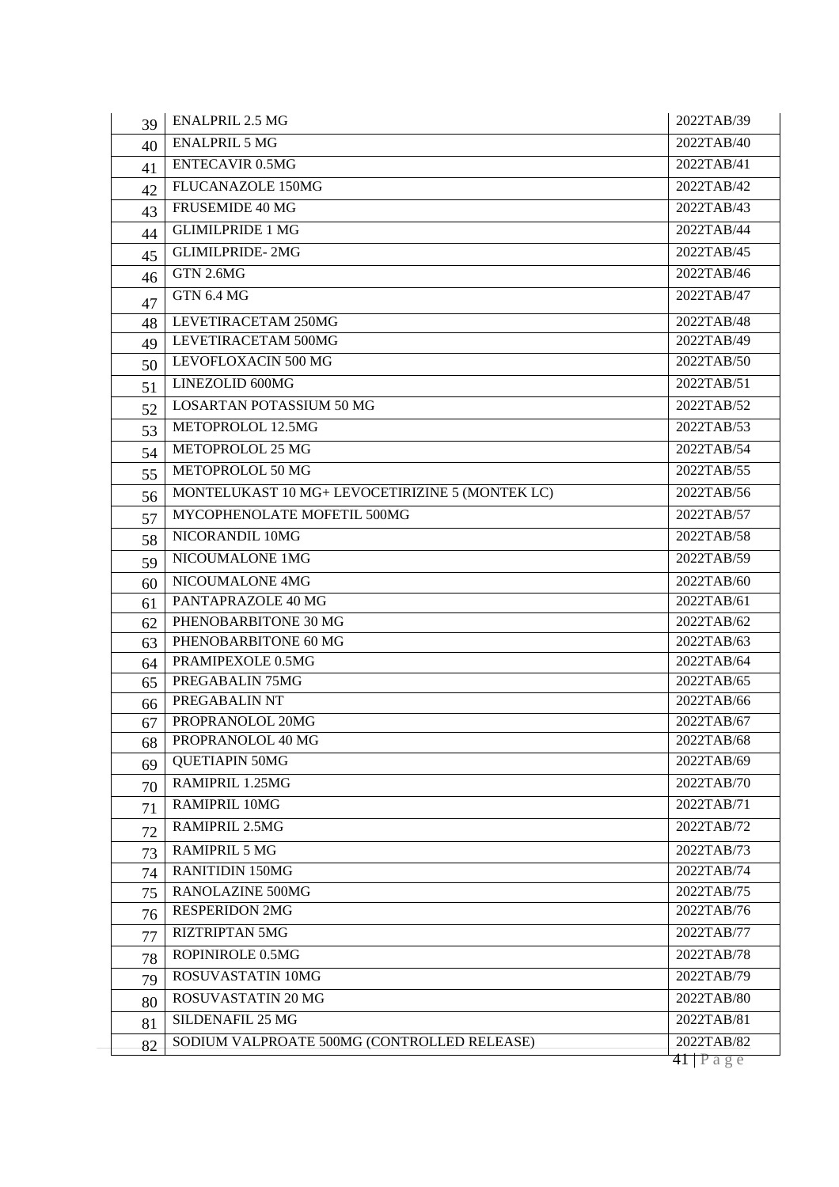| | | |
|---|---|---|
| 39 | ENALPRIL 2.5 MG | 2022TAB/39 |
| 40 | ENALPRIL 5 MG | 2022TAB/40 |
| 41 | ENTECAVIR 0.5MG | 2022TAB/41 |
| 42 | FLUCANAZOLE 150MG | 2022TAB/42 |
| 43 | FRUSEMIDE 40 MG | 2022TAB/43 |
| 44 | GLIMILPRIDE 1 MG | 2022TAB/44 |
| 45 | GLIMILPRIDE- 2MG | 2022TAB/45 |
| 46 | GTN 2.6MG | 2022TAB/46 |
| 47 | GTN 6.4 MG | 2022TAB/47 |
| 48 | LEVETIRACETAM 250MG | 2022TAB/48 |
| 49 | LEVETIRACETAM 500MG | 2022TAB/49 |
| 50 | LEVOFLOXACIN 500 MG | 2022TAB/50 |
| 51 | LINEZOLID 600MG | 2022TAB/51 |
| 52 | LOSARTAN POTASSIUM 50 MG | 2022TAB/52 |
| 53 | METOPROLOL 12.5MG | 2022TAB/53 |
| 54 | METOPROLOL 25 MG | 2022TAB/54 |
| 55 | METOPROLOL 50 MG | 2022TAB/55 |
| 56 | MONTELUKAST 10 MG+ LEVOCETIRIZINE 5 (MONTEK LC) | 2022TAB/56 |
| 57 | MYCOPHENOLATE MOFETIL 500MG | 2022TAB/57 |
| 58 | NICORANDIL 10MG | 2022TAB/58 |
| 59 | NICOUMALONE 1MG | 2022TAB/59 |
| 60 | NICOUMALONE 4MG | 2022TAB/60 |
| 61 | PANTAPRAZOLE 40 MG | 2022TAB/61 |
| 62 | PHENOBARBITONE 30 MG | 2022TAB/62 |
| 63 | PHENOBARBITONE 60 MG | 2022TAB/63 |
| 64 | PRAMIPEXOLE 0.5MG | 2022TAB/64 |
| 65 | PREGABALIN 75MG | 2022TAB/65 |
| 66 | PREGABALIN NT | 2022TAB/66 |
| 67 | PROPRANOLOL 20MG | 2022TAB/67 |
| 68 | PROPRANOLOL 40 MG | 2022TAB/68 |
| 69 | QUETIAPIN 50MG | 2022TAB/69 |
| 70 | RAMIPRIL 1.25MG | 2022TAB/70 |
| 71 | RAMIPRIL 10MG | 2022TAB/71 |
| 72 | RAMIPRIL 2.5MG | 2022TAB/72 |
| 73 | RAMIPRIL 5 MG | 2022TAB/73 |
| 74 | RANITIDIN 150MG | 2022TAB/74 |
| 75 | RANOLAZINE 500MG | 2022TAB/75 |
| 76 | RESPERIDON 2MG | 2022TAB/76 |
| 77 | RIZTRIPTAN 5MG | 2022TAB/77 |
| 78 | ROPINIROLE 0.5MG | 2022TAB/78 |
| 79 | ROSUVASTATIN 10MG | 2022TAB/79 |
| 80 | ROSUVASTATIN 20 MG | 2022TAB/80 |
| 81 | SILDENAFIL 25 MG | 2022TAB/81 |
| 82 | SODIUM VALPROATE 500MG (CONTROLLED RELEASE) | 2022TAB/82 |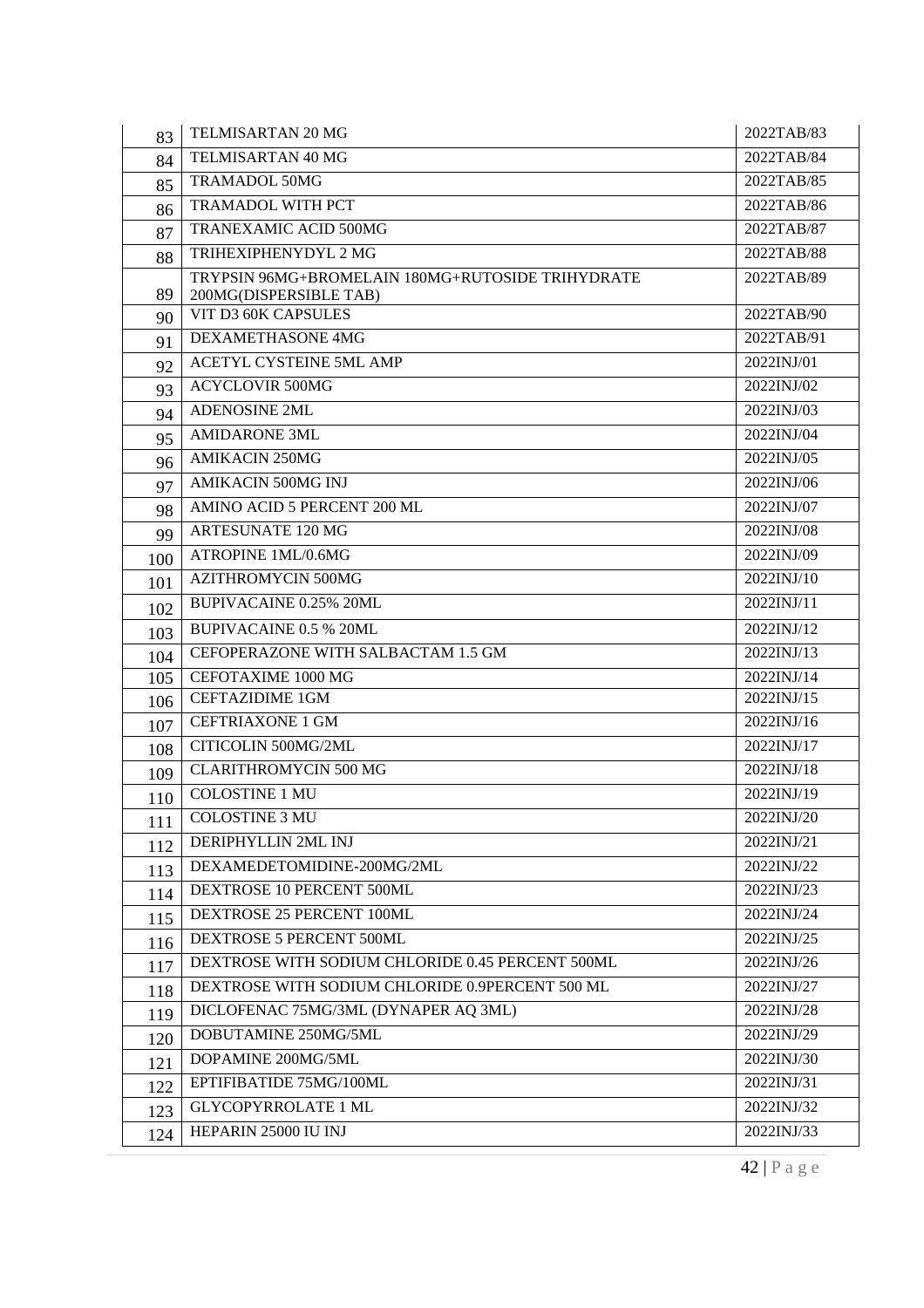| | | |
|---|---|---|
| 83 | TELMISARTAN 20 MG | 2022TAB/83 |
| 84 | TELMISARTAN 40 MG | 2022TAB/84 |
| 85 | TRAMADOL 50MG | 2022TAB/85 |
| 86 | TRAMADOL WITH PCT | 2022TAB/86 |
| 87 | TRANEXAMIC ACID 500MG | 2022TAB/87 |
| 88 | TRIHEXIPHENYDYL 2 MG | 2022TAB/88 |
| 89 | TRYPSIN 96MG+BROMELAIN 180MG+RUTOSIDE TRIHYDRATE 200MG(DISPERSIBLE TAB) | 2022TAB/89 |
| 90 | VIT D3 60K CAPSULES | 2022TAB/90 |
| 91 | DEXAMETHASONE 4MG | 2022TAB/91 |
| 92 | ACETYL CYSTEINE 5ML AMP | 2022INJ/01 |
| 93 | ACYCLOVIR 500MG | 2022INJ/02 |
| 94 | ADENOSINE 2ML | 2022INJ/03 |
| 95 | AMIDARONE 3ML | 2022INJ/04 |
| 96 | AMIKACIN 250MG | 2022INJ/05 |
| 97 | AMIKACIN 500MG INJ | 2022INJ/06 |
| 98 | AMINO ACID 5 PERCENT 200 ML | 2022INJ/07 |
| 99 | ARTESUNATE 120 MG | 2022INJ/08 |
| 100 | ATROPINE 1ML/0.6MG | 2022INJ/09 |
| 101 | AZITHROMYCIN 500MG | 2022INJ/10 |
| 102 | BUPIVACAINE 0.25% 20ML | 2022INJ/11 |
| 103 | BUPIVACAINE 0.5 % 20ML | 2022INJ/12 |
| 104 | CEFOPERAZONE WITH SALBACTAM 1.5 GM | 2022INJ/13 |
| 105 | CEFOTAXIME 1000 MG | 2022INJ/14 |
| 106 | CEFTAZIDIME 1GM | 2022INJ/15 |
| 107 | CEFTRIAXONE 1 GM | 2022INJ/16 |
| 108 | CITICOLIN 500MG/2ML | 2022INJ/17 |
| 109 | CLARITHROMYCIN 500 MG | 2022INJ/18 |
| 110 | COLOSTINE 1 MU | 2022INJ/19 |
| 111 | COLOSTINE 3 MU | 2022INJ/20 |
| 112 | DERIPHYLLIN 2ML INJ | 2022INJ/21 |
| 113 | DEXAMEDETOMIDINE-200MG/2ML | 2022INJ/22 |
| 114 | DEXTROSE 10 PERCENT 500ML | 2022INJ/23 |
| 115 | DEXTROSE 25 PERCENT 100ML | 2022INJ/24 |
| 116 | DEXTROSE 5 PERCENT 500ML | 2022INJ/25 |
| 117 | DEXTROSE WITH SODIUM CHLORIDE 0.45 PERCENT 500ML | 2022INJ/26 |
| 118 | DEXTROSE WITH SODIUM CHLORIDE 0.9PERCENT 500 ML | 2022INJ/27 |
| 119 | DICLOFENAC 75MG/3ML (DYNAPER AQ 3ML) | 2022INJ/28 |
| 120 | DOBUTAMINE 250MG/5ML | 2022INJ/29 |
| 121 | DOPAMINE 200MG/5ML | 2022INJ/30 |
| 122 | EPTIFIBATIDE 75MG/100ML | 2022INJ/31 |
| 123 | GLYCOPYRROLATE 1 ML | 2022INJ/32 |
| 124 | HEPARIN 25000 IU INJ | 2022INJ/33 |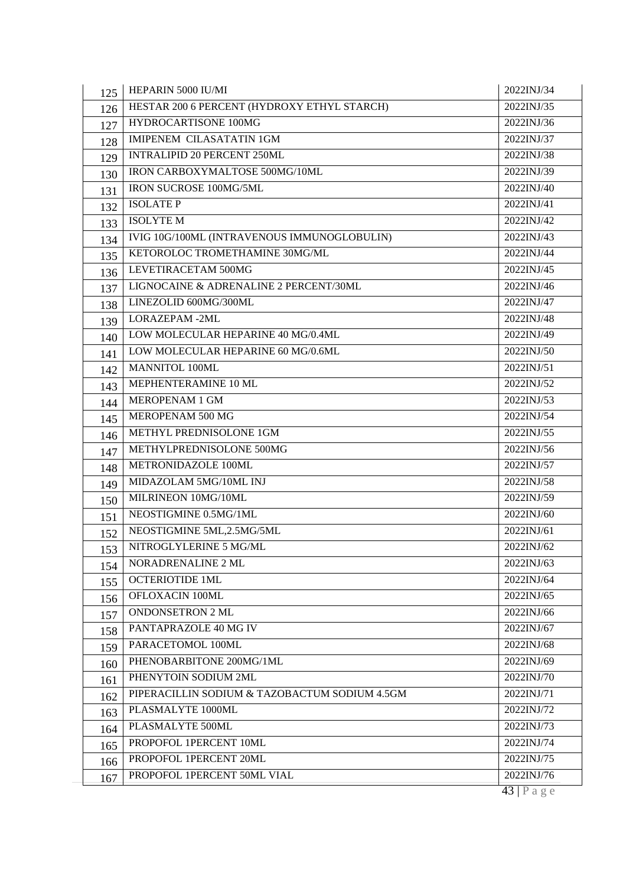| | | |
|---|---|---|
| 125 | HEPARIN 5000 IU/MI | 2022INJ/34 |
| 126 | HESTAR 200 6 PERCENT (HYDROXY ETHYL STARCH) | 2022INJ/35 |
| 127 | HYDROCARTISONE 100MG | 2022INJ/36 |
| 128 | IMIPENEM CILASATATIN 1GM | 2022INJ/37 |
| 129 | INTRALIPID 20 PERCENT 250ML | 2022INJ/38 |
| 130 | IRON CARBOXYMALTOSE 500MG/10ML | 2022INJ/39 |
| 131 | IRON SUCROSE 100MG/5ML | 2022INJ/40 |
| 132 | ISOLATE P | 2022INJ/41 |
| 133 | ISOLYTE M | 2022INJ/42 |
| 134 | IVIG 10G/100ML (INTRAVENOUS IMMUNOGLOBULIN) | 2022INJ/43 |
| 135 | KETOROLOC TROMETHAMINE 30MG/ML | 2022INJ/44 |
| 136 | LEVETIRACETAM 500MG | 2022INJ/45 |
| 137 | LIGNOCAINE & ADRENALINE 2 PERCENT/30ML | 2022INJ/46 |
| 138 | LINEZOLID 600MG/300ML | 2022INJ/47 |
| 139 | LORAZEPAM -2ML | 2022INJ/48 |
| 140 | LOW MOLECULAR HEPARINE 40 MG/0.4ML | 2022INJ/49 |
| 141 | LOW MOLECULAR HEPARINE 60 MG/0.6ML | 2022INJ/50 |
| 142 | MANNITOL 100ML | 2022INJ/51 |
| 143 | MEPHENTERAMINE 10 ML | 2022INJ/52 |
| 144 | MEROPENAM 1 GM | 2022INJ/53 |
| 145 | MEROPENAM 500 MG | 2022INJ/54 |
| 146 | METHYL PREDNISOLONE 1GM | 2022INJ/55 |
| 147 | METHYLPREDNISOLONE 500MG | 2022INJ/56 |
| 148 | METRONIDAZOLE 100ML | 2022INJ/57 |
| 149 | MIDAZOLAM 5MG/10ML INJ | 2022INJ/58 |
| 150 | MILRINEON 10MG/10ML | 2022INJ/59 |
| 151 | NEOSTIGMINE 0.5MG/1ML | 2022INJ/60 |
| 152 | NEOSTIGMINE 5ML,2.5MG/5ML | 2022INJ/61 |
| 153 | NITROGLYLERINE 5 MG/ML | 2022INJ/62 |
| 154 | NORADRENALINE 2 ML | 2022INJ/63 |
| 155 | OCTERIOTIDE 1ML | 2022INJ/64 |
| 156 | OFLOXACIN 100ML | 2022INJ/65 |
| 157 | ONDONSETRON 2 ML | 2022INJ/66 |
| 158 | PANTAPRAZOLE 40 MG IV | 2022INJ/67 |
| 159 | PARACETOMOL 100ML | 2022INJ/68 |
| 160 | PHENOBARBITONE 200MG/1ML | 2022INJ/69 |
| 161 | PHENYTOIN SODIUM 2ML | 2022INJ/70 |
| 162 | PIPERACILLIN SODIUM & TAZOBACTUM SODIUM 4.5GM | 2022INJ/71 |
| 163 | PLASMALYTE 1000ML | 2022INJ/72 |
| 164 | PLASMALYTE 500ML | 2022INJ/73 |
| 165 | PROPOFOL 1PERCENT 10ML | 2022INJ/74 |
| 166 | PROPOFOL 1PERCENT 20ML | 2022INJ/75 |
| 167 | PROPOFOL 1PERCENT 50ML VIAL | 2022INJ/76 |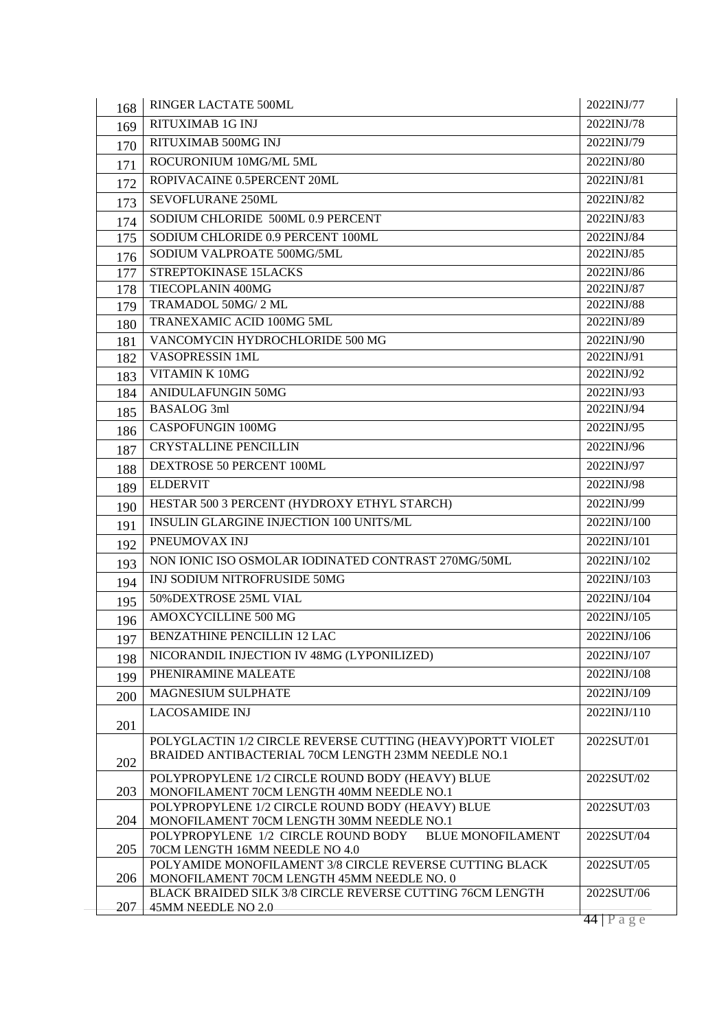| | | |
|---|---|---|
| 168 | RINGER LACTATE 500ML | 2022INJ/77 |
| 169 | RITUXIMAB 1G INJ | 2022INJ/78 |
| 170 | RITUXIMAB 500MG INJ | 2022INJ/79 |
| 171 | ROCURONIUM 10MG/ML 5ML | 2022INJ/80 |
| 172 | ROPIVACAINE 0.5PERCENT 20ML | 2022INJ/81 |
| 173 | SEVOFLURANE 250ML | 2022INJ/82 |
| 174 | SODIUM CHLORIDE 500ML 0.9 PERCENT | 2022INJ/83 |
| 175 | SODIUM CHLORIDE 0.9 PERCENT 100ML | 2022INJ/84 |
| 176 | SODIUM VALPROATE 500MG/5ML | 2022INJ/85 |
| 177 | STREPTOKINASE 15LACKS | 2022INJ/86 |
| 178 | TIECOPLANIN 400MG | 2022INJ/87 |
| 179 | TRAMADOL 50MG/ 2 ML | 2022INJ/88 |
| 180 | TRANEXAMIC ACID 100MG 5ML | 2022INJ/89 |
| 181 | VANCOMYCIN HYDROCHLORIDE 500 MG | 2022INJ/90 |
| 182 | VASOPRESSIN 1ML | 2022INJ/91 |
| 183 | VITAMIN K 10MG | 2022INJ/92 |
| 184 | ANIDULAFUNGIN 50MG | 2022INJ/93 |
| 185 | BASALOG 3ml | 2022INJ/94 |
| 186 | CASPOFUNGIN 100MG | 2022INJ/95 |
| 187 | CRYSTALLINE PENCILLIN | 2022INJ/96 |
| 188 | DEXTROSE 50 PERCENT 100ML | 2022INJ/97 |
| 189 | ELDERVIT | 2022INJ/98 |
| 190 | HESTAR 500 3 PERCENT (HYDROXY ETHYL STARCH) | 2022INJ/99 |
| 191 | INSULIN GLARGINE INJECTION 100 UNITS/ML | 2022INJ/100 |
| 192 | PNEUMOVAX INJ | 2022INJ/101 |
| 193 | NON IONIC ISO OSMOLAR IODINATED CONTRAST 270MG/50ML | 2022INJ/102 |
| 194 | INJ SODIUM NITROFRUSIDE 50MG | 2022INJ/103 |
| 195 | 50%DEXTROSE 25ML VIAL | 2022INJ/104 |
| 196 | AMOXCYCILLINE 500 MG | 2022INJ/105 |
| 197 | BENZATHINE PENCILLIN 12 LAC | 2022INJ/106 |
| 198 | NICORANDIL INJECTION IV 48MG (LYPONILIZED) | 2022INJ/107 |
| 199 | PHENIRAMINE MALEATE | 2022INJ/108 |
| 200 | MAGNESIUM SULPHATE | 2022INJ/109 |
| 201 | LACOSAMIDE INJ | 2022INJ/110 |
| 202 | POLYGLACTIN 1/2 CIRCLE REVERSE CUTTING (HEAVY)PORTT VIOLET BRAIDED ANTIBACTERIAL 70CM LENGTH 23MM NEEDLE NO.1 | 2022SUT/01 |
| 203 | POLYPROPYLENE 1/2 CIRCLE ROUND BODY (HEAVY) BLUE MONOFILAMENT 70CM LENGTH 40MM NEEDLE NO.1 | 2022SUT/02 |
| 204 | POLYPROPYLENE 1/2 CIRCLE ROUND BODY (HEAVY) BLUE MONOFILAMENT 70CM LENGTH 30MM NEEDLE NO.1 | 2022SUT/03 |
| 205 | POLYPROPYLENE 1/2 CIRCLE ROUND BODY BLUE MONOFILAMENT 70CM LENGTH 16MM NEEDLE NO 4.0 | 2022SUT/04 |
| 206 | POLYAMIDE MONOFILAMENT 3/8 CIRCLE REVERSE CUTTING BLACK MONOFILAMENT 70CM LENGTH 45MM NEEDLE NO. 0 | 2022SUT/05 |
| 207 | BLACK BRAIDED SILK 3/8 CIRCLE REVERSE CUTTING 76CM LENGTH 45MM NEEDLE NO 2.0 | 2022SUT/06 |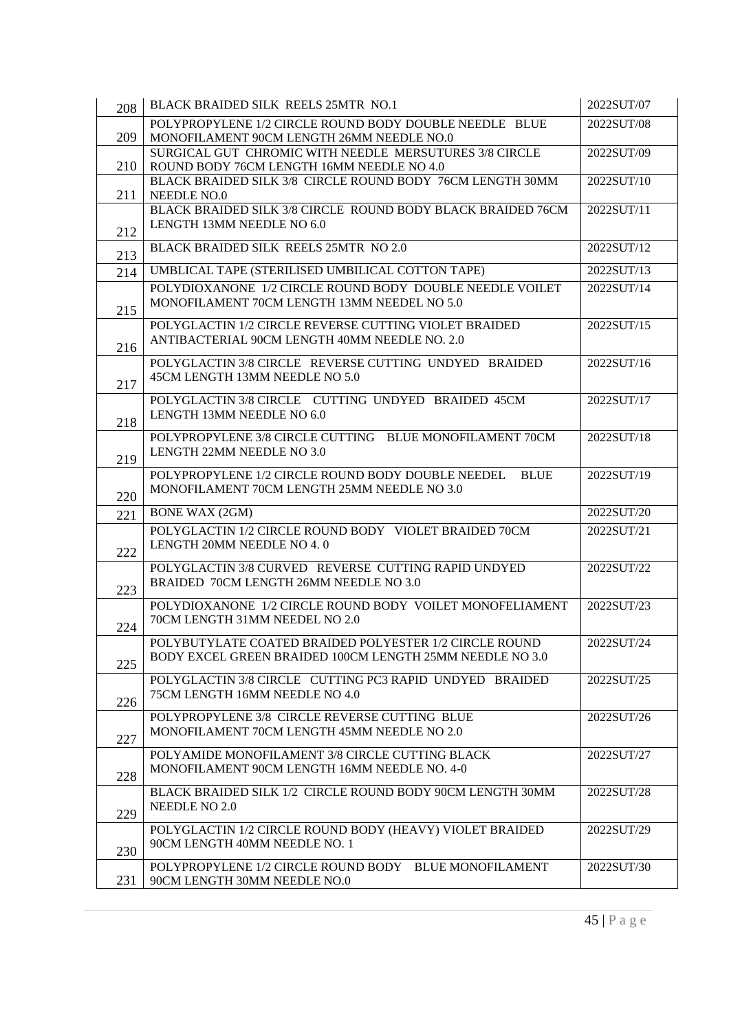| 208 | BLACK BRAIDED SILK REELS 25MTR NO.1 | 2022SUT/07 |
|---|---|---|
| 209 | POLYPROPYLENE 1/2 CIRCLE ROUND BODY DOUBLE NEEDLE BLUE MONOFILAMENT 90CM LENGTH 26MM NEEDLE NO.0 | 2022SUT/08 |
| 210 | SURGICAL GUT CHROMIC WITH NEEDLE MERSUTURES 3/8 CIRCLE ROUND BODY 76CM LENGTH 16MM NEEDLE NO 4.0 | 2022SUT/09 |
| 211 | BLACK BRAIDED SILK 3/8 CIRCLE ROUND BODY 76CM LENGTH 30MM NEEDLE NO.0 | 2022SUT/10 |
| 212 | BLACK BRAIDED SILK 3/8 CIRCLE ROUND BODY BLACK BRAIDED 76CM LENGTH 13MM NEEDLE NO 6.0 | 2022SUT/11 |
| 213 | BLACK BRAIDED SILK REELS 25MTR NO 2.0 | 2022SUT/12 |
| 214 | UMBLICAL TAPE (STERILISED UMBILICAL COTTON TAPE) | 2022SUT/13 |
| 215 | POLYDIOXANONE 1/2 CIRCLE ROUND BODY DOUBLE NEEDLE VOILET MONOFILAMENT 70CM LENGTH 13MM NEEDEL NO 5.0 | 2022SUT/14 |
| 216 | POLYGLACTIN 1/2 CIRCLE REVERSE CUTTING VIOLET BRAIDED ANTIBACTERIAL 90CM LENGTH 40MM NEEDLE NO. 2.0 | 2022SUT/15 |
| 217 | POLYGLACTIN 3/8 CIRCLE REVERSE CUTTING UNDYED BRAIDED 45CM LENGTH 13MM NEEDLE NO 5.0 | 2022SUT/16 |
| 218 | POLYGLACTIN 3/8 CIRCLE CUTTING UNDYED BRAIDED 45CM LENGTH 13MM NEEDLE NO 6.0 | 2022SUT/17 |
| 219 | POLYPROPYLENE 3/8 CIRCLE CUTTING BLUE MONOFILAMENT 70CM LENGTH 22MM NEEDLE NO 3.0 | 2022SUT/18 |
| 220 | POLYPROPYLENE 1/2 CIRCLE ROUND BODY DOUBLE NEEDEL BLUE MONOFILAMENT 70CM LENGTH 25MM NEEDLE NO 3.0 | 2022SUT/19 |
| 221 | BONE WAX (2GM) | 2022SUT/20 |
| 222 | POLYGLACTIN 1/2 CIRCLE ROUND BODY VIOLET BRAIDED 70CM LENGTH 20MM NEEDLE NO 4. 0 | 2022SUT/21 |
| 223 | POLYGLACTIN 3/8 CURVED REVERSE CUTTING RAPID UNDYED BRAIDED 70CM LENGTH 26MM NEEDLE NO 3.0 | 2022SUT/22 |
| 224 | POLYDIOXANONE 1/2 CIRCLE ROUND BODY VOILET MONOFELIAMENT 70CM LENGTH 31MM NEEDEL NO 2.0 | 2022SUT/23 |
| 225 | POLYBUTYLATE COATED BRAIDED POLYESTER 1/2 CIRCLE ROUND BODY EXCEL GREEN BRAIDED 100CM LENGTH 25MM NEEDLE NO 3.0 | 2022SUT/24 |
| 226 | POLYGLACTIN 3/8 CIRCLE CUTTING PC3 RAPID UNDYED BRAIDED 75CM LENGTH 16MM NEEDLE NO 4.0 | 2022SUT/25 |
| 227 | POLYPROPYLENE 3/8 CIRCLE REVERSE CUTTING BLUE MONOFILAMENT 70CM LENGTH 45MM NEEDLE NO 2.0 | 2022SUT/26 |
| 228 | POLYAMIDE MONOFILAMENT 3/8 CIRCLE CUTTING BLACK MONOFILAMENT 90CM LENGTH 16MM NEEDLE NO. 4-0 | 2022SUT/27 |
| 229 | BLACK BRAIDED SILK 1/2 CIRCLE ROUND BODY 90CM LENGTH 30MM NEEDLE NO 2.0 | 2022SUT/28 |
| 230 | POLYGLACTIN 1/2 CIRCLE ROUND BODY (HEAVY) VIOLET BRAIDED 90CM LENGTH 40MM NEEDLE NO. 1 | 2022SUT/29 |
| 231 | POLYPROPYLENE 1/2 CIRCLE ROUND BODY BLUE MONOFILAMENT 90CM LENGTH 30MM NEEDLE NO.0 | 2022SUT/30 |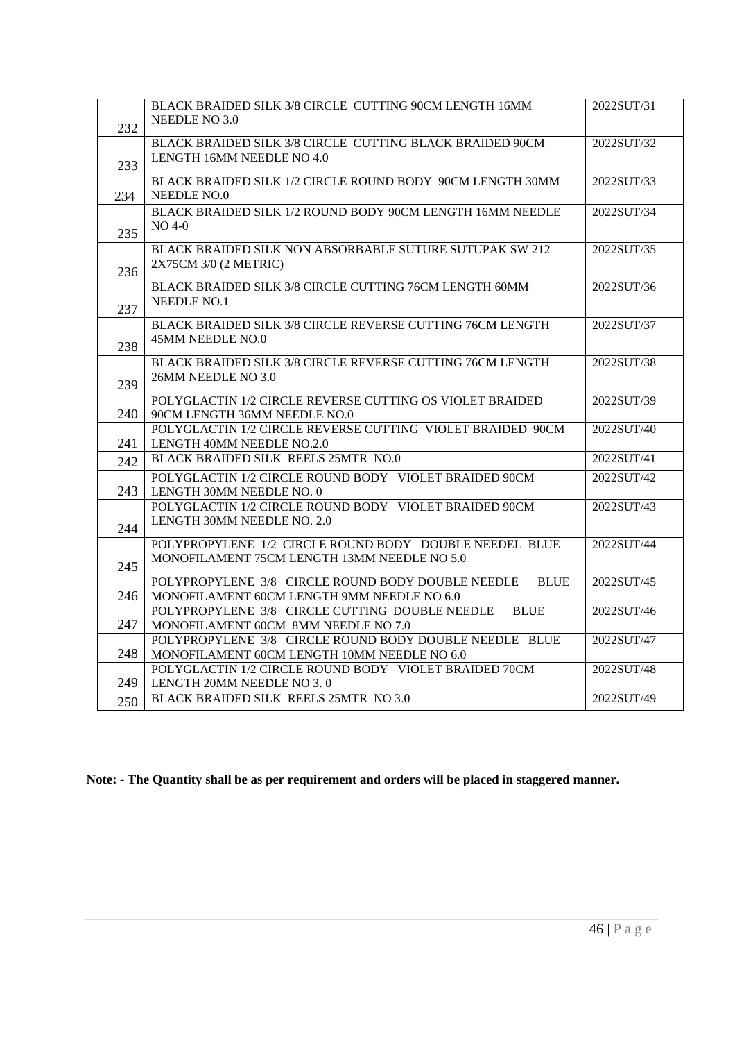| | | |
|---|---|---|
| 232 | BLACK BRAIDED SILK 3/8 CIRCLE CUTTING 90CM LENGTH 16MM NEEDLE NO 3.0 | 2022SUT/31 |
| 233 | BLACK BRAIDED SILK 3/8 CIRCLE CUTTING BLACK BRAIDED 90CM LENGTH 16MM NEEDLE NO 4.0 | 2022SUT/32 |
| 234 | BLACK BRAIDED SILK 1/2 CIRCLE ROUND BODY 90CM LENGTH 30MM NEEDLE NO.0 | 2022SUT/33 |
| 235 | BLACK BRAIDED SILK 1/2 ROUND BODY 90CM LENGTH 16MM NEEDLE NO 4-0 | 2022SUT/34 |
| 236 | BLACK BRAIDED SILK NON ABSORBABLE SUTURE SUTUPAK SW 212 2X75CM 3/0 (2 METRIC) | 2022SUT/35 |
| 237 | BLACK BRAIDED SILK 3/8 CIRCLE CUTTING 76CM LENGTH 60MM NEEDLE NO.1 | 2022SUT/36 |
| 238 | BLACK BRAIDED SILK 3/8 CIRCLE REVERSE CUTTING 76CM LENGTH 45MM NEEDLE NO.0 | 2022SUT/37 |
| 239 | BLACK BRAIDED SILK 3/8 CIRCLE REVERSE CUTTING 76CM LENGTH 26MM NEEDLE NO 3.0 | 2022SUT/38 |
| 240 | POLYGLACTIN 1/2 CIRCLE REVERSE CUTTING OS VIOLET BRAIDED 90CM LENGTH 36MM NEEDLE NO.0 | 2022SUT/39 |
| 241 | POLYGLACTIN 1/2 CIRCLE REVERSE CUTTING VIOLET BRAIDED 90CM LENGTH 40MM NEEDLE NO.2.0 | 2022SUT/40 |
| 242 | BLACK BRAIDED SILK REELS 25MTR NO.0 | 2022SUT/41 |
| 243 | POLYGLACTIN 1/2 CIRCLE ROUND BODY VIOLET BRAIDED 90CM LENGTH 30MM NEEDLE NO. 0 | 2022SUT/42 |
| 244 | POLYGLACTIN 1/2 CIRCLE ROUND BODY VIOLET BRAIDED 90CM LENGTH 30MM NEEDLE NO. 2.0 | 2022SUT/43 |
| 245 | POLYPROPYLENE 1/2 CIRCLE ROUND BODY DOUBLE NEEDEL BLUE MONOFILAMENT 75CM LENGTH 13MM NEEDLE NO 5.0 | 2022SUT/44 |
| 246 | POLYPROPYLENE 3/8 CIRCLE ROUND BODY DOUBLE NEEDLE BLUE MONOFILAMENT 60CM LENGTH 9MM NEEDLE NO 6.0 | 2022SUT/45 |
| 247 | POLYPROPYLENE 3/8 CIRCLE CUTTING DOUBLE NEEDLE BLUE MONOFILAMENT 60CM 8MM NEEDLE NO 7.0 | 2022SUT/46 |
| 248 | POLYPROPYLENE 3/8 CIRCLE ROUND BODY DOUBLE NEEDLE BLUE MONOFILAMENT 60CM LENGTH 10MM NEEDLE NO 6.0 | 2022SUT/47 |
| 249 | POLYGLACTIN 1/2 CIRCLE ROUND BODY VIOLET BRAIDED 70CM LENGTH 20MM NEEDLE NO 3. 0 | 2022SUT/48 |
| 250 | BLACK BRAIDED SILK REELS 25MTR NO 3.0 | 2022SUT/49 |

**Note: - The Quantity shall be as per requirement and orders will be placed in staggered manner.**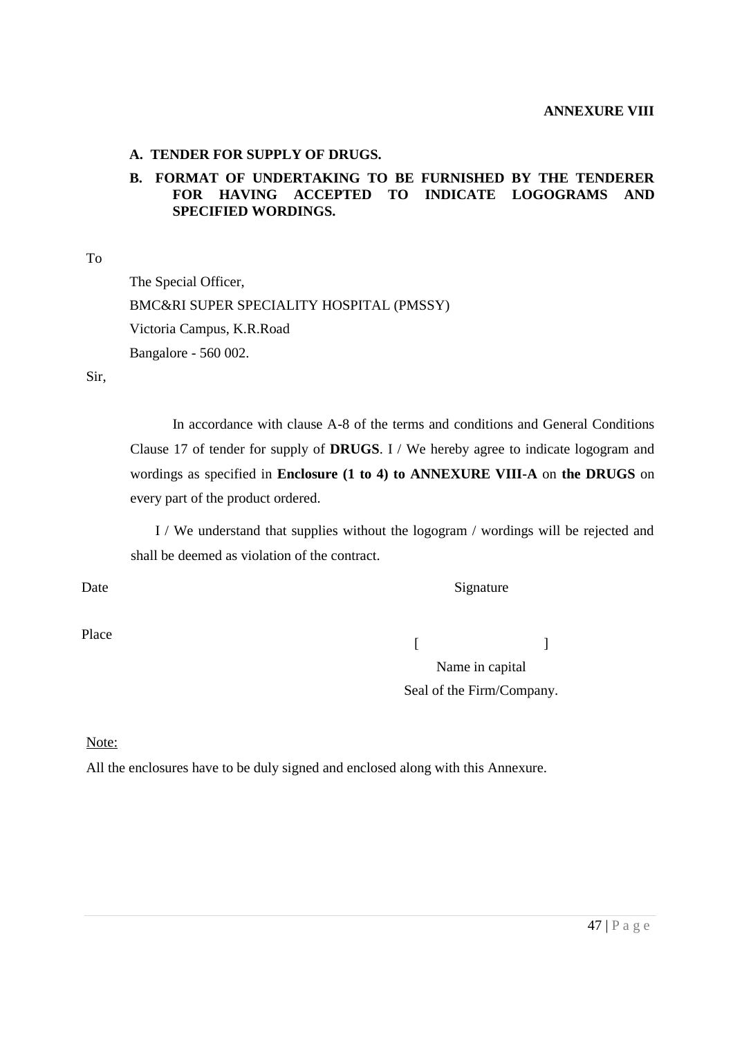**ANNEXURE VIII**

**A. TENDER FOR SUPPLY OF DRUGS.**

**B. FORMAT OF UNDERTAKING TO BE FURNISHED BY THE TENDERER FOR HAVING ACCEPTED TO INDICATE LOGOGRAMS AND SPECIFIED WORDINGS.**

To

The Special Officer,
BMC&RI SUPER SPECIALITY HOSPITAL (PMSSY)
Victoria Campus, K.R.Road
Bangalore - 560 002.

Sir,

In accordance with clause A-8 of the terms and conditions and General Conditions Clause 17 of tender for supply of **DRUGS**. I / We hereby agree to indicate logogram and wordings as specified in **Enclosure (1 to 4) to ANNEXURE VIII-A** on **the DRUGS** on every part of the product ordered.

I / We understand that supplies without the logogram / wordings will be rejected and shall be deemed as violation of the contract.

Date

Signature

Place

[ ]

Name in capital

Seal of the Firm/Company.

Note:

All the enclosures have to be duly signed and enclosed along with this Annexure.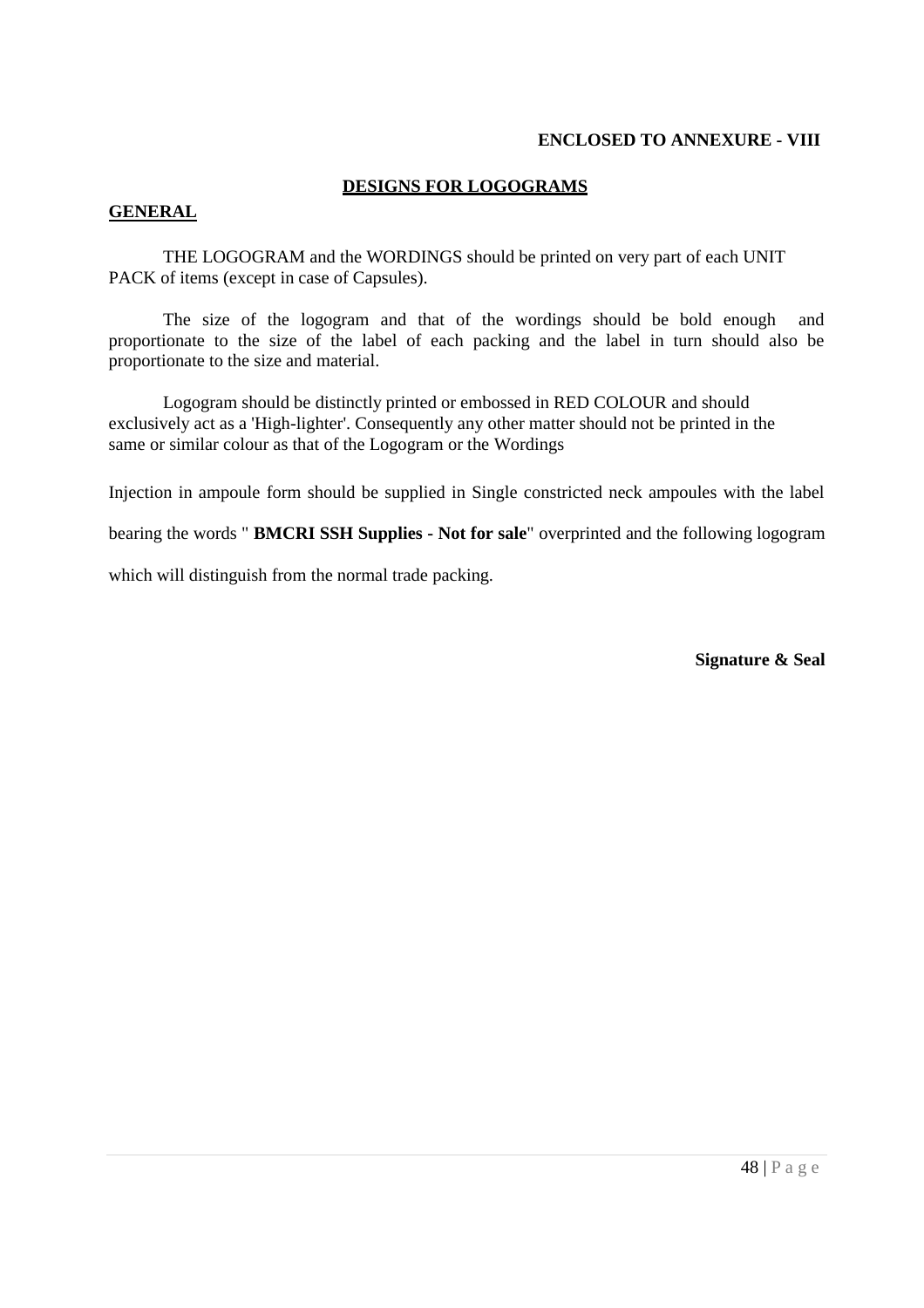**ENCLOSED TO ANNEXURE - VIII**

## DESIGNS FOR LOGOGRAMS

### GENERAL

THE LOGOGRAM and the WORDINGS should be printed on very part of each UNIT PACK of items (except in case of Capsules).

The size of the logogram and that of the wordings should be bold enough and proportionate to the size of the label of each packing and the label in turn should also be proportionate to the size and material.

Logogram should be distinctly printed or embossed in RED COLOUR and should exclusively act as a 'High-lighter'. Consequently any other matter should not be printed in the same or similar colour as that of the Logogram or the Wordings

Injection in ampoule form should be supplied in Single constricted neck ampoules with the label bearing the words " **BMCRI SSH Supplies - Not for sale**" overprinted and the following logogram which will distinguish from the normal trade packing.

**Signature & Seal**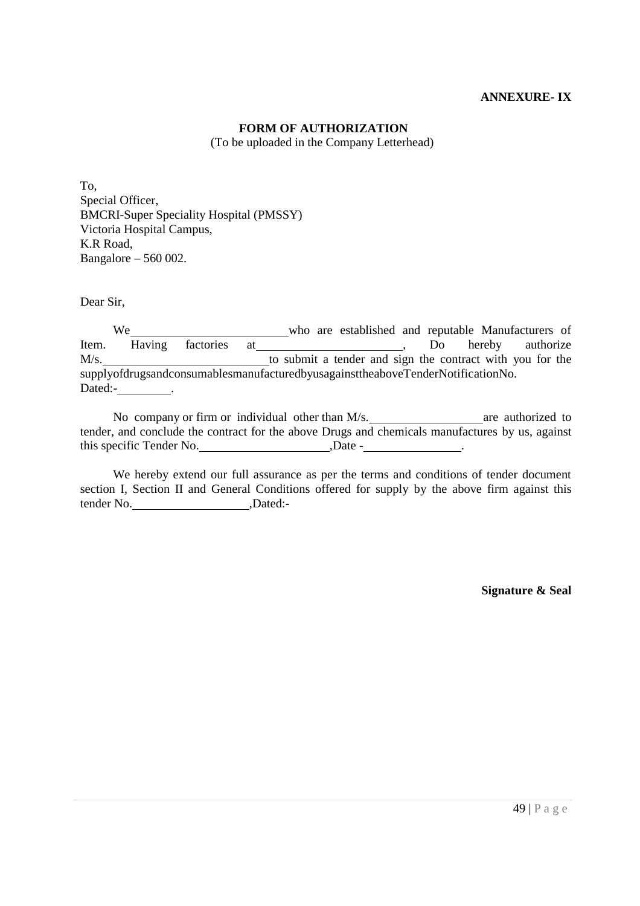**ANNEXURE- IX**

**FORM OF AUTHORIZATION**

(To be uploaded in the Company Letterhead)

To,  
Special Officer,  
BMCRI-Super Speciality Hospital (PMSSY)  
Victoria Hospital Campus,  
K.R Road,  
Bangalore – 560 002.

Dear Sir,

We \_\_\_\_\_\_\_\_\_\_\_\_\_\_\_\_\_\_\_\_\_\_\_\_ who are established and reputable Manufacturers of Item. Having factories at \_\_\_\_\_\_\_\_\_\_\_\_\_\_\_\_\_\_\_\_\_\_, Do hereby authorize M/s. \_\_\_\_\_\_\_\_\_\_\_\_\_\_\_\_\_\_\_\_\_\_\_\_\_ to submit a tender and sign the contract with you for the supplyofdrugsandconsumablesmanufacturedbyusagainsttheaboveTenderNotificationNo. Dated:- \_\_\_\_\_\_\_\_.

No company or firm or individual other than M/s. \_\_\_\_\_\_\_\_\_\_\_\_\_\_\_\_\_ are authorized to tender, and conclude the contract for the above Drugs and chemicals manufactures by us, against this specific Tender No. \_\_\_\_\_\_\_\_\_\_\_\_\_\_\_\_\_\_\_\_,Date - \_\_\_\_\_\_\_\_\_\_\_\_\_\_\_.

We hereby extend our full assurance as per the terms and conditions of tender document section I, Section II and General Conditions offered for supply by the above firm against this tender No. \_\_\_\_\_\_\_\_\_\_\_\_\_\_\_\_\_\_,Dated:-

**Signature & Seal**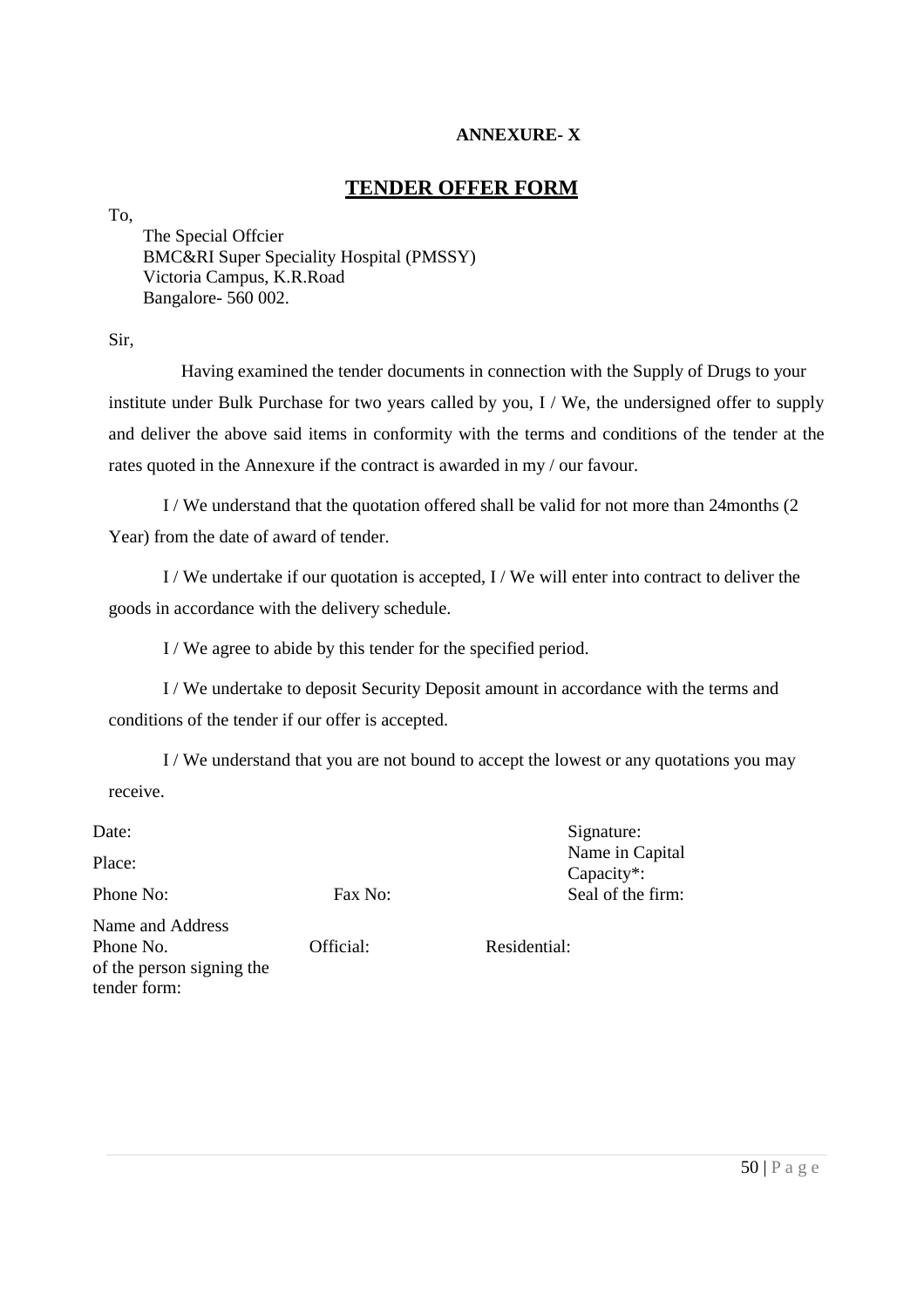**ANNEXURE- X**

## TENDER OFFER FORM

To,

The Special Offcier
BMC&RI Super Speciality Hospital (PMSSY)
Victoria Campus, K.R.Road
Bangalore- 560 002.

Sir,

Having examined the tender documents in connection with the Supply of Drugs to your institute under Bulk Purchase for two years called by you, I / We, the undersigned offer to supply and deliver the above said items in conformity with the terms and conditions of the tender at the rates quoted in the Annexure if the contract is awarded in my / our favour.

I / We understand that the quotation offered shall be valid for not more than 24months (2 Year) from the date of award of tender.

I / We undertake if our quotation is accepted, I / We will enter into contract to deliver the goods in accordance with the delivery schedule.

I / We agree to abide by this tender for the specified period.

I / We undertake to deposit Security Deposit amount in accordance with the terms and conditions of the tender if our offer is accepted.

I / We understand that you are not bound to accept the lowest or any quotations you may receive.

Date:

Place:

Phone No: Fax No:

Signature:
Name in Capital
Capacity*:
Seal of the firm:

Name and Address of the person signing the tender form:

Phone No. Official: Residential: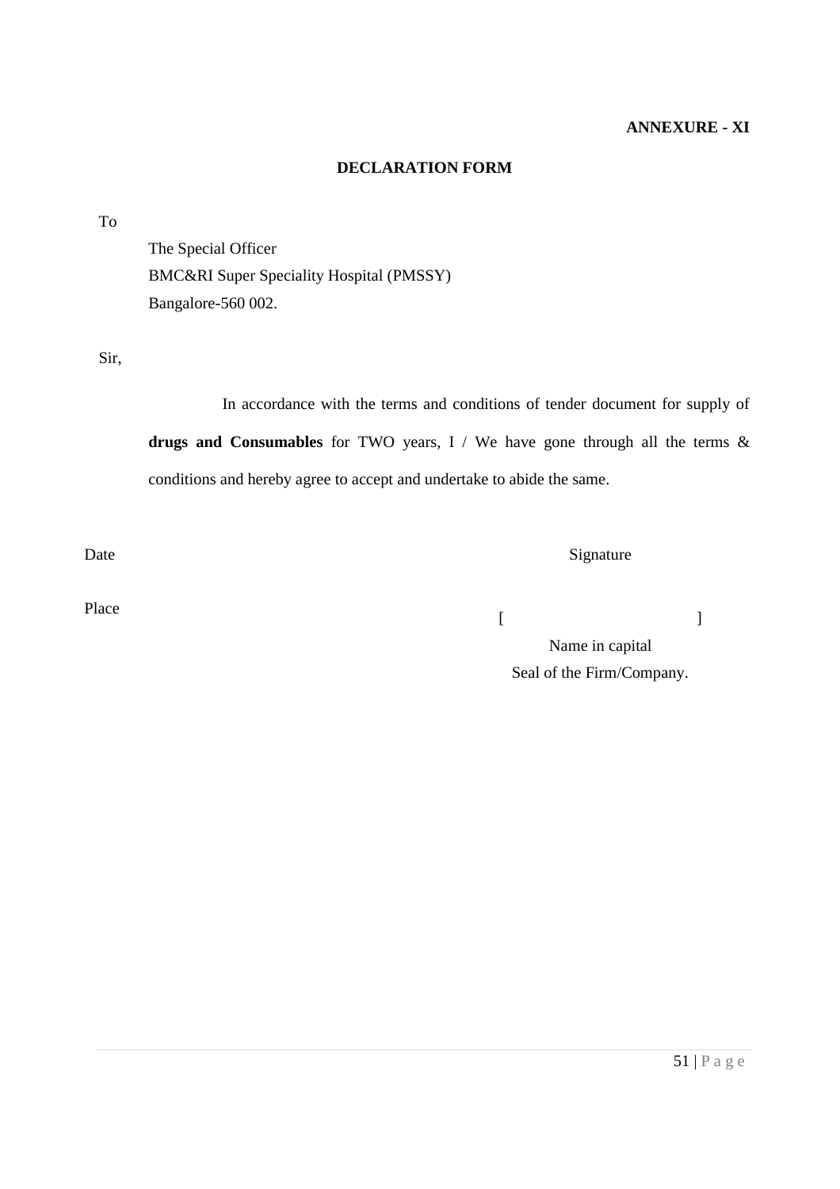**ANNEXURE - XI**

## DECLARATION FORM

To

The Special Officer
BMC&RI Super Speciality Hospital (PMSSY)
Bangalore-560 002.

Sir,

In accordance with the terms and conditions of tender document for supply of **drugs and Consumables** for TWO years, I / We have gone through all the terms & conditions and hereby agree to accept and undertake to abide the same.

Date

Signature

Place

[ ]

Name in capital

Seal of the Firm/Company.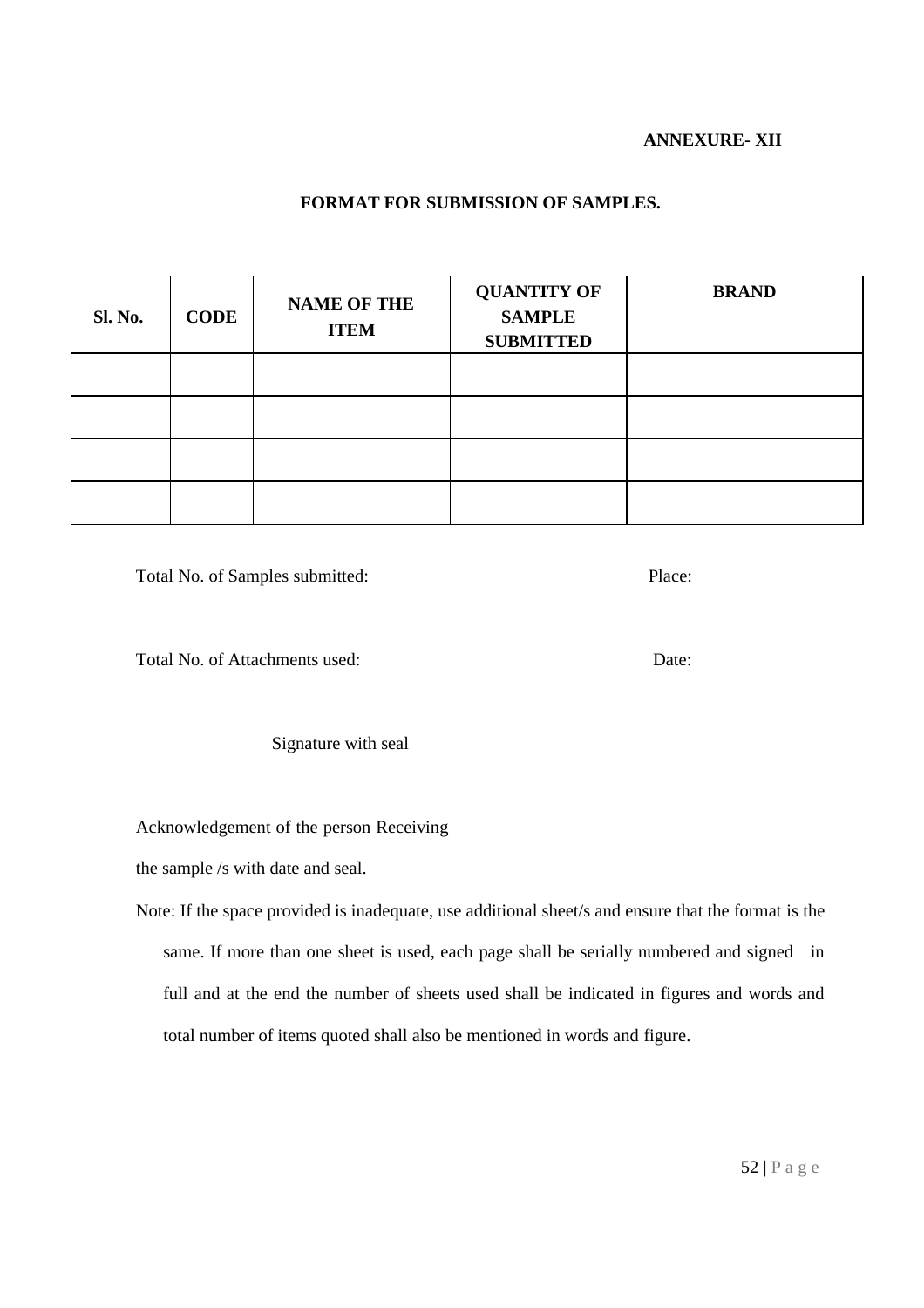**ANNEXURE- XII**

**FORMAT FOR SUBMISSION OF SAMPLES.**

| Sl. No. | CODE | NAME OF THE ITEM | QUANTITY OF SAMPLE SUBMITTED | BRAND |
|---|---|---|---|---|
| | | | | |
| | | | | |
| | | | | |
| | | | | |

Total No. of Samples submitted: Place:

Total No. of Attachments used: Date:

Signature with seal

Acknowledgement of the person Receiving the sample /s with date and seal.

Note: If the space provided is inadequate, use additional sheet/s and ensure that the format is the same. If more than one sheet is used, each page shall be serially numbered and signed in full and at the end the number of sheets used shall be indicated in figures and words and total number of items quoted shall also be mentioned in words and figure.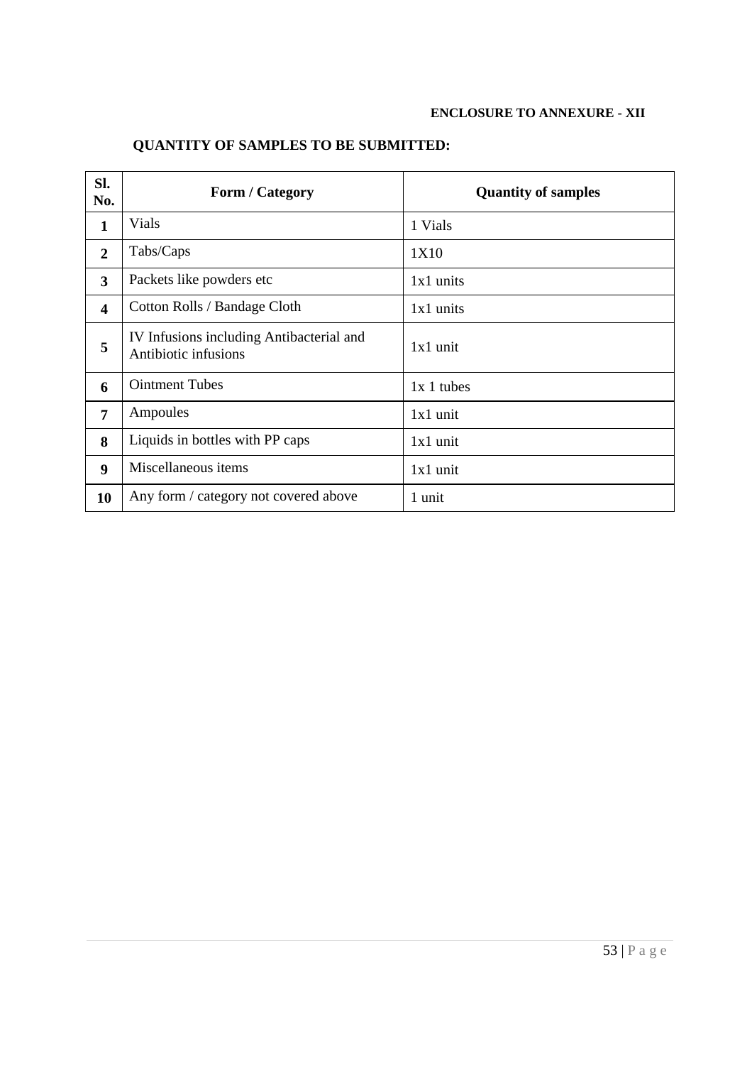**ENCLOSURE TO ANNEXURE - XII**

## QUANTITY OF SAMPLES TO BE SUBMITTED:

| Sl. No. | Form / Category | Quantity of samples |
|---|---|---|
| 1 | Vials | 1 Vials |
| 2 | Tabs/Caps | 1X10 |
| 3 | Packets like powders etc | 1x1 units |
| 4 | Cotton Rolls / Bandage Cloth | 1x1 units |
| 5 | IV Infusions including Antibacterial and Antibiotic infusions | 1x1 unit |
| 6 | Ointment Tubes | 1x 1 tubes |
| 7 | Ampoules | 1x1 unit |
| 8 | Liquids in bottles with PP caps | 1x1 unit |
| 9 | Miscellaneous items | 1x1 unit |
| 10 | Any form / category not covered above | 1 unit |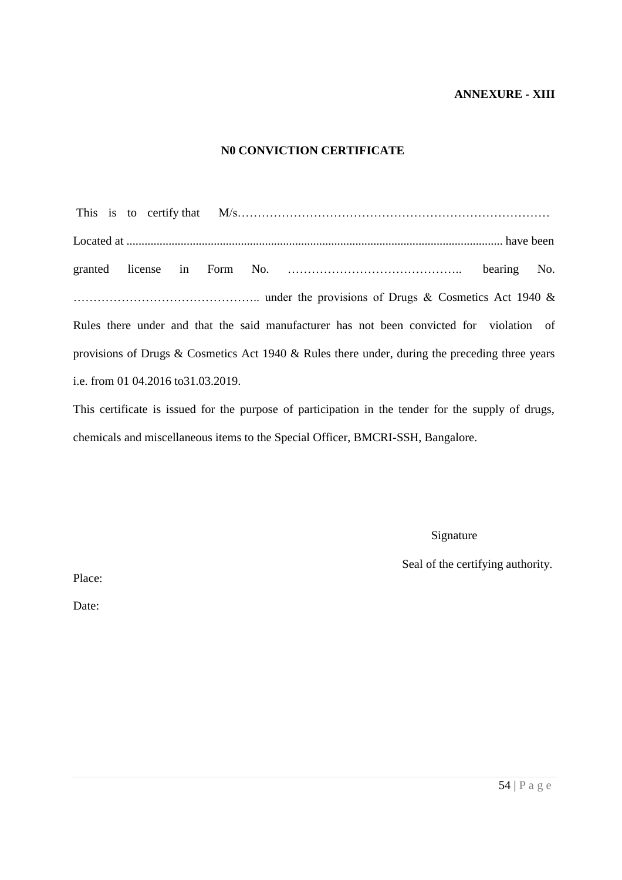**ANNEXURE - XIII**

## N0 CONVICTION CERTIFICATE

This is to certify that M/s……………………………………………………………………
Located at .......................................................................................................................... have been granted license in Form No. …………………………………….. bearing No. ……………………………………….. under the provisions of Drugs & Cosmetics Act 1940 & Rules there under and that the said manufacturer has not been convicted for violation of provisions of Drugs & Cosmetics Act 1940 & Rules there under, during the preceding three years i.e. from 01 04.2016 to31.03.2019.

This certificate is issued for the purpose of participation in the tender for the supply of drugs, chemicals and miscellaneous items to the Special Officer, BMCRI-SSH, Bangalore.

Signature

Seal of the certifying authority.

Place:

Date: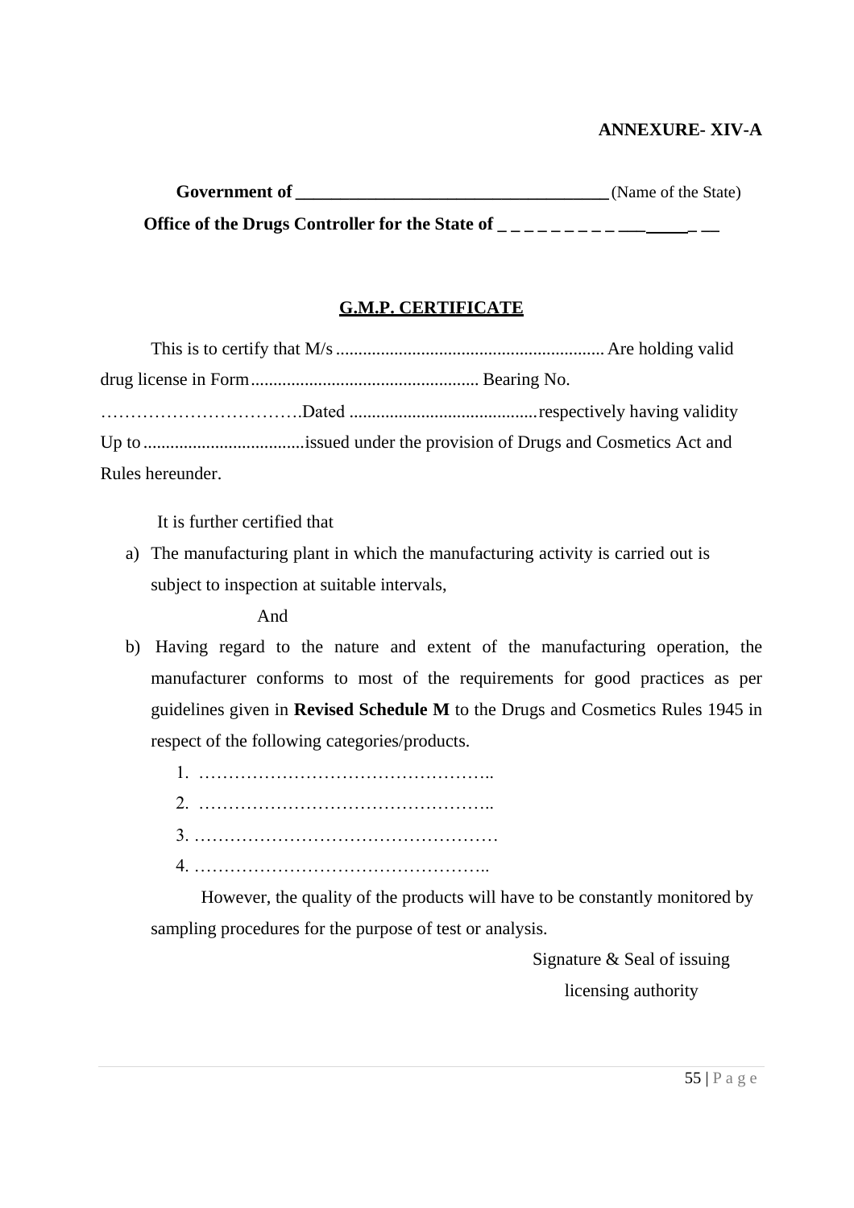**ANNEXURE- XIV-A**

**Government of ___________________________________** (Name of the State)

**Office of the Drugs Controller for the State of _ _ _ _ _ _ _ _ _ ___ _____ _ __**

## G.M.P. CERTIFICATE

This is to certify that M/s ............................................................ Are holding valid drug license in Form................................................... Bearing No. …………………………….Dated ..........................................respectively having validity Up to ....................................issued under the provision of Drugs and Cosmetics Act and Rules hereunder.

It is further certified that

a) The manufacturing plant in which the manufacturing activity is carried out is subject to inspection at suitable intervals,

And

b) Having regard to the nature and extent of the manufacturing operation, the manufacturer conforms to most of the requirements for good practices as per guidelines given in **Revised Schedule M** to the Drugs and Cosmetics Rules 1945 in respect of the following categories/products.

1. …………………………………………..
2. …………………………………………..
3. ……………………………………………
4. …………………………………………..

However, the quality of the products will have to be constantly monitored by sampling procedures for the purpose of test or analysis.

Signature & Seal of issuing licensing authority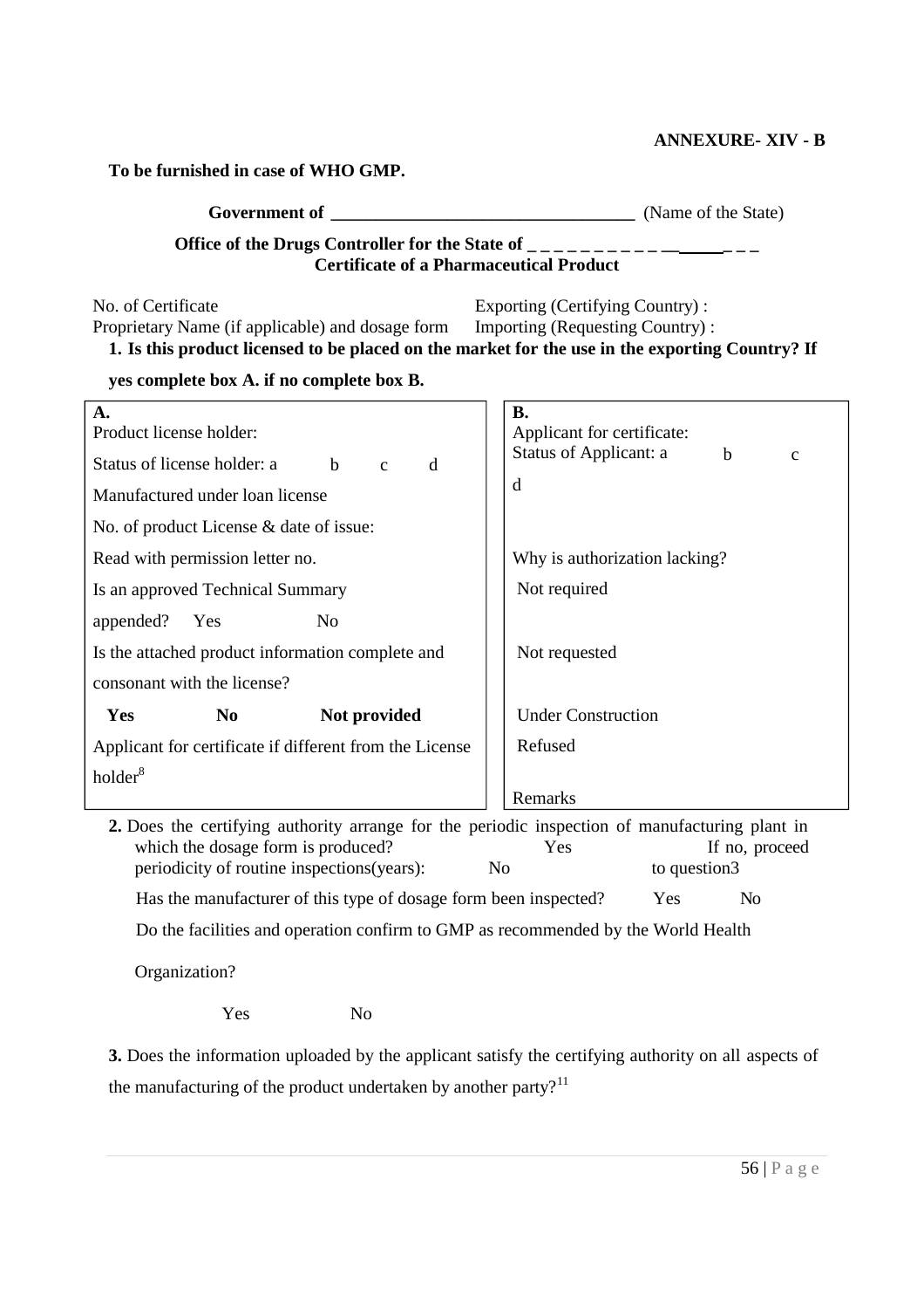**ANNEXURE- XIV - B**

**To be furnished in case of WHO GMP.**

**Government of \_\_\_\_\_\_\_\_\_\_\_\_\_\_\_\_\_\_\_\_\_\_\_\_\_\_\_\_\_\_\_\_\_\_** (Name of the State)

**Office of the Drugs Controller for the State of \_ \_ \_ \_ \_ \_ \_ \_ \_ \_ \_\_\_\_\_\_\_ \_ \_ \_**

**Certificate of a Pharmaceutical Product**

No. of Certificate

Exporting (Certifying Country) :

Proprietary Name (if applicable) and dosage form

Importing (Requesting Country) :

**1. Is this product licensed to be placed on the market for the use in the exporting Country? If yes complete box A. if no complete box B.**

| **A.** | **B.** |
|---|---|
| Product license holder: | Applicant for certificate: |
| Status of license holder: a b c d | Status of Applicant: a b c d |
| Manufactured under loan license | |
| No. of product License & date of issue: | |
| Read with permission letter no. | Why is authorization lacking? |
| Is an approved Technical Summary appended? Yes No | Not required |
| Is the attached product information complete and consonant with the license? | Not requested |
| **Yes** **No** **Not provided** | Under Construction |
| Applicant for certificate if different from the License holder[8] | Refused |
| | Remarks |

**2.** Does the certifying authority arrange for the periodic inspection of manufacturing plant in which the dosage form is produced? Yes No If no, proceed to question3

periodicity of routine inspections(years):

Has the manufacturer of this type of dosage form been inspected? Yes No

Do the facilities and operation confirm to GMP as recommended by the World Health Organization?

Yes No

**3.** Does the information uploaded by the applicant satisfy the certifying authority on all aspects of the manufacturing of the product undertaken by another party?[11]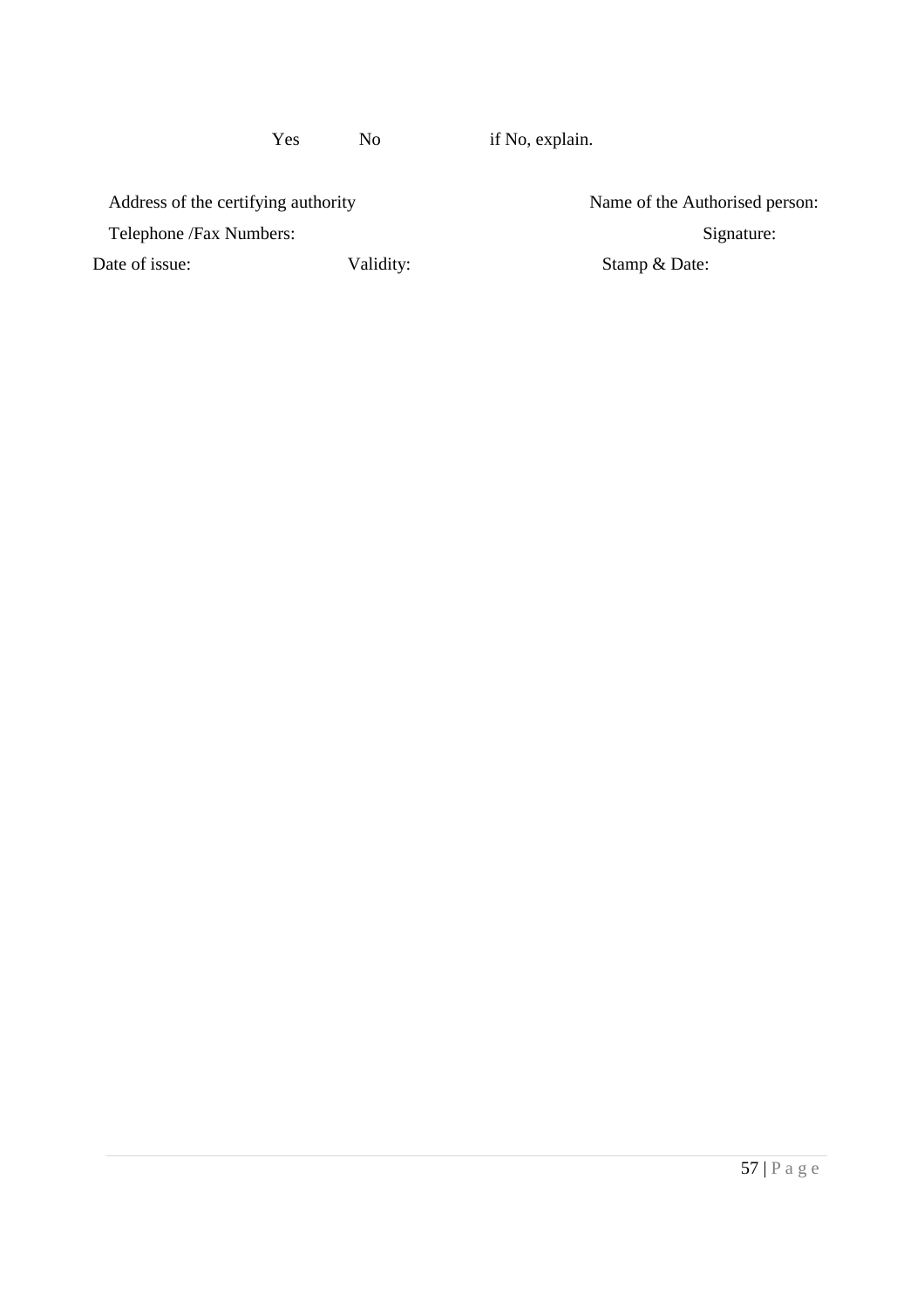Yes  No  if No, explain.

Address of the certifying authority  Name of the Authorised person:

Telephone /Fax Numbers:  Signature:

Date of issue:  Validity:  Stamp & Date: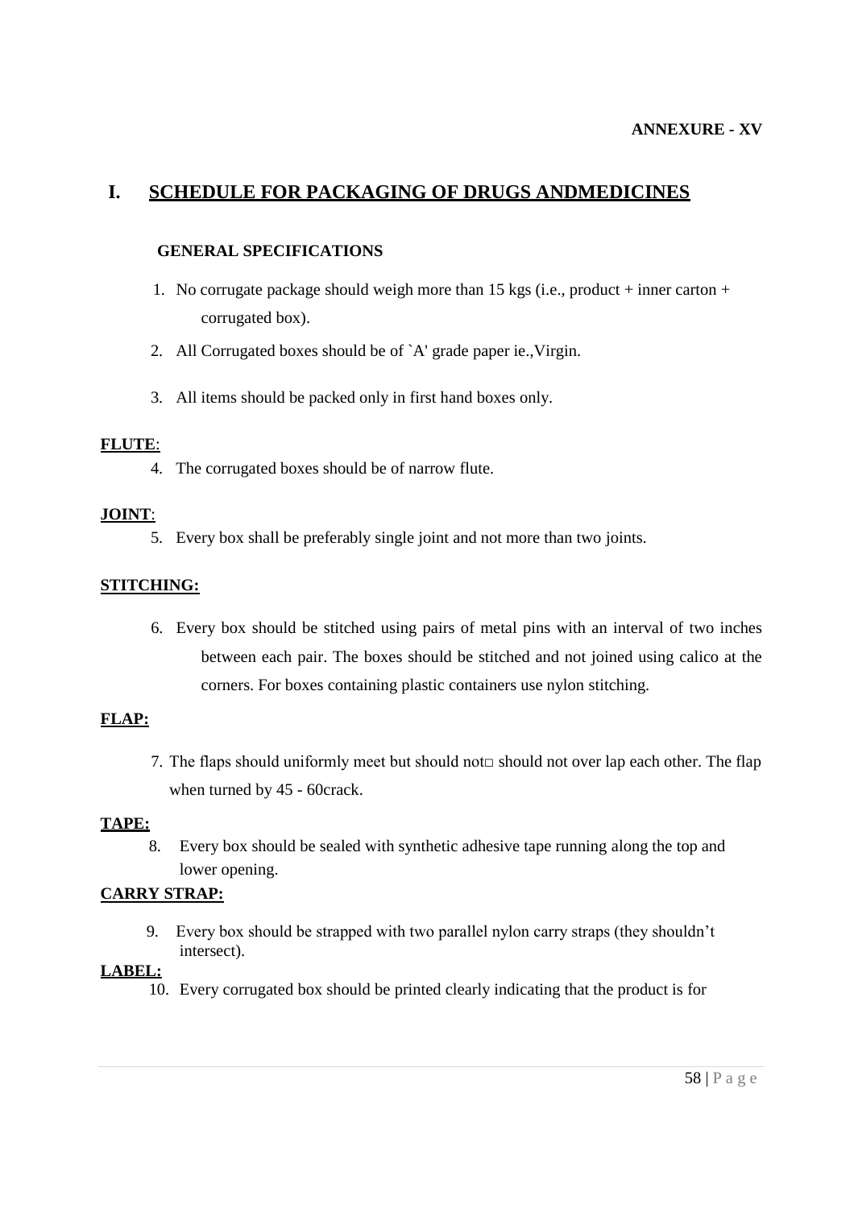**ANNEXURE - XV**

# I. SCHEDULE FOR PACKAGING OF DRUGS ANDMEDICINES

**GENERAL SPECIFICATIONS**

1. No corrugate package should weigh more than 15 kgs (i.e., product + inner carton + corrugated box).
2. All Corrugated boxes should be of `A' grade paper ie.,Virgin.
3. All items should be packed only in first hand boxes only.

**FLUTE**:

4. The corrugated boxes should be of narrow flute.

**JOINT**:

5. Every box shall be preferably single joint and not more than two joints.

**STITCHING:**

6. Every box should be stitched using pairs of metal pins with an interval of two inches between each pair. The boxes should be stitched and not joined using calico at the corners. For boxes containing plastic containers use nylon stitching.

**FLAP:**

7. The flaps should uniformly meet but should not□ should not over lap each other. The flap when turned by 45 - 60crack.

**TAPE:**

8. Every box should be sealed with synthetic adhesive tape running along the top and lower opening.

**CARRY STRAP:**

9. Every box should be strapped with two parallel nylon carry straps (they shouldn't intersect).

**LABEL:**

10. Every corrugated box should be printed clearly indicating that the product is for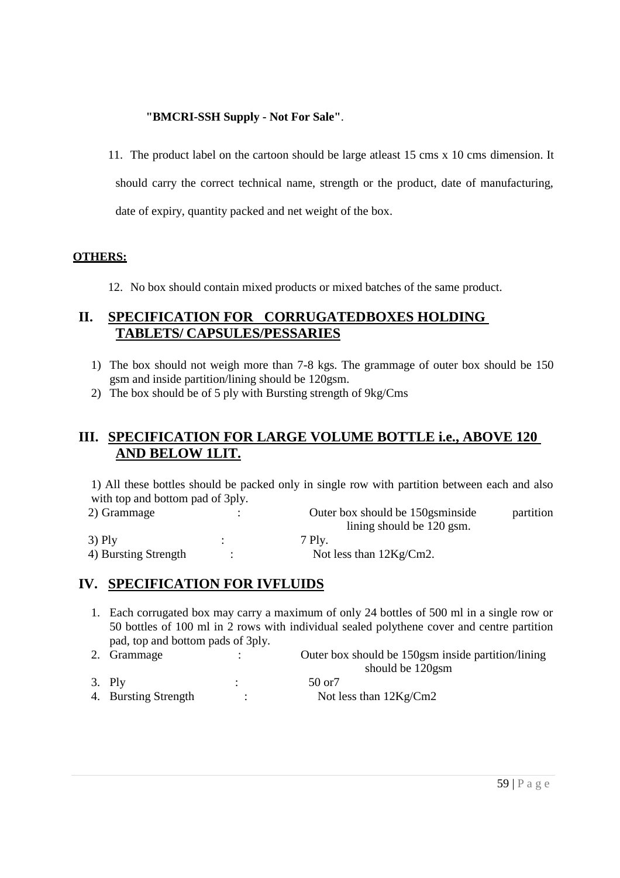**"BMCRI-SSH Supply - Not For Sale"**.

11. The product label on the cartoon should be large atleast 15 cms x 10 cms dimension. It should carry the correct technical name, strength or the product, date of manufacturing, date of expiry, quantity packed and net weight of the box.

**OTHERS:**

12. No box should contain mixed products or mixed batches of the same product.

## II. SPECIFICATION FOR CORRUGATEDBOXES HOLDING TABLETS/ CAPSULES/PESSARIES

1) The box should not weigh more than 7-8 kgs. The grammage of outer box should be 150 gsm and inside partition/lining should be 120gsm.
2) The box should be of 5 ply with Bursting strength of 9kg/Cms

## III. SPECIFICATION FOR LARGE VOLUME BOTTLE i.e., ABOVE 120 AND BELOW 1LIT.

1) All these bottles should be packed only in single row with partition between each and also with top and bottom pad of 3ply.

2) Grammage : Outer box should be 150gsminside partition lining should be 120 gsm.

3) Ply : 7 Ply.

4) Bursting Strength : Not less than 12Kg/Cm2.

## IV. SPECIFICATION FOR IVFLUIDS

1. Each corrugated box may carry a maximum of only 24 bottles of 500 ml in a single row or 50 bottles of 100 ml in 2 rows with individual sealed polythene cover and centre partition pad, top and bottom pads of 3ply.
2. Grammage : Outer box should be 150gsm inside partition/lining should be 120gsm
3. Ply : 50 or7
4. Bursting Strength : Not less than 12Kg/Cm2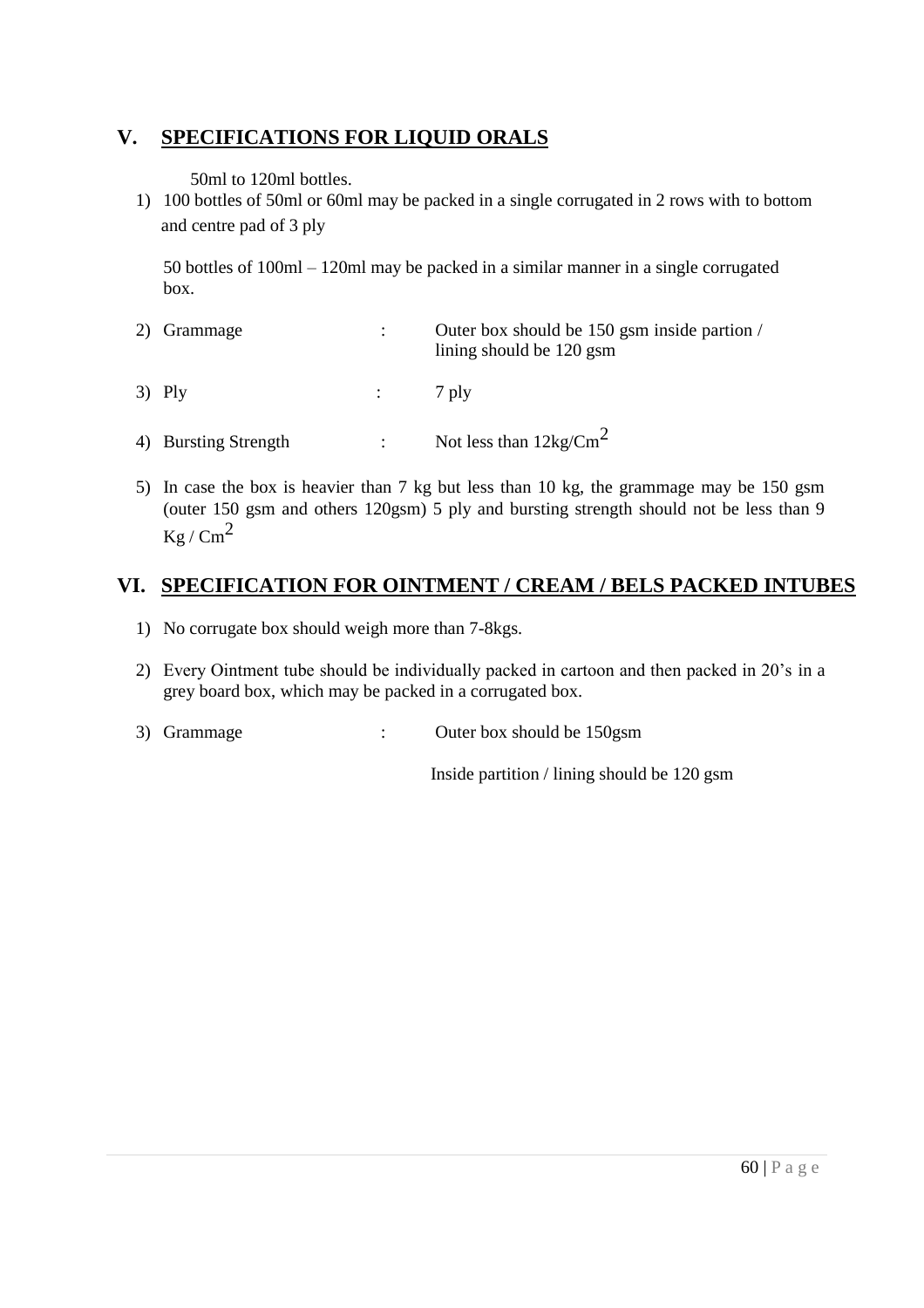## V. SPECIFICATIONS FOR LIQUID ORALS

50ml to 120ml bottles.

1) 100 bottles of 50ml or 60ml may be packed in a single corrugated in 2 rows with to bottom and centre pad of 3 ply

   50 bottles of 100ml – 120ml may be packed in a similar manner in a single corrugated box.

2) Grammage : Outer box should be 150 gsm inside partion / lining should be 120 gsm

3) Ply : 7 ply

4) Bursting Strength : Not less than 12kg/Cm$^2$

5) In case the box is heavier than 7 kg but less than 10 kg, the grammage may be 150 gsm (outer 150 gsm and others 120gsm) 5 ply and bursting strength should not be less than 9 Kg / Cm$^2$

## VI. SPECIFICATION FOR OINTMENT / CREAM / BELS PACKED INTUBES

1) No corrugate box should weigh more than 7-8kgs.

2) Every Ointment tube should be individually packed in cartoon and then packed in 20's in a grey board box, which may be packed in a corrugated box.

3) Grammage : Outer box should be 150gsm

   Inside partition / lining should be 120 gsm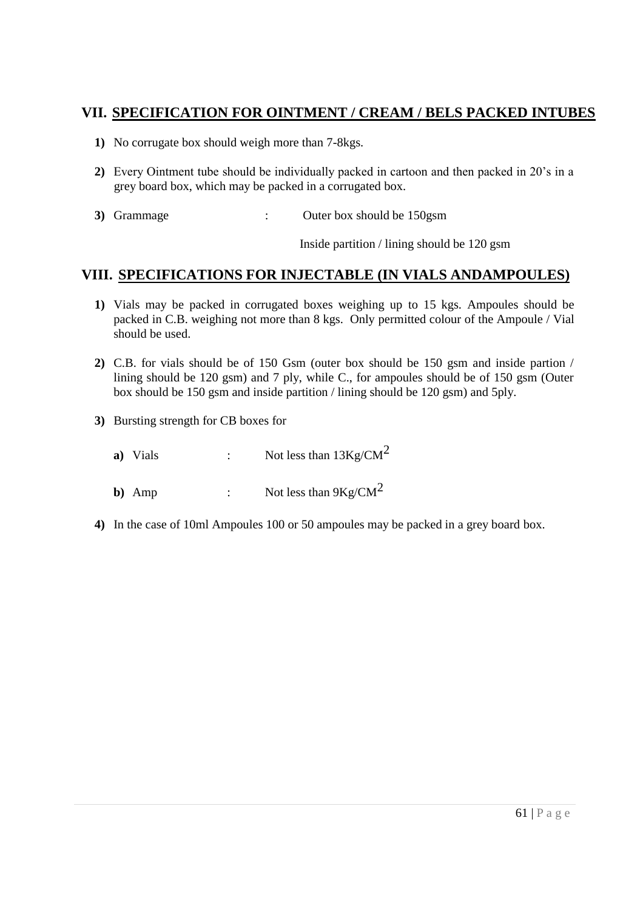## VII. SPECIFICATION FOR OINTMENT / CREAM / BELS PACKED INTUBES

1) No corrugate box should weigh more than 7-8kgs.

2) Every Ointment tube should be individually packed in cartoon and then packed in 20's in a grey board box, which may be packed in a corrugated box.

3) Grammage : Outer box should be 150gsm

   Inside partition / lining should be 120 gsm

## VIII. SPECIFICATIONS FOR INJECTABLE (IN VIALS ANDAMPOULES)

1) Vials may be packed in corrugated boxes weighing up to 15 kgs. Ampoules should be packed in C.B. weighing not more than 8 kgs. Only permitted colour of the Ampoule / Vial should be used.

2) C.B. for vials should be of 150 Gsm (outer box should be 150 gsm and inside partion / lining should be 120 gsm) and 7 ply, while C., for ampoules should be of 150 gsm (Outer box should be 150 gsm and inside partition / lining should be 120 gsm) and 5ply.

3) Bursting strength for CB boxes for

   a) Vials : Not less than 13Kg/CM$^2$

   b) Amp : Not less than 9Kg/CM$^2$

4) In the case of 10ml Ampoules 100 or 50 ampoules may be packed in a grey board box.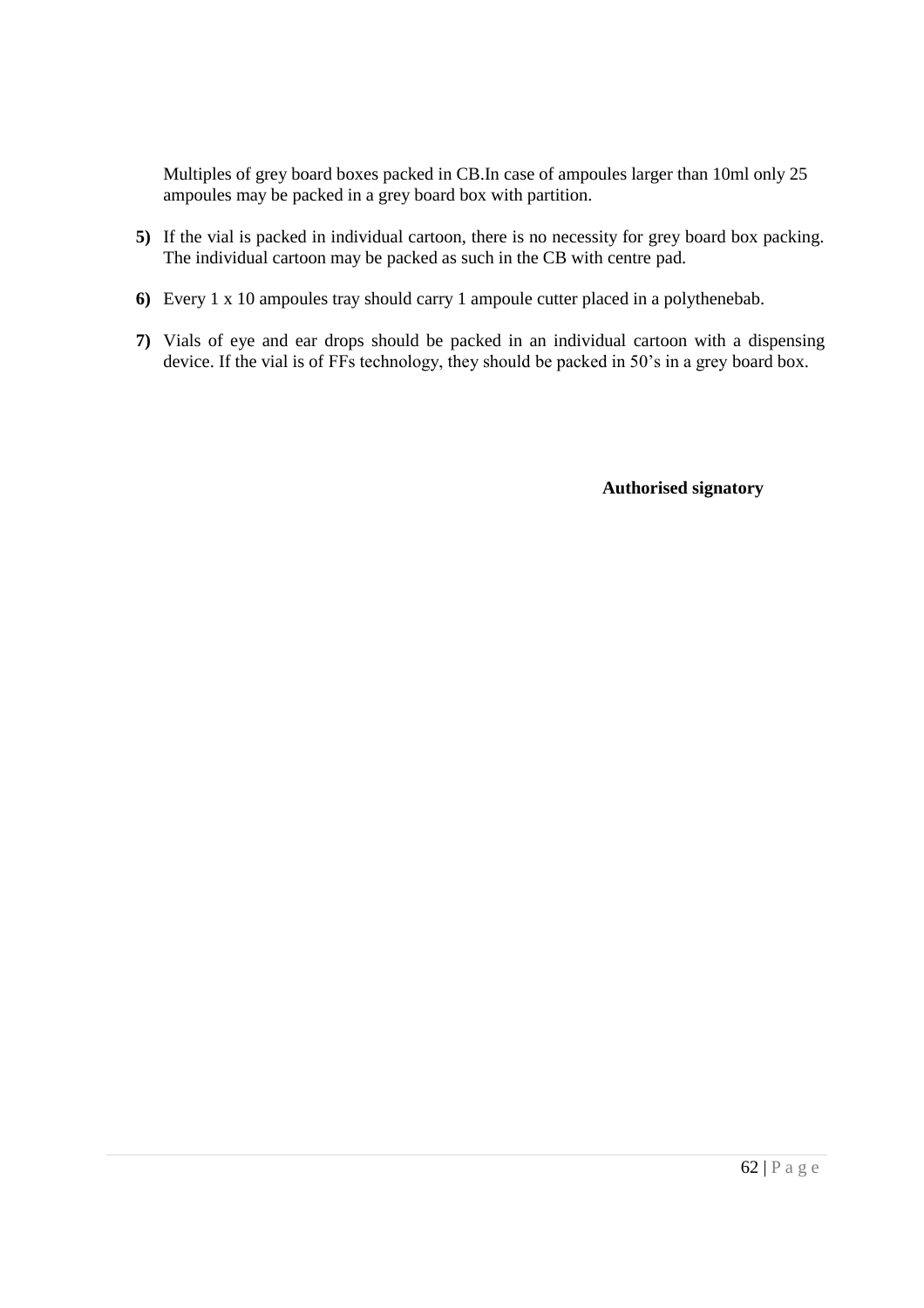Multiples of grey board boxes packed in CB.In case of ampoules larger than 10ml only 25 ampoules may be packed in a grey board box with partition.

**5)** If the vial is packed in individual cartoon, there is no necessity for grey board box packing. The individual cartoon may be packed as such in the CB with centre pad.

**6)** Every 1 x 10 ampoules tray should carry 1 ampoule cutter placed in a polythenebab.

**7)** Vials of eye and ear drops should be packed in an individual cartoon with a dispensing device. If the vial is of FFs technology, they should be packed in 50's in a grey board box.

**Authorised signatory**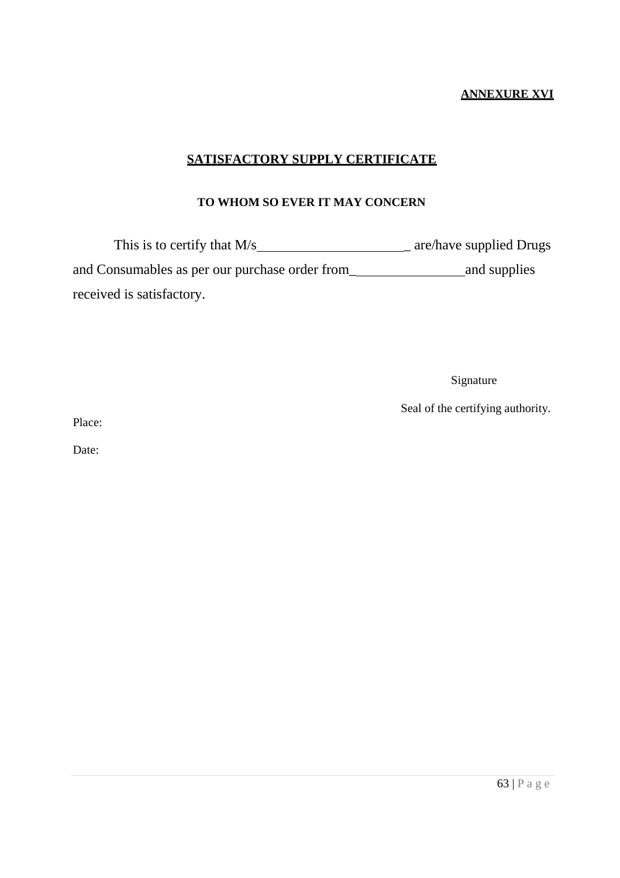**ANNEXURE XVI**

## SATISFACTORY SUPPLY CERTIFICATE

**TO WHOM SO EVER IT MAY CONCERN**

This is to certify that M/s______________________ are/have supplied Drugs and Consumables as per our purchase order from_________________and supplies received is satisfactory.

Signature

Seal of the certifying authority.

Place:

Date: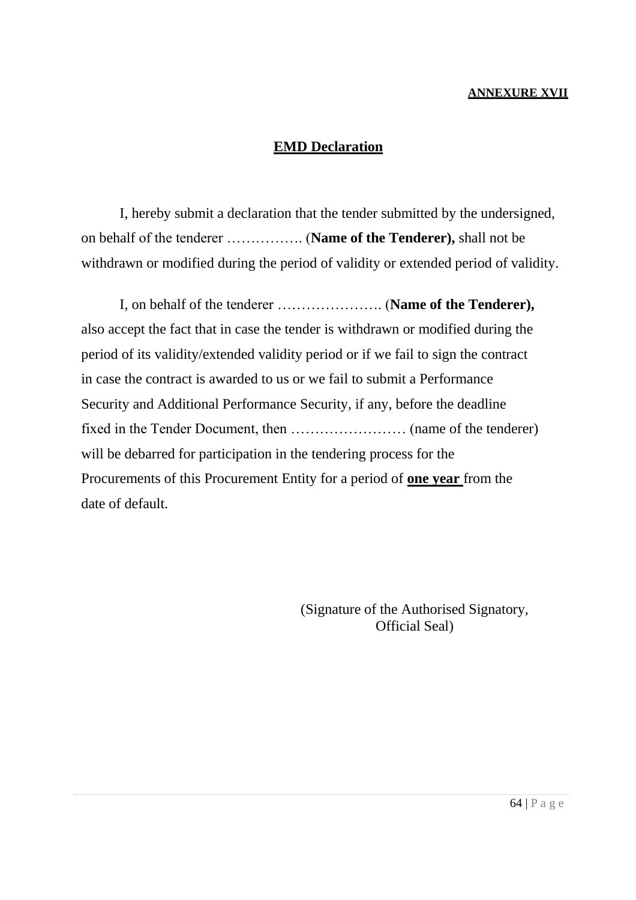**ANNEXURE XVII**

## EMD Declaration

I, hereby submit a declaration that the tender submitted by the undersigned, on behalf of the tenderer ……………. (**Name of the Tenderer),** shall not be withdrawn or modified during the period of validity or extended period of validity.

I, on behalf of the tenderer …………………. (**Name of the Tenderer),** also accept the fact that in case the tender is withdrawn or modified during the period of its validity/extended validity period or if we fail to sign the contract in case the contract is awarded to us or we fail to submit a Performance Security and Additional Performance Security, if any, before the deadline fixed in the Tender Document, then …………………… (name of the tenderer) will be debarred for participation in the tendering process for the Procurements of this Procurement Entity for a period of **one year** from the date of default.

(Signature of the Authorised Signatory,
Official Seal)